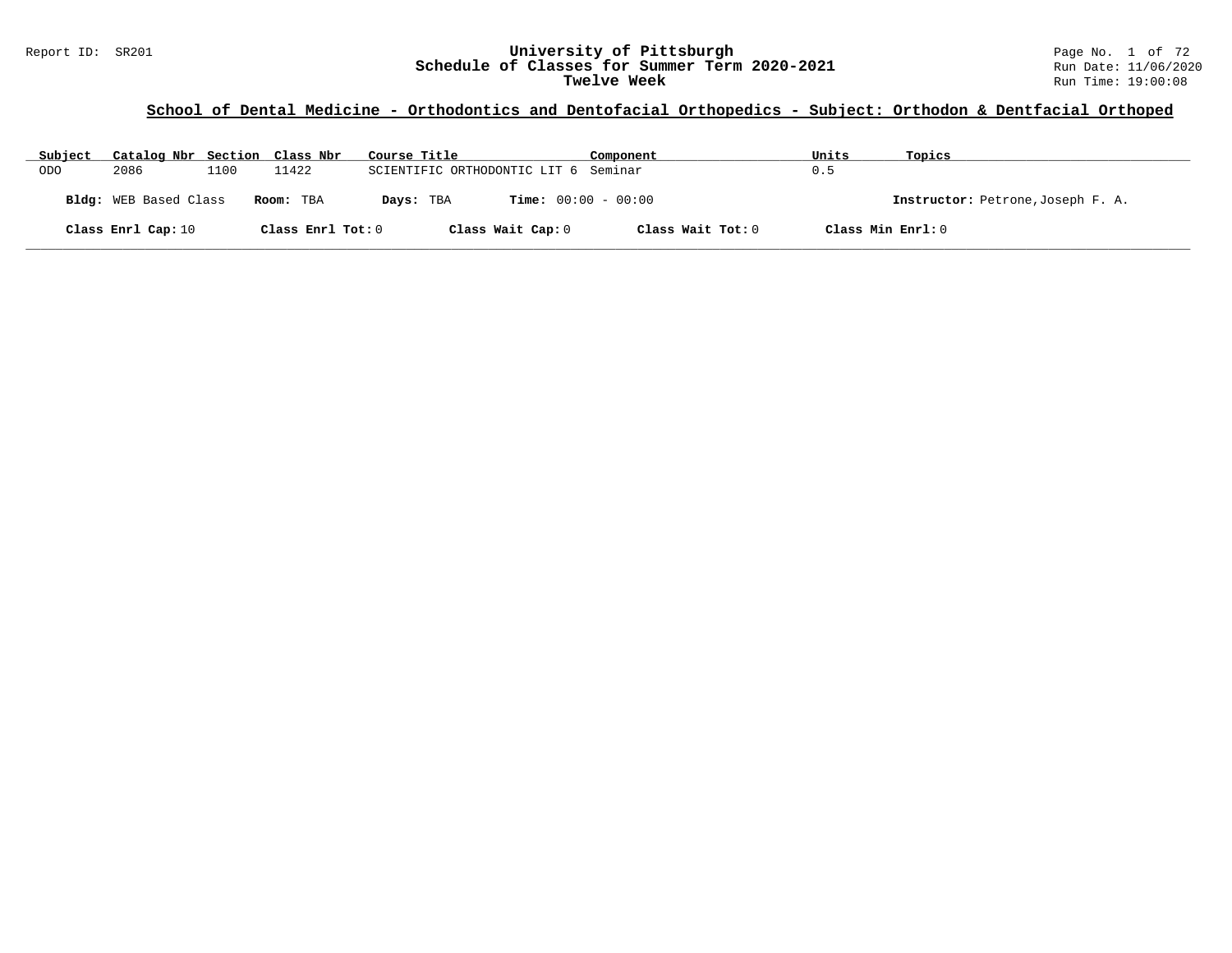Report ID: SR201

# University of Pittsburgh
## Schedule of Classes for Summer Term 2020-2021
### Twelve Week

Run Date: 11/06/2020
Run Time: 19:00:08

**School of Dental Medicine - Orthodontics and Dentofacial Orthopedics - Subject: Orthodon & Dentfacial Orthoped**

| Subject | Catalog Nbr | Section | Class Nbr | Course Title | Component | Units | Topics |
|---|---|---|---|---|---|---|---|
| ODO | 2086 | 1100 | 11422 | SCIENTIFIC ORTHODONTIC LIT 6 | Seminar | 0.5 | |

**Bldg:** WEB Based Class **Room:** TBA **Days:** TBA **Time:** 00:00 - 00:00 **Instructor:** Petrone,Joseph F. A.

**Class Enrl Cap:** 10 **Class Enrl Tot:** 0 **Class Wait Cap:** 0 **Class Wait Tot:** 0 **Class Min Enrl:** 0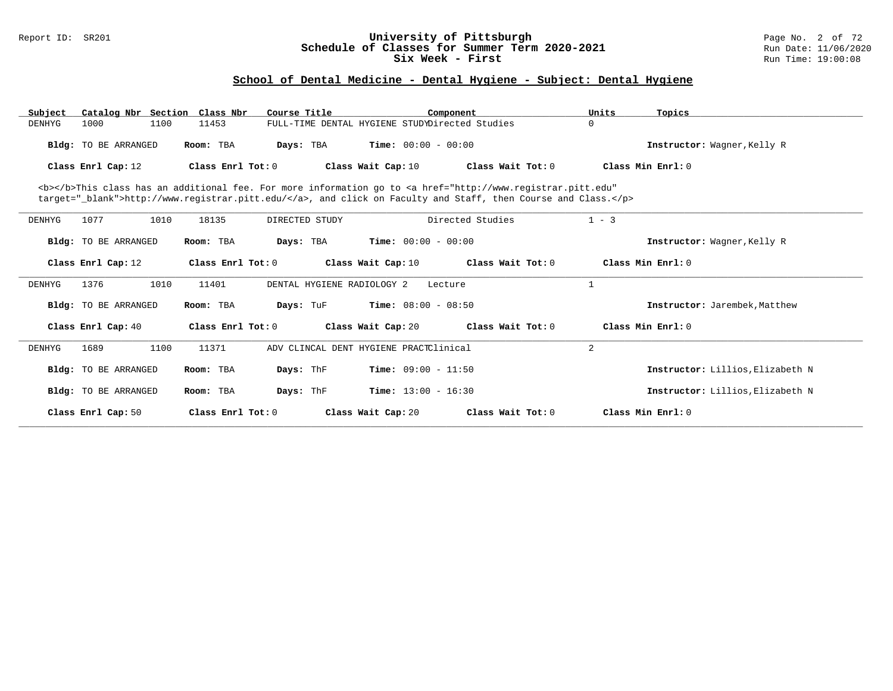# University of Pittsburgh
## Schedule of Classes for Summer Term 2020-2021
### Six Week - First

Report ID: SR201

Run Date: 11/06/2020
Run Time: 19:00:08

## School of Dental Medicine - Dental Hygiene - Subject: Dental Hygiene

| Subject | Catalog Nbr | Section | Class Nbr | Course Title | Component | Units | Topics |
|---|---|---|---|---|---|---|---|
| DENHYG | 1000 | 1100 | 11453 | FULL-TIME DENTAL HYGIENE STUDY | Directed Studies | 0 | |

**Bldg:** TO BE ARRANGED **Room:** TBA **Days:** TBA **Time:** 00:00 - 00:00 **Instructor:** Wagner,Kelly R

**Class Enrl Cap:** 12 **Class Enrl Tot:** 0 **Class Wait Cap:** 10 **Class Wait Tot:** 0 **Class Min Enrl:** 0

<b></b>This class has an additional fee. For more information go to <a href="http://www.registrar.pitt.edu" target="_blank">http://www.registrar.pitt.edu/</a>, and click on Faculty and Staff, then Course and Class.</p>

---

| Subject | Catalog Nbr | Section | Class Nbr | Course Title | Component | Units | Topics |
|---|---|---|---|---|---|---|---|
| DENHYG | 1077 | 1010 | 18135 | DIRECTED STUDY | Directed Studies | 1 - 3 | |

**Bldg:** TO BE ARRANGED **Room:** TBA **Days:** TBA **Time:** 00:00 - 00:00 **Instructor:** Wagner,Kelly R

**Class Enrl Cap:** 12 **Class Enrl Tot:** 0 **Class Wait Cap:** 10 **Class Wait Tot:** 0 **Class Min Enrl:** 0

---

| Subject | Catalog Nbr | Section | Class Nbr | Course Title | Component | Units | Topics |
|---|---|---|---|---|---|---|---|
| DENHYG | 1376 | 1010 | 11401 | DENTAL HYGIENE RADIOLOGY 2 | Lecture | 1 | |

**Bldg:** TO BE ARRANGED **Room:** TBA **Days:** TuF **Time:** 08:00 - 08:50 **Instructor:** Jarembek,Matthew

**Class Enrl Cap:** 40 **Class Enrl Tot:** 0 **Class Wait Cap:** 20 **Class Wait Tot:** 0 **Class Min Enrl:** 0

---

| Subject | Catalog Nbr | Section | Class Nbr | Course Title | Component | Units | Topics |
|---|---|---|---|---|---|---|---|
| DENHYG | 1689 | 1100 | 11371 | ADV CLINCAL DENT HYGIENE PRACT | Clinical | 2 | |

**Bldg:** TO BE ARRANGED **Room:** TBA **Days:** ThF **Time:** 09:00 - 11:50 **Instructor:** Lillios,Elizabeth N

**Bldg:** TO BE ARRANGED **Room:** TBA **Days:** ThF **Time:** 13:00 - 16:30 **Instructor:** Lillios,Elizabeth N

**Class Enrl Cap:** 50 **Class Enrl Tot:** 0 **Class Wait Cap:** 20 **Class Wait Tot:** 0 **Class Min Enrl:** 0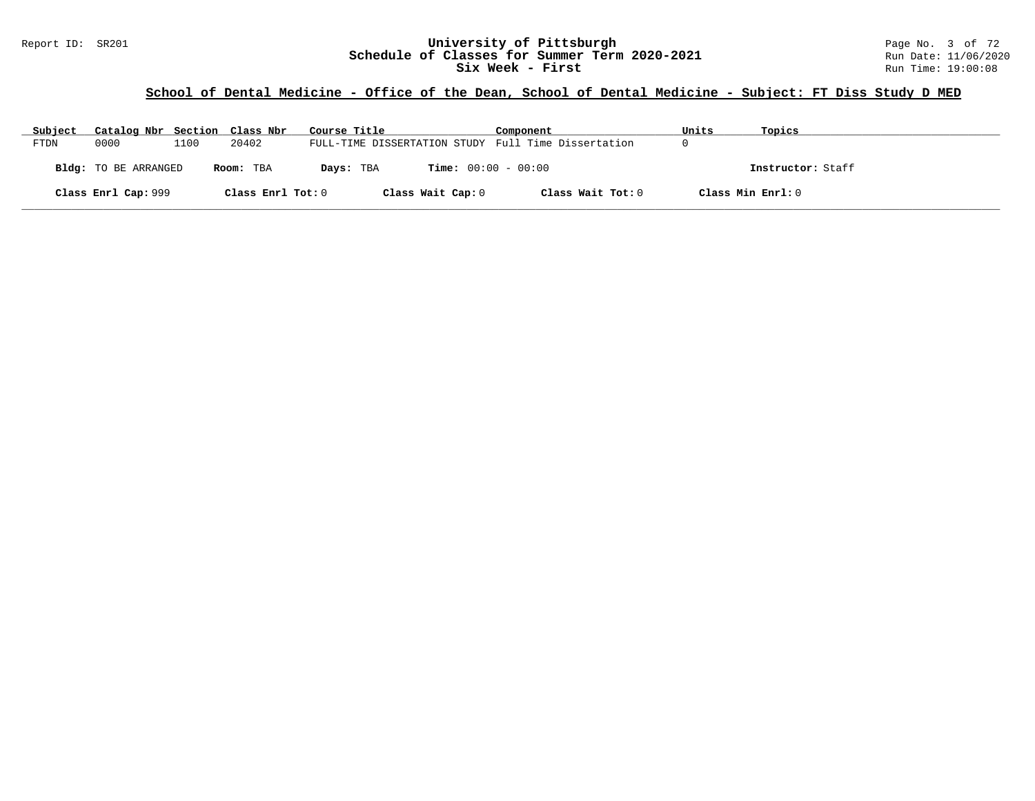**University of Pittsburgh**
**Schedule of Classes for Summer Term 2020-2021**
**Six Week - First**

Report ID: SR201

Run Date: 11/06/2020
Run Time: 19:00:08

## School of Dental Medicine - Office of the Dean, School of Dental Medicine - Subject: FT Diss Study D MED

| Subject | Catalog Nbr | Section | Class Nbr | Course Title | Component | Units | Topics |
|---|---|---|---|---|---|---|---|
| FTDN | 0000 | 1100 | 20402 | FULL-TIME DISSERTATION STUDY | Full Time Dissertation | 0 | |

**Bldg:** TO BE ARRANGED **Room:** TBA **Days:** TBA **Time:** 00:00 - 00:00 **Instructor:** Staff

**Class Enrl Cap:** 999 **Class Enrl Tot:** 0 **Class Wait Cap:** 0 **Class Wait Tot:** 0 **Class Min Enrl:** 0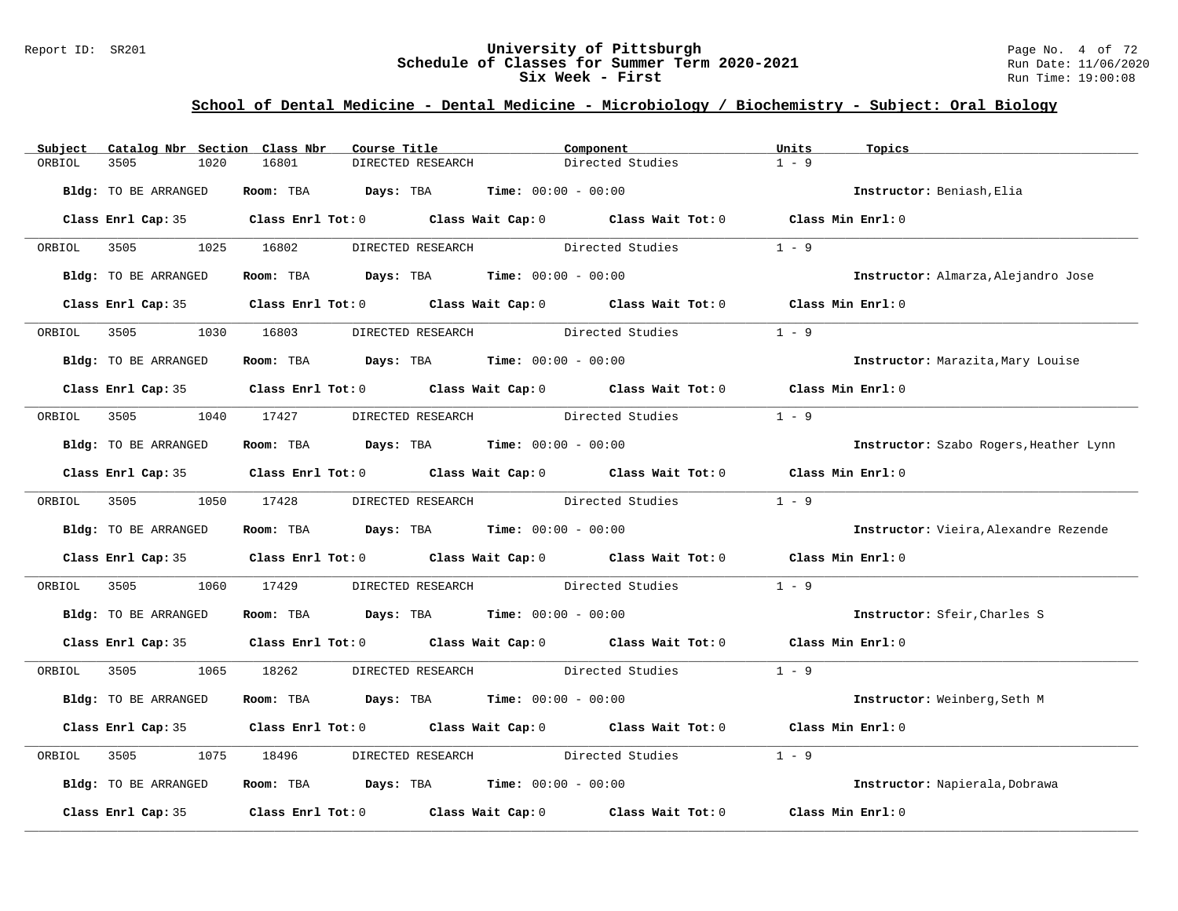## School of Dental Medicine - Dental Medicine - Microbiology / Biochemistry - Subject: Oral Biology

| Subject | Catalog Nbr | Section | Class Nbr | Course Title | Component | Units | Topics |
|---|---|---|---|---|---|---|---|
| ORBIOL | 3505 | 1020 | 16801 | DIRECTED RESEARCH | Directed Studies | 1 - 9 | |

**Bldg:** TO BE ARRANGED **Room:** TBA **Days:** TBA **Time:** 00:00 - 00:00 **Instructor:** Beniash,Elia

**Class Enrl Cap:** 35 **Class Enrl Tot:** 0 **Class Wait Cap:** 0 **Class Wait Tot:** 0 **Class Min Enrl:** 0

| Subject | Catalog Nbr | Section | Class Nbr | Course Title | Component | Units | Topics |
|---|---|---|---|---|---|---|---|
| ORBIOL | 3505 | 1025 | 16802 | DIRECTED RESEARCH | Directed Studies | 1 - 9 | |

**Bldg:** TO BE ARRANGED **Room:** TBA **Days:** TBA **Time:** 00:00 - 00:00 **Instructor:** Almarza,Alejandro Jose

**Class Enrl Cap:** 35 **Class Enrl Tot:** 0 **Class Wait Cap:** 0 **Class Wait Tot:** 0 **Class Min Enrl:** 0

| Subject | Catalog Nbr | Section | Class Nbr | Course Title | Component | Units | Topics |
|---|---|---|---|---|---|---|---|
| ORBIOL | 3505 | 1030 | 16803 | DIRECTED RESEARCH | Directed Studies | 1 - 9 | |

**Bldg:** TO BE ARRANGED **Room:** TBA **Days:** TBA **Time:** 00:00 - 00:00 **Instructor:** Marazita,Mary Louise

**Class Enrl Cap:** 35 **Class Enrl Tot:** 0 **Class Wait Cap:** 0 **Class Wait Tot:** 0 **Class Min Enrl:** 0

| Subject | Catalog Nbr | Section | Class Nbr | Course Title | Component | Units | Topics |
|---|---|---|---|---|---|---|---|
| ORBIOL | 3505 | 1040 | 17427 | DIRECTED RESEARCH | Directed Studies | 1 - 9 | |

**Bldg:** TO BE ARRANGED **Room:** TBA **Days:** TBA **Time:** 00:00 - 00:00 **Instructor:** Szabo Rogers,Heather Lynn

**Class Enrl Cap:** 35 **Class Enrl Tot:** 0 **Class Wait Cap:** 0 **Class Wait Tot:** 0 **Class Min Enrl:** 0

| Subject | Catalog Nbr | Section | Class Nbr | Course Title | Component | Units | Topics |
|---|---|---|---|---|---|---|---|
| ORBIOL | 3505 | 1050 | 17428 | DIRECTED RESEARCH | Directed Studies | 1 - 9 | |

**Bldg:** TO BE ARRANGED **Room:** TBA **Days:** TBA **Time:** 00:00 - 00:00 **Instructor:** Vieira,Alexandre Rezende

**Class Enrl Cap:** 35 **Class Enrl Tot:** 0 **Class Wait Cap:** 0 **Class Wait Tot:** 0 **Class Min Enrl:** 0

| Subject | Catalog Nbr | Section | Class Nbr | Course Title | Component | Units | Topics |
|---|---|---|---|---|---|---|---|
| ORBIOL | 3505 | 1060 | 17429 | DIRECTED RESEARCH | Directed Studies | 1 - 9 | |

**Bldg:** TO BE ARRANGED **Room:** TBA **Days:** TBA **Time:** 00:00 - 00:00 **Instructor:** Sfeir,Charles S

**Class Enrl Cap:** 35 **Class Enrl Tot:** 0 **Class Wait Cap:** 0 **Class Wait Tot:** 0 **Class Min Enrl:** 0

| Subject | Catalog Nbr | Section | Class Nbr | Course Title | Component | Units | Topics |
|---|---|---|---|---|---|---|---|
| ORBIOL | 3505 | 1065 | 18262 | DIRECTED RESEARCH | Directed Studies | 1 - 9 | |

**Bldg:** TO BE ARRANGED **Room:** TBA **Days:** TBA **Time:** 00:00 - 00:00 **Instructor:** Weinberg,Seth M

**Class Enrl Cap:** 35 **Class Enrl Tot:** 0 **Class Wait Cap:** 0 **Class Wait Tot:** 0 **Class Min Enrl:** 0

| Subject | Catalog Nbr | Section | Class Nbr | Course Title | Component | Units | Topics |
|---|---|---|---|---|---|---|---|
| ORBIOL | 3505 | 1075 | 18496 | DIRECTED RESEARCH | Directed Studies | 1 - 9 | |

**Bldg:** TO BE ARRANGED **Room:** TBA **Days:** TBA **Time:** 00:00 - 00:00 **Instructor:** Napierala,Dobrawa

**Class Enrl Cap:** 35 **Class Enrl Tot:** 0 **Class Wait Cap:** 0 **Class Wait Tot:** 0 **Class Min Enrl:** 0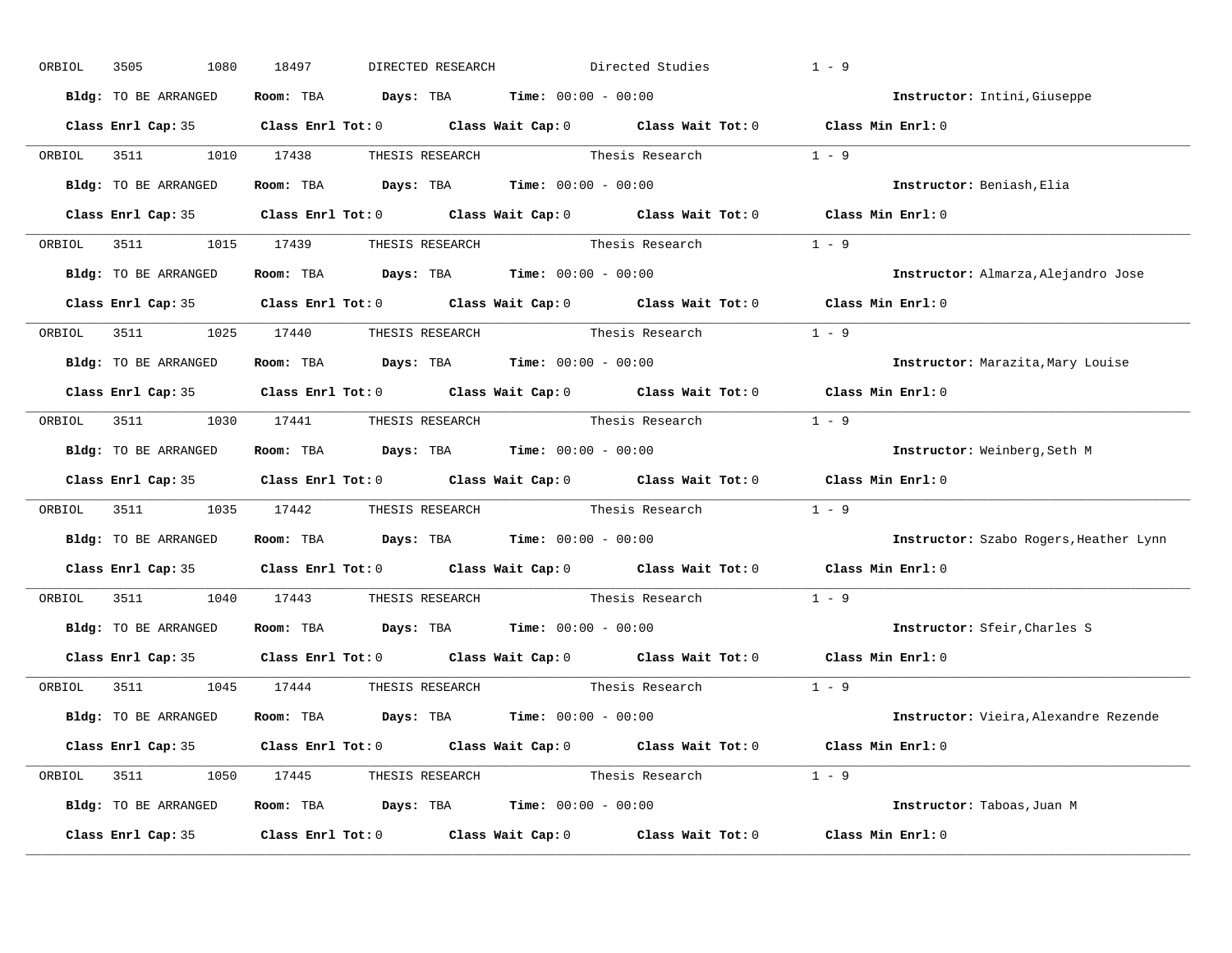ORBIOL 3505 1080 18497 DIRECTED RESEARCH Directed Studies 1 - 9

**Bldg:** TO BE ARRANGED **Room:** TBA **Days:** TBA **Time:** 00:00 - 00:00 **Instructor:** Intini,Giuseppe

**Class Enrl Cap:** 35 **Class Enrl Tot:** 0 **Class Wait Cap:** 0 **Class Wait Tot:** 0 **Class Min Enrl:** 0

---

ORBIOL 3511 1010 17438 THESIS RESEARCH Thesis Research 1 - 9

**Bldg:** TO BE ARRANGED **Room:** TBA **Days:** TBA **Time:** 00:00 - 00:00 **Instructor:** Beniash,Elia

**Class Enrl Cap:** 35 **Class Enrl Tot:** 0 **Class Wait Cap:** 0 **Class Wait Tot:** 0 **Class Min Enrl:** 0

---

ORBIOL 3511 1015 17439 THESIS RESEARCH Thesis Research 1 - 9

**Bldg:** TO BE ARRANGED **Room:** TBA **Days:** TBA **Time:** 00:00 - 00:00 **Instructor:** Almarza,Alejandro Jose

**Class Enrl Cap:** 35 **Class Enrl Tot:** 0 **Class Wait Cap:** 0 **Class Wait Tot:** 0 **Class Min Enrl:** 0

---

ORBIOL 3511 1025 17440 THESIS RESEARCH Thesis Research 1 - 9

**Bldg:** TO BE ARRANGED **Room:** TBA **Days:** TBA **Time:** 00:00 - 00:00 **Instructor:** Marazita,Mary Louise

**Class Enrl Cap:** 35 **Class Enrl Tot:** 0 **Class Wait Cap:** 0 **Class Wait Tot:** 0 **Class Min Enrl:** 0

---

ORBIOL 3511 1030 17441 THESIS RESEARCH Thesis Research 1 - 9

**Bldg:** TO BE ARRANGED **Room:** TBA **Days:** TBA **Time:** 00:00 - 00:00 **Instructor:** Weinberg,Seth M

**Class Enrl Cap:** 35 **Class Enrl Tot:** 0 **Class Wait Cap:** 0 **Class Wait Tot:** 0 **Class Min Enrl:** 0

---

ORBIOL 3511 1035 17442 THESIS RESEARCH Thesis Research 1 - 9

**Bldg:** TO BE ARRANGED **Room:** TBA **Days:** TBA **Time:** 00:00 - 00:00 **Instructor:** Szabo Rogers,Heather Lynn

**Class Enrl Cap:** 35 **Class Enrl Tot:** 0 **Class Wait Cap:** 0 **Class Wait Tot:** 0 **Class Min Enrl:** 0

---

ORBIOL 3511 1040 17443 THESIS RESEARCH Thesis Research 1 - 9

**Bldg:** TO BE ARRANGED **Room:** TBA **Days:** TBA **Time:** 00:00 - 00:00 **Instructor:** Sfeir,Charles S

**Class Enrl Cap:** 35 **Class Enrl Tot:** 0 **Class Wait Cap:** 0 **Class Wait Tot:** 0 **Class Min Enrl:** 0

---

ORBIOL 3511 1045 17444 THESIS RESEARCH Thesis Research 1 - 9

**Bldg:** TO BE ARRANGED **Room:** TBA **Days:** TBA **Time:** 00:00 - 00:00 **Instructor:** Vieira,Alexandre Rezende

**Class Enrl Cap:** 35 **Class Enrl Tot:** 0 **Class Wait Cap:** 0 **Class Wait Tot:** 0 **Class Min Enrl:** 0

---

ORBIOL 3511 1050 17445 THESIS RESEARCH Thesis Research 1 - 9

**Bldg:** TO BE ARRANGED **Room:** TBA **Days:** TBA **Time:** 00:00 - 00:00 **Instructor:** Taboas,Juan M

**Class Enrl Cap:** 35 **Class Enrl Tot:** 0 **Class Wait Cap:** 0 **Class Wait Tot:** 0 **Class Min Enrl:** 0

---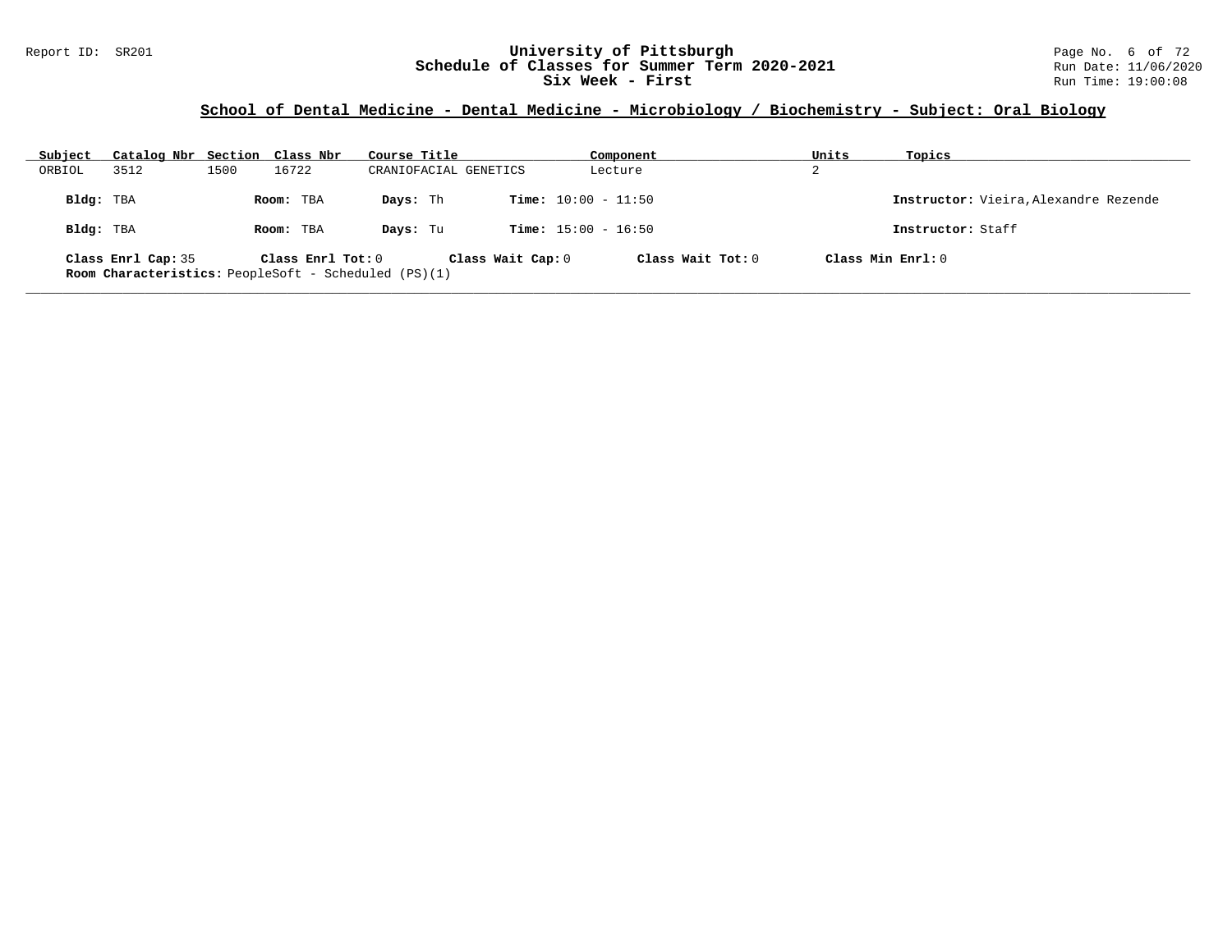## School of Dental Medicine - Dental Medicine - Microbiology / Biochemistry - Subject: Oral Biology

| Subject | Catalog Nbr | Section | Class Nbr | Course Title | Component | Units | Topics |
|---|---|---|---|---|---|---|---|
| ORBIOL | 3512 | 1500 | 16722 | CRANIOFACIAL GENETICS | Lecture | 2 | |

**Bldg:** TBA **Room:** TBA **Days:** Th **Time:** 10:00 - 11:50 **Instructor:** Vieira,Alexandre Rezende

**Bldg:** TBA **Room:** TBA **Days:** Tu **Time:** 15:00 - 16:50 **Instructor:** Staff

**Class Enrl Cap:** 35 **Class Enrl Tot:** 0 **Class Wait Cap:** 0 **Class Wait Tot:** 0 **Class Min Enrl:** 0

**Room Characteristics:** PeopleSoft - Scheduled (PS)(1)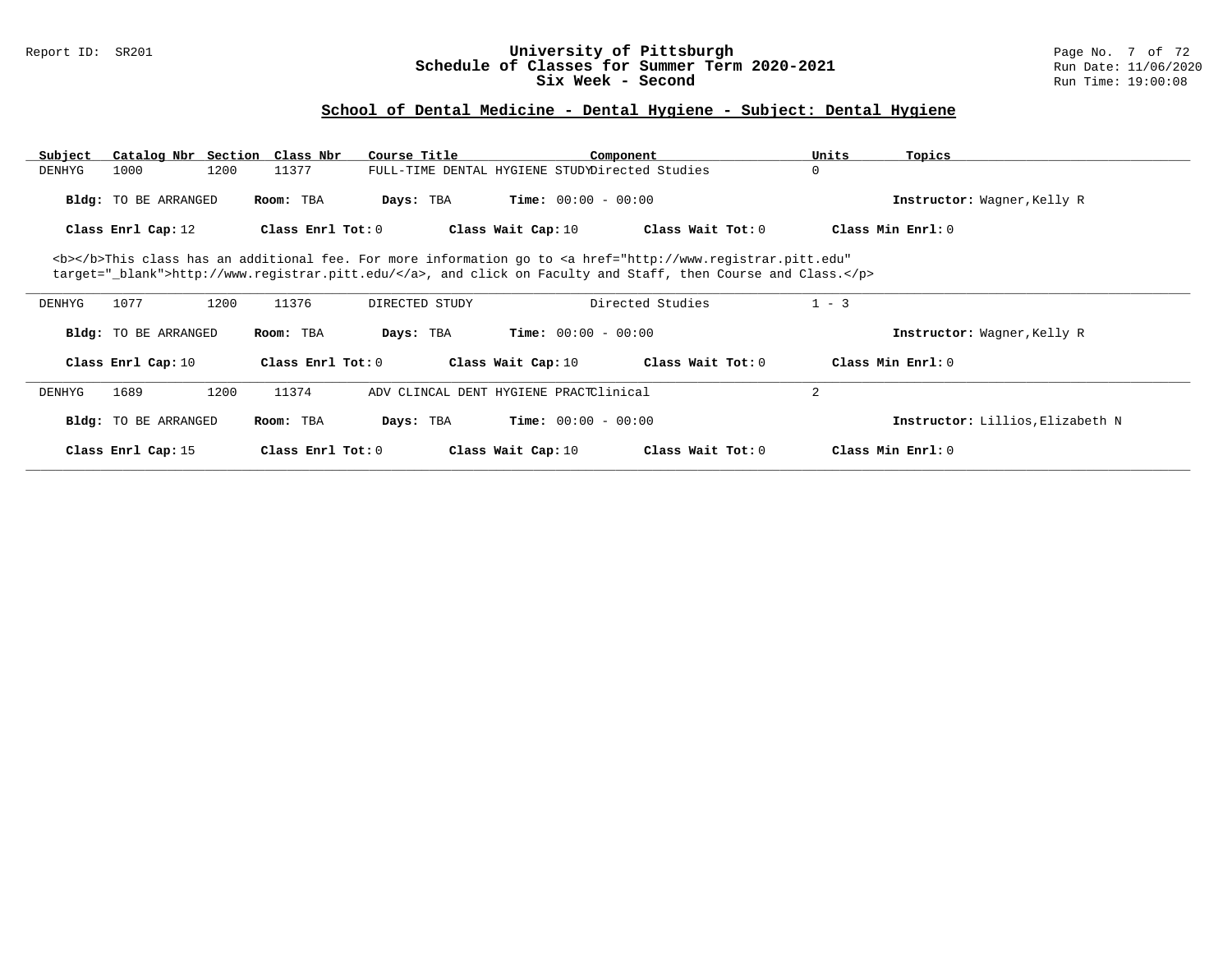# University of Pittsburgh
## Schedule of Classes for Summer Term 2020-2021
## Six Week - Second

Report ID: SR201

Run Date: 11/06/2020
Run Time: 19:00:08

### School of Dental Medicine - Dental Hygiene - Subject: Dental Hygiene

| Subject | Catalog Nbr | Section | Class Nbr | Course Title | Component | Units | Topics |
|---|---|---|---|---|---|---|---|
| DENHYG | 1000 | 1200 | 11377 | FULL-TIME DENTAL HYGIENE STUDY | Directed Studies | 0 | |

**Bldg:** TO BE ARRANGED **Room:** TBA **Days:** TBA **Time:** 00:00 - 00:00 **Instructor:** Wagner,Kelly R

**Class Enrl Cap:** 12 **Class Enrl Tot:** 0 **Class Wait Cap:** 10 **Class Wait Tot:** 0 **Class Min Enrl:** 0

<b></b>This class has an additional fee. For more information go to <a href="http://www.registrar.pitt.edu" target="_blank">http://www.registrar.pitt.edu/</a>, and click on Faculty and Staff, then Course and Class.</p>

---

| Subject | Catalog Nbr | Section | Class Nbr | Course Title | Component | Units | Topics |
|---|---|---|---|---|---|---|---|
| DENHYG | 1077 | 1200 | 11376 | DIRECTED STUDY | Directed Studies | 1 - 3 | |

**Bldg:** TO BE ARRANGED **Room:** TBA **Days:** TBA **Time:** 00:00 - 00:00 **Instructor:** Wagner,Kelly R

**Class Enrl Cap:** 10 **Class Enrl Tot:** 0 **Class Wait Cap:** 10 **Class Wait Tot:** 0 **Class Min Enrl:** 0

---

| Subject | Catalog Nbr | Section | Class Nbr | Course Title | Component | Units | Topics |
|---|---|---|---|---|---|---|---|
| DENHYG | 1689 | 1200 | 11374 | ADV CLINCAL DENT HYGIENE PRACT | Clinical | 2 | |

**Bldg:** TO BE ARRANGED **Room:** TBA **Days:** TBA **Time:** 00:00 - 00:00 **Instructor:** Lillios,Elizabeth N

**Class Enrl Cap:** 15 **Class Enrl Tot:** 0 **Class Wait Cap:** 10 **Class Wait Tot:** 0 **Class Min Enrl:** 0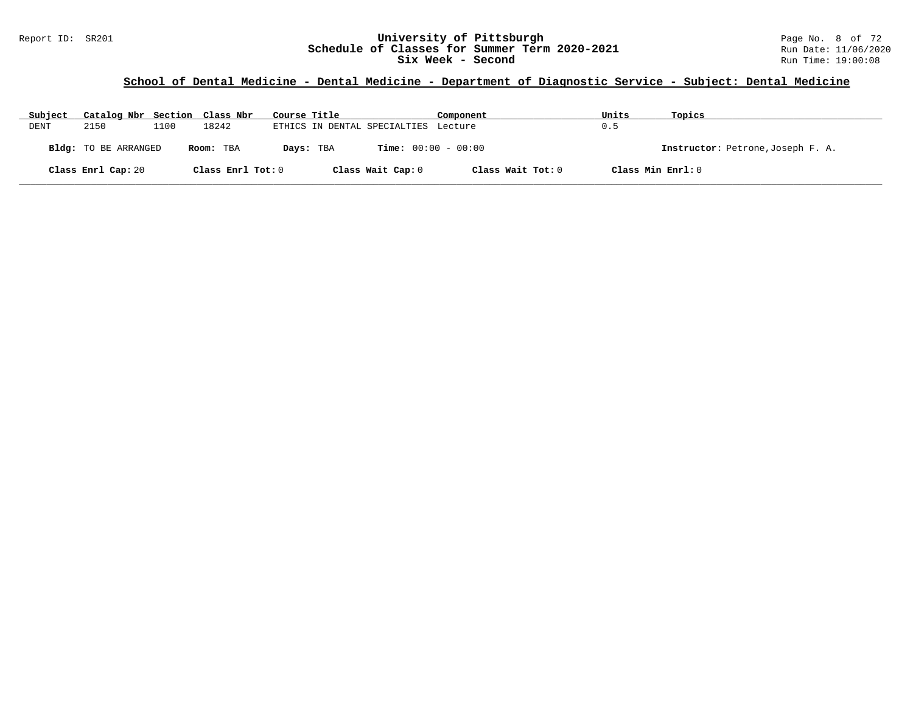## School of Dental Medicine - Dental Medicine - Department of Diagnostic Service - Subject: Dental Medicine

| Subject | Catalog Nbr | Section | Class Nbr | Course Title | Component | Units | Topics |
|---|---|---|---|---|---|---|---|
| DENT | 2150 | 1100 | 18242 | ETHICS IN DENTAL SPECIALTIES | Lecture | 0.5 | |

**Bldg:** TO BE ARRANGED **Room:** TBA **Days:** TBA **Time:** 00:00 - 00:00 **Instructor:** Petrone,Joseph F. A.

**Class Enrl Cap:** 20 **Class Enrl Tot:** 0 **Class Wait Cap:** 0 **Class Wait Tot:** 0 **Class Min Enrl:** 0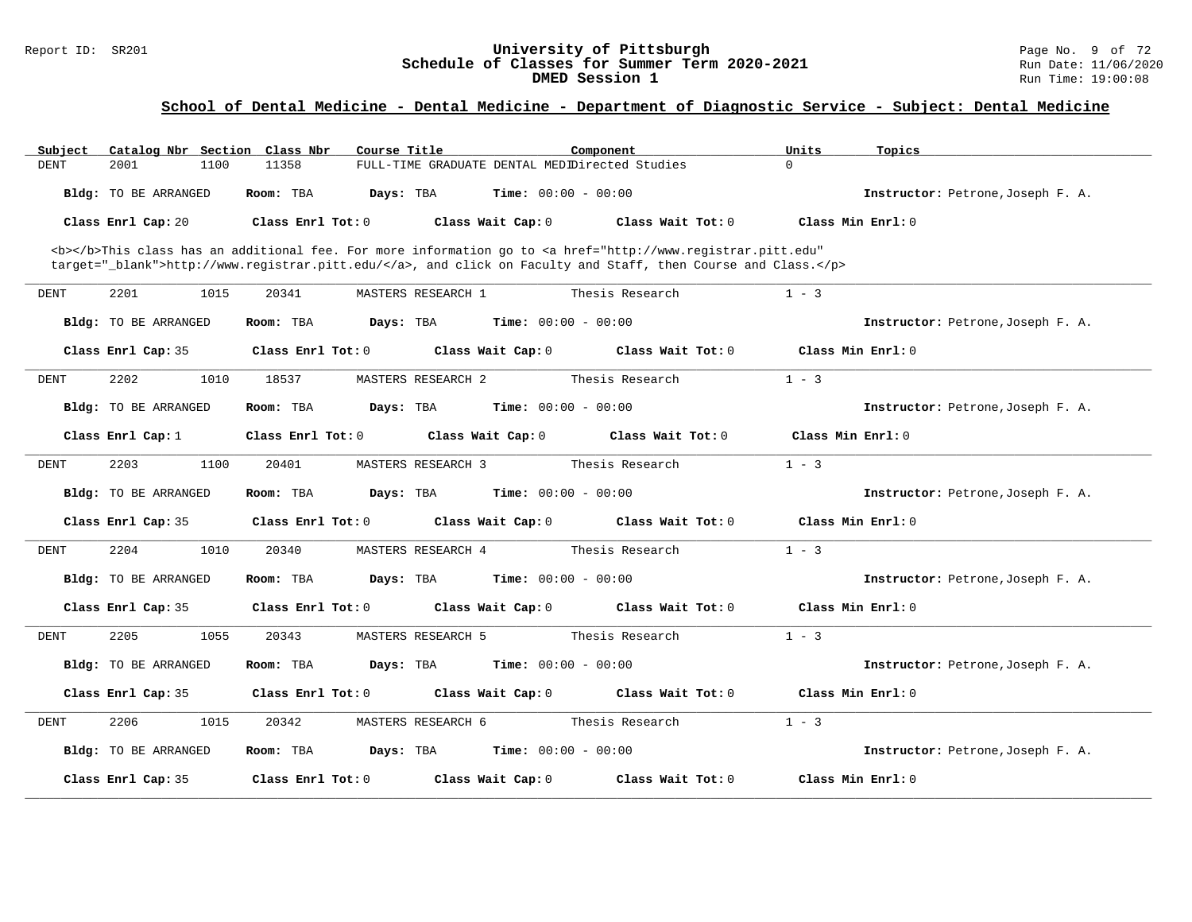## School of Dental Medicine - Dental Medicine - Department of Diagnostic Service - Subject: Dental Medicine

| Subject | Catalog Nbr | Section | Class Nbr | Course Title | Component | Units | Topics |
|---|---|---|---|---|---|---|---|
| DENT | 2001 | 1100 | 11358 | FULL-TIME GRADUATE DENTAL MEDI | Directed Studies | 0 | |

**Bldg:** TO BE ARRANGED **Room:** TBA **Days:** TBA **Time:** 00:00 - 00:00 **Instructor:** Petrone,Joseph F. A.

**Class Enrl Cap:** 20 **Class Enrl Tot:** 0 **Class Wait Cap:** 0 **Class Wait Tot:** 0 **Class Min Enrl:** 0

<b></b>This class has an additional fee. For more information go to <a href="http://www.registrar.pitt.edu" target="_blank">http://www.registrar.pitt.edu/</a>, and click on Faculty and Staff, then Course and Class.</p>

---

| Subject | Catalog Nbr | Section | Class Nbr | Course Title | Component | Units | Topics |
|---|---|---|---|---|---|---|---|
| DENT | 2201 | 1015 | 20341 | MASTERS RESEARCH 1 | Thesis Research | 1 - 3 | |

**Bldg:** TO BE ARRANGED **Room:** TBA **Days:** TBA **Time:** 00:00 - 00:00 **Instructor:** Petrone,Joseph F. A.

**Class Enrl Cap:** 35 **Class Enrl Tot:** 0 **Class Wait Cap:** 0 **Class Wait Tot:** 0 **Class Min Enrl:** 0

---

| Subject | Catalog Nbr | Section | Class Nbr | Course Title | Component | Units | Topics |
|---|---|---|---|---|---|---|---|
| DENT | 2202 | 1010 | 18537 | MASTERS RESEARCH 2 | Thesis Research | 1 - 3 | |

**Bldg:** TO BE ARRANGED **Room:** TBA **Days:** TBA **Time:** 00:00 - 00:00 **Instructor:** Petrone,Joseph F. A.

**Class Enrl Cap:** 1 **Class Enrl Tot:** 0 **Class Wait Cap:** 0 **Class Wait Tot:** 0 **Class Min Enrl:** 0

---

| Subject | Catalog Nbr | Section | Class Nbr | Course Title | Component | Units | Topics |
|---|---|---|---|---|---|---|---|
| DENT | 2203 | 1100 | 20401 | MASTERS RESEARCH 3 | Thesis Research | 1 - 3 | |

**Bldg:** TO BE ARRANGED **Room:** TBA **Days:** TBA **Time:** 00:00 - 00:00 **Instructor:** Petrone,Joseph F. A.

**Class Enrl Cap:** 35 **Class Enrl Tot:** 0 **Class Wait Cap:** 0 **Class Wait Tot:** 0 **Class Min Enrl:** 0

---

| Subject | Catalog Nbr | Section | Class Nbr | Course Title | Component | Units | Topics |
|---|---|---|---|---|---|---|---|
| DENT | 2204 | 1010 | 20340 | MASTERS RESEARCH 4 | Thesis Research | 1 - 3 | |

**Bldg:** TO BE ARRANGED **Room:** TBA **Days:** TBA **Time:** 00:00 - 00:00 **Instructor:** Petrone,Joseph F. A.

**Class Enrl Cap:** 35 **Class Enrl Tot:** 0 **Class Wait Cap:** 0 **Class Wait Tot:** 0 **Class Min Enrl:** 0

---

| Subject | Catalog Nbr | Section | Class Nbr | Course Title | Component | Units | Topics |
|---|---|---|---|---|---|---|---|
| DENT | 2205 | 1055 | 20343 | MASTERS RESEARCH 5 | Thesis Research | 1 - 3 | |

**Bldg:** TO BE ARRANGED **Room:** TBA **Days:** TBA **Time:** 00:00 - 00:00 **Instructor:** Petrone,Joseph F. A.

**Class Enrl Cap:** 35 **Class Enrl Tot:** 0 **Class Wait Cap:** 0 **Class Wait Tot:** 0 **Class Min Enrl:** 0

---

| Subject | Catalog Nbr | Section | Class Nbr | Course Title | Component | Units | Topics |
|---|---|---|---|---|---|---|---|
| DENT | 2206 | 1015 | 20342 | MASTERS RESEARCH 6 | Thesis Research | 1 - 3 | |

**Bldg:** TO BE ARRANGED **Room:** TBA **Days:** TBA **Time:** 00:00 - 00:00 **Instructor:** Petrone,Joseph F. A.

**Class Enrl Cap:** 35 **Class Enrl Tot:** 0 **Class Wait Cap:** 0 **Class Wait Tot:** 0 **Class Min Enrl:** 0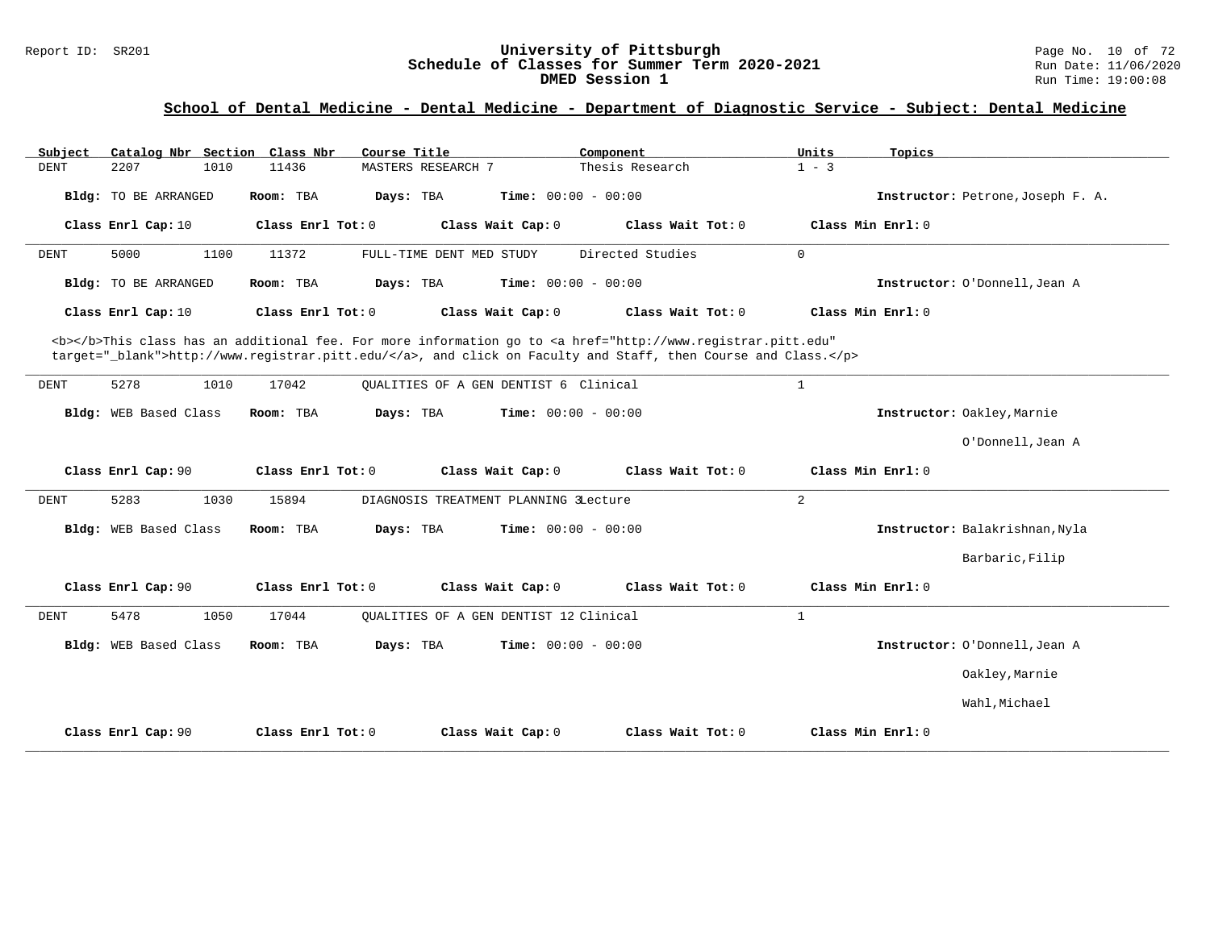## School of Dental Medicine - Dental Medicine - Department of Diagnostic Service - Subject: Dental Medicine

| Subject | Catalog Nbr | Section | Class Nbr | Course Title | Component | Units | Topics |
|---|---|---|---|---|---|---|---|
| DENT | 2207 | 1010 | 11436 | MASTERS RESEARCH 7 | Thesis Research | 1 - 3 | |

**Bldg:** TO BE ARRANGED **Room:** TBA **Days:** TBA **Time:** 00:00 - 00:00 **Instructor:** Petrone,Joseph F. A.

**Class Enrl Cap:** 10 **Class Enrl Tot:** 0 **Class Wait Cap:** 0 **Class Wait Tot:** 0 **Class Min Enrl:** 0

---

| Subject | Catalog Nbr | Section | Class Nbr | Course Title | Component | Units | Topics |
|---|---|---|---|---|---|---|---|
| DENT | 5000 | 1100 | 11372 | FULL-TIME DENT MED STUDY | Directed Studies | 0 | |

**Bldg:** TO BE ARRANGED **Room:** TBA **Days:** TBA **Time:** 00:00 - 00:00 **Instructor:** O'Donnell,Jean A

**Class Enrl Cap:** 10 **Class Enrl Tot:** 0 **Class Wait Cap:** 0 **Class Wait Tot:** 0 **Class Min Enrl:** 0

<b></b>This class has an additional fee. For more information go to <a href="http://www.registrar.pitt.edu" target="_blank">http://www.registrar.pitt.edu/</a>, and click on Faculty and Staff, then Course and Class.</p>

---

| Subject | Catalog Nbr | Section | Class Nbr | Course Title | Component | Units | Topics |
|---|---|---|---|---|---|---|---|
| DENT | 5278 | 1010 | 17042 | QUALITIES OF A GEN DENTIST 6 | Clinical | 1 | |

**Bldg:** WEB Based Class **Room:** TBA **Days:** TBA **Time:** 00:00 - 00:00 **Instructor:** Oakley,Marnie; O'Donnell,Jean A

**Class Enrl Cap:** 90 **Class Enrl Tot:** 0 **Class Wait Cap:** 0 **Class Wait Tot:** 0 **Class Min Enrl:** 0

---

| Subject | Catalog Nbr | Section | Class Nbr | Course Title | Component | Units | Topics |
|---|---|---|---|---|---|---|---|
| DENT | 5283 | 1030 | 15894 | DIAGNOSIS TREATMENT PLANNING 3 | Lecture | 2 | |

**Bldg:** WEB Based Class **Room:** TBA **Days:** TBA **Time:** 00:00 - 00:00 **Instructor:** Balakrishnan,Nyla; Barbaric,Filip

**Class Enrl Cap:** 90 **Class Enrl Tot:** 0 **Class Wait Cap:** 0 **Class Wait Tot:** 0 **Class Min Enrl:** 0

---

| Subject | Catalog Nbr | Section | Class Nbr | Course Title | Component | Units | Topics |
|---|---|---|---|---|---|---|---|
| DENT | 5478 | 1050 | 17044 | QUALITIES OF A GEN DENTIST 12 | Clinical | 1 | |

**Bldg:** WEB Based Class **Room:** TBA **Days:** TBA **Time:** 00:00 - 00:00 **Instructor:** O'Donnell,Jean A; Oakley,Marnie; Wahl,Michael

**Class Enrl Cap:** 90 **Class Enrl Tot:** 0 **Class Wait Cap:** 0 **Class Wait Tot:** 0 **Class Min Enrl:** 0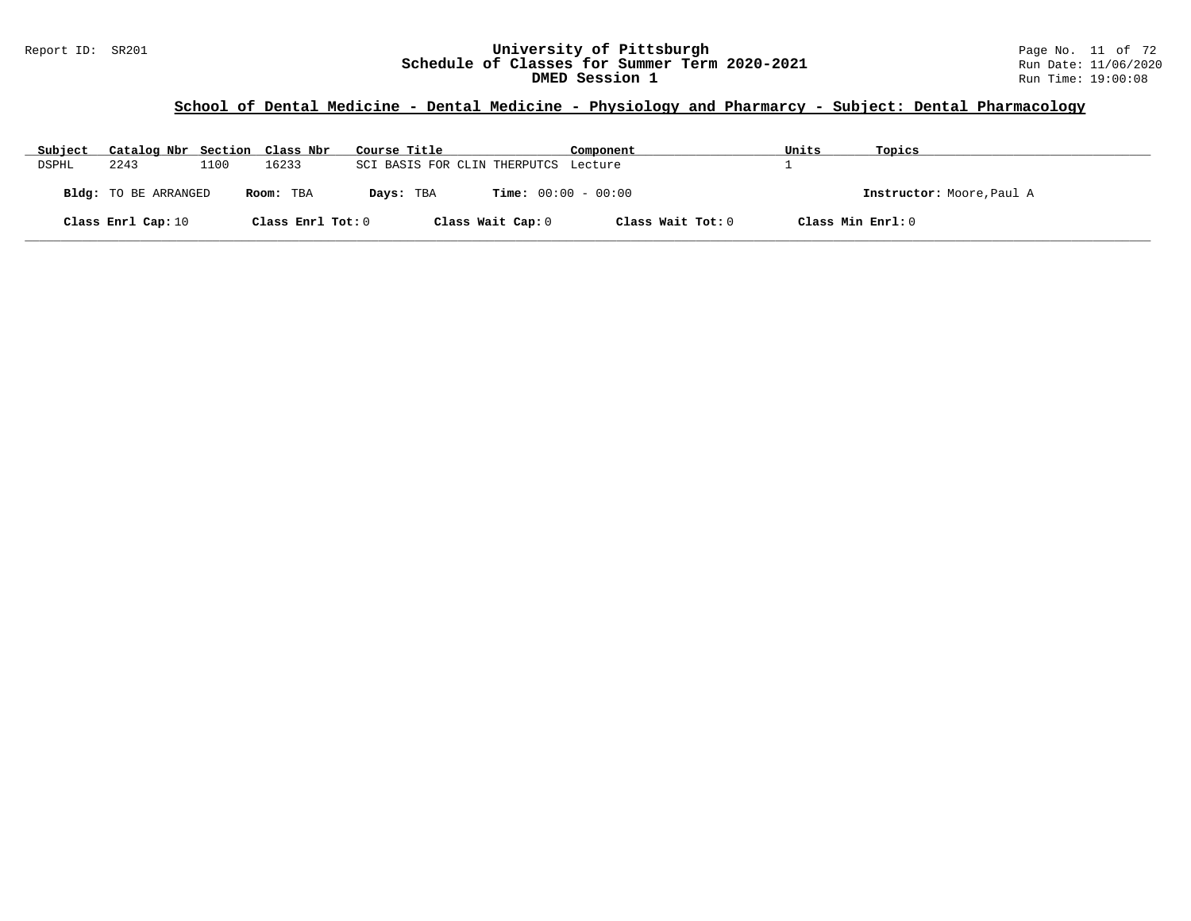# University of Pittsburgh
## Schedule of Classes for Summer Term 2020-2021
## DMED Session 1

Report ID: SR201

Run Date: 11/06/2020
Run Time: 19:00:08

### School of Dental Medicine - Dental Medicine - Physiology and Pharmarcy - Subject: Dental Pharmacology

| Subject | Catalog Nbr | Section | Class Nbr | Course Title | Component | Units | Topics |
|---|---|---|---|---|---|---|---|
| DSPHL | 2243 | 1100 | 16233 | SCI BASIS FOR CLIN THERPUTCS | Lecture | 1 | |

**Bldg:** TO BE ARRANGED **Room:** TBA **Days:** TBA **Time:** 00:00 - 00:00 **Instructor:** Moore,Paul A

**Class Enrl Cap:** 10 **Class Enrl Tot:** 0 **Class Wait Cap:** 0 **Class Wait Tot:** 0 **Class Min Enrl:** 0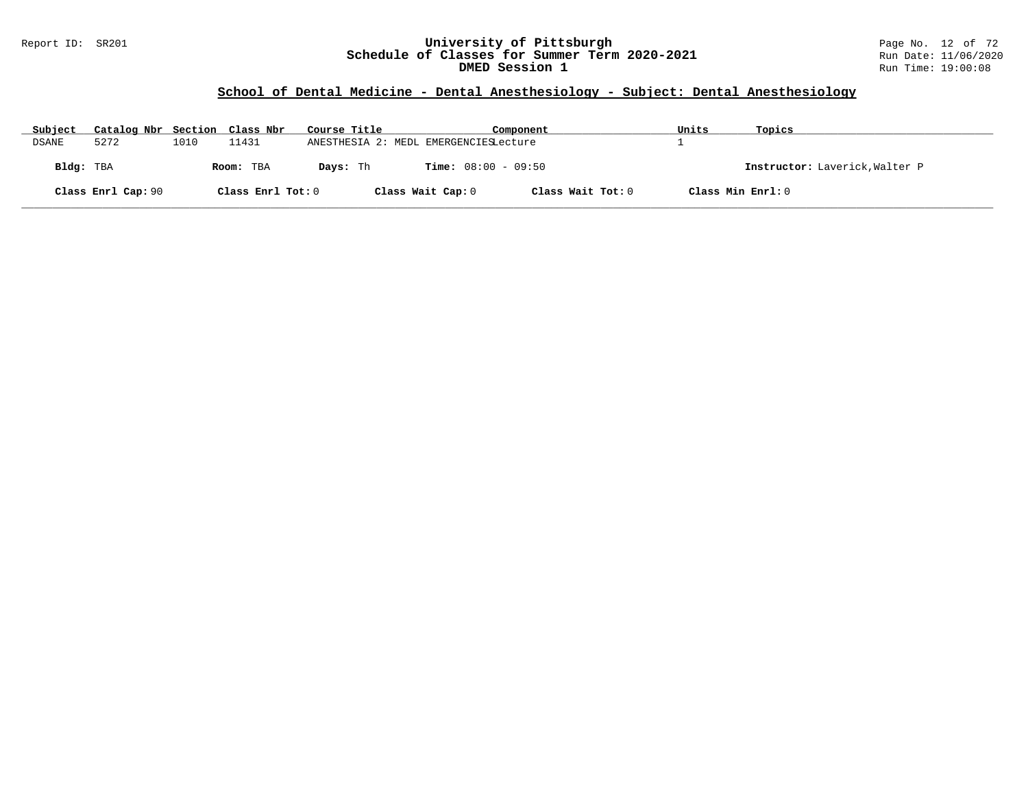# University of Pittsburgh
## Schedule of Classes for Summer Term 2020-2021
### DMED Session 1

Report ID: SR201

Run Date: 11/06/2020
Run Time: 19:00:08

## School of Dental Medicine - Dental Anesthesiology - Subject: Dental Anesthesiology

| Subject | Catalog Nbr | Section | Class Nbr | Course Title | Component | Units | Topics |
|---|---|---|---|---|---|---|---|
| DSANE | 5272 | 1010 | 11431 | ANESTHESIA 2: MEDL EMERGENCIES | Lecture | 1 | |

**Bldg:** TBA **Room:** TBA **Days:** Th **Time:** 08:00 - 09:50 **Instructor:** Laverick,Walter P

**Class Enrl Cap:** 90 **Class Enrl Tot:** 0 **Class Wait Cap:** 0 **Class Wait Tot:** 0 **Class Min Enrl:** 0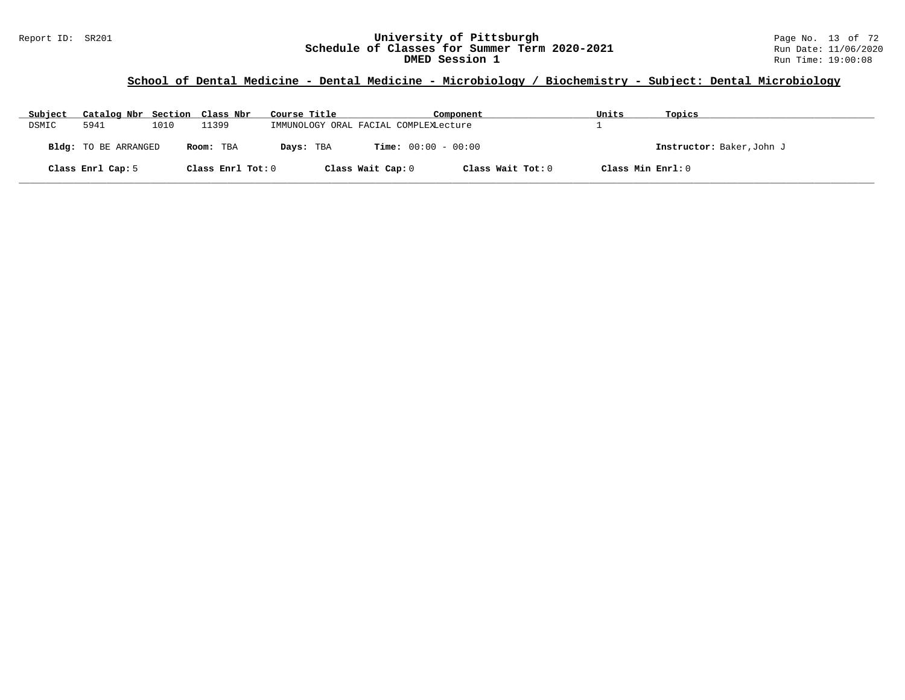## School of Dental Medicine - Dental Medicine - Microbiology / Biochemistry - Subject: Dental Microbiology

| Subject | Catalog Nbr | Section | Class Nbr | Course Title | Component | Units | Topics |
|---|---|---|---|---|---|---|---|
| DSMIC | 5941 | 1010 | 11399 | IMMUNOLOGY ORAL FACIAL COMPLEX | Lecture | 1 | |

**Bldg:** TO BE ARRANGED **Room:** TBA **Days:** TBA **Time:** 00:00 - 00:00 **Instructor:** Baker,John J

**Class Enrl Cap:** 5 **Class Enrl Tot:** 0 **Class Wait Cap:** 0 **Class Wait Tot:** 0 **Class Min Enrl:** 0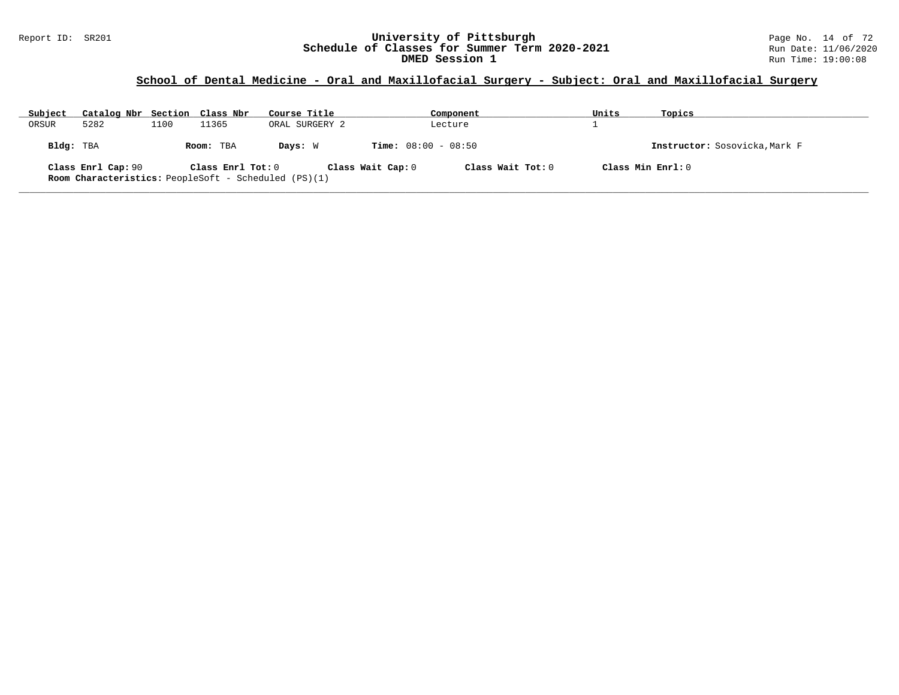## School of Dental Medicine - Oral and Maxillofacial Surgery - Subject: Oral and Maxillofacial Surgery

| Subject | Catalog Nbr | Section | Class Nbr | Course Title | Component | Units | Topics |
|---|---|---|---|---|---|---|---|
| ORSUR | 5282 | 1100 | 11365 | ORAL SURGERY 2 | Lecture | 1 | |

**Bldg:** TBA **Room:** TBA **Days:** W **Time:** 08:00 - 08:50 **Instructor:** Sosovicka,Mark F

**Class Enrl Cap:** 90 **Class Enrl Tot:** 0 **Class Wait Cap:** 0 **Class Wait Tot:** 0 **Class Min Enrl:** 0

**Room Characteristics:** PeopleSoft - Scheduled (PS)(1)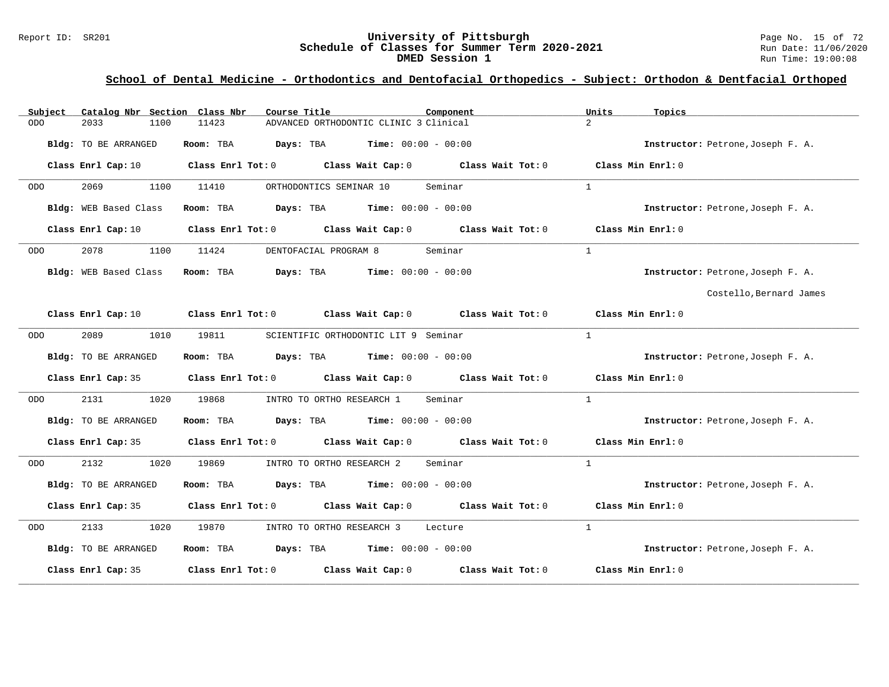## School of Dental Medicine - Orthodontics and Dentofacial Orthopedics - Subject: Orthodon & Dentfacial Orthoped

| Subject | Catalog Nbr | Section | Class Nbr | Course Title | Component | Units | Topics |
|---|---|---|---|---|---|---|---|
| ODO | 2033 | 1100 | 11423 | ADVANCED ORTHODONTIC CLINIC 3 | Clinical | 2 | |

**Bldg:** TO BE ARRANGED **Room:** TBA **Days:** TBA **Time:** 00:00 - 00:00 **Instructor:** Petrone,Joseph F. A.

**Class Enrl Cap:** 10 **Class Enrl Tot:** 0 **Class Wait Cap:** 0 **Class Wait Tot:** 0 **Class Min Enrl:** 0

| Subject | Catalog Nbr | Section | Class Nbr | Course Title | Component | Units | Topics |
|---|---|---|---|---|---|---|---|
| ODO | 2069 | 1100 | 11410 | ORTHODONTICS SEMINAR 10 | Seminar | 1 | |

**Bldg:** WEB Based Class **Room:** TBA **Days:** TBA **Time:** 00:00 - 00:00 **Instructor:** Petrone,Joseph F. A.

**Class Enrl Cap:** 10 **Class Enrl Tot:** 0 **Class Wait Cap:** 0 **Class Wait Tot:** 0 **Class Min Enrl:** 0

| Subject | Catalog Nbr | Section | Class Nbr | Course Title | Component | Units | Topics |
|---|---|---|---|---|---|---|---|
| ODO | 2078 | 1100 | 11424 | DENTOFACIAL PROGRAM 8 | Seminar | 1 | |

**Bldg:** WEB Based Class **Room:** TBA **Days:** TBA **Time:** 00:00 - 00:00 **Instructor:** Petrone,Joseph F. A.; Costello,Bernard James

**Class Enrl Cap:** 10 **Class Enrl Tot:** 0 **Class Wait Cap:** 0 **Class Wait Tot:** 0 **Class Min Enrl:** 0

| Subject | Catalog Nbr | Section | Class Nbr | Course Title | Component | Units | Topics |
|---|---|---|---|---|---|---|---|
| ODO | 2089 | 1010 | 19811 | SCIENTIFIC ORTHODONTIC LIT 9 | Seminar | 1 | |

**Bldg:** TO BE ARRANGED **Room:** TBA **Days:** TBA **Time:** 00:00 - 00:00 **Instructor:** Petrone,Joseph F. A.

**Class Enrl Cap:** 35 **Class Enrl Tot:** 0 **Class Wait Cap:** 0 **Class Wait Tot:** 0 **Class Min Enrl:** 0

| Subject | Catalog Nbr | Section | Class Nbr | Course Title | Component | Units | Topics |
|---|---|---|---|---|---|---|---|
| ODO | 2131 | 1020 | 19868 | INTRO TO ORTHO RESEARCH 1 | Seminar | 1 | |

**Bldg:** TO BE ARRANGED **Room:** TBA **Days:** TBA **Time:** 00:00 - 00:00 **Instructor:** Petrone,Joseph F. A.

**Class Enrl Cap:** 35 **Class Enrl Tot:** 0 **Class Wait Cap:** 0 **Class Wait Tot:** 0 **Class Min Enrl:** 0

| Subject | Catalog Nbr | Section | Class Nbr | Course Title | Component | Units | Topics |
|---|---|---|---|---|---|---|---|
| ODO | 2132 | 1020 | 19869 | INTRO TO ORTHO RESEARCH 2 | Seminar | 1 | |

**Bldg:** TO BE ARRANGED **Room:** TBA **Days:** TBA **Time:** 00:00 - 00:00 **Instructor:** Petrone,Joseph F. A.

**Class Enrl Cap:** 35 **Class Enrl Tot:** 0 **Class Wait Cap:** 0 **Class Wait Tot:** 0 **Class Min Enrl:** 0

| Subject | Catalog Nbr | Section | Class Nbr | Course Title | Component | Units | Topics |
|---|---|---|---|---|---|---|---|
| ODO | 2133 | 1020 | 19870 | INTRO TO ORTHO RESEARCH 3 | Lecture | 1 | |

**Bldg:** TO BE ARRANGED **Room:** TBA **Days:** TBA **Time:** 00:00 - 00:00 **Instructor:** Petrone,Joseph F. A.

**Class Enrl Cap:** 35 **Class Enrl Tot:** 0 **Class Wait Cap:** 0 **Class Wait Tot:** 0 **Class Min Enrl:** 0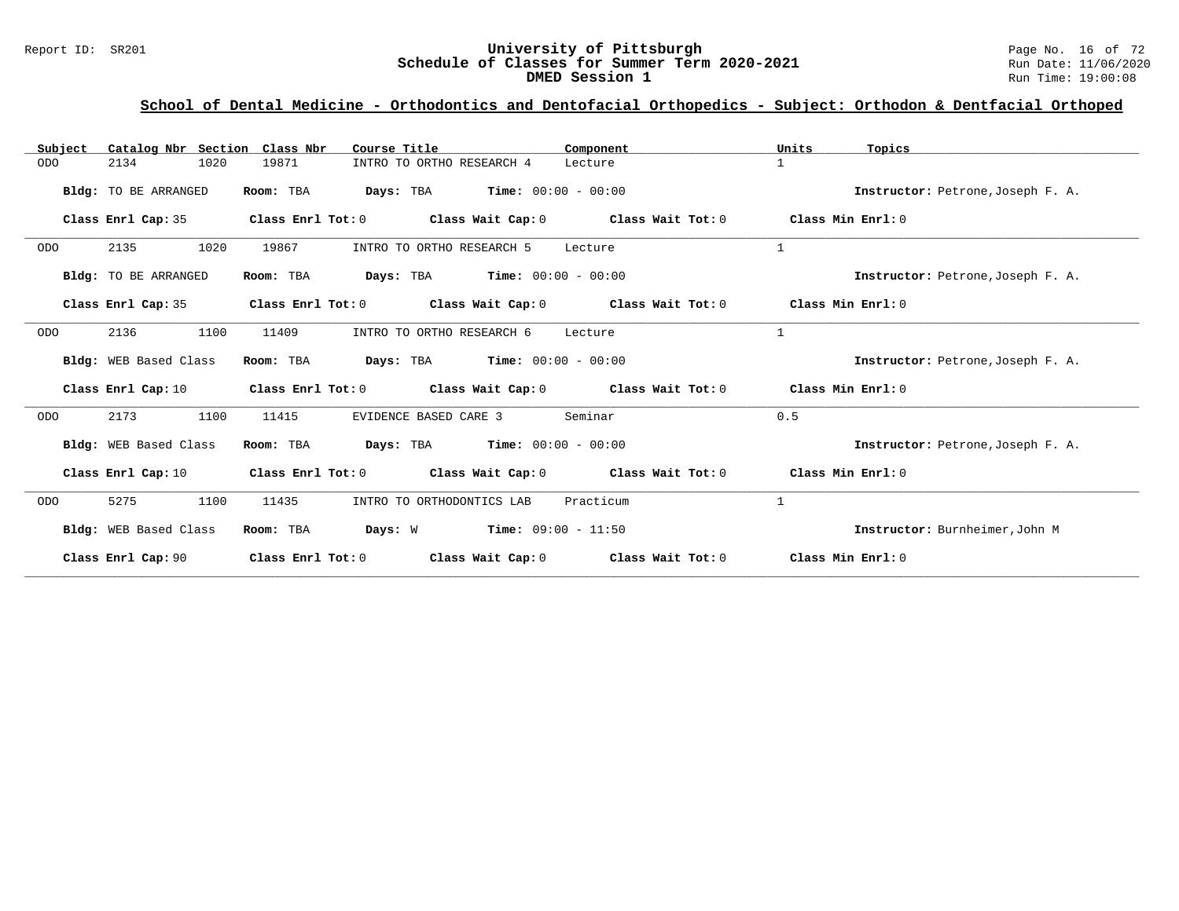## School of Dental Medicine - Orthodontics and Dentofacial Orthopedics - Subject: Orthodon & Dentfacial Orthoped

| Subject | Catalog Nbr | Section | Class Nbr | Course Title | Component | Units | Topics |
|---|---|---|---|---|---|---|---|
| ODO | 2134 | 1020 | 19871 | INTRO TO ORTHO RESEARCH 4 | Lecture | 1 | |

**Bldg:** TO BE ARRANGED **Room:** TBA **Days:** TBA **Time:** 00:00 - 00:00 **Instructor:** Petrone,Joseph F. A.

**Class Enrl Cap:** 35 **Class Enrl Tot:** 0 **Class Wait Cap:** 0 **Class Wait Tot:** 0 **Class Min Enrl:** 0

---

| Subject | Catalog Nbr | Section | Class Nbr | Course Title | Component | Units | Topics |
|---|---|---|---|---|---|---|---|
| ODO | 2135 | 1020 | 19867 | INTRO TO ORTHO RESEARCH 5 | Lecture | 1 | |

**Bldg:** TO BE ARRANGED **Room:** TBA **Days:** TBA **Time:** 00:00 - 00:00 **Instructor:** Petrone,Joseph F. A.

**Class Enrl Cap:** 35 **Class Enrl Tot:** 0 **Class Wait Cap:** 0 **Class Wait Tot:** 0 **Class Min Enrl:** 0

---

| Subject | Catalog Nbr | Section | Class Nbr | Course Title | Component | Units | Topics |
|---|---|---|---|---|---|---|---|
| ODO | 2136 | 1100 | 11409 | INTRO TO ORTHO RESEARCH 6 | Lecture | 1 | |

**Bldg:** WEB Based Class **Room:** TBA **Days:** TBA **Time:** 00:00 - 00:00 **Instructor:** Petrone,Joseph F. A.

**Class Enrl Cap:** 10 **Class Enrl Tot:** 0 **Class Wait Cap:** 0 **Class Wait Tot:** 0 **Class Min Enrl:** 0

---

| Subject | Catalog Nbr | Section | Class Nbr | Course Title | Component | Units | Topics |
|---|---|---|---|---|---|---|---|
| ODO | 2173 | 1100 | 11415 | EVIDENCE BASED CARE 3 | Seminar | 0.5 | |

**Bldg:** WEB Based Class **Room:** TBA **Days:** TBA **Time:** 00:00 - 00:00 **Instructor:** Petrone,Joseph F. A.

**Class Enrl Cap:** 10 **Class Enrl Tot:** 0 **Class Wait Cap:** 0 **Class Wait Tot:** 0 **Class Min Enrl:** 0

---

| Subject | Catalog Nbr | Section | Class Nbr | Course Title | Component | Units | Topics |
|---|---|---|---|---|---|---|---|
| ODO | 5275 | 1100 | 11435 | INTRO TO ORTHODONTICS LAB | Practicum | 1 | |

**Bldg:** WEB Based Class **Room:** TBA **Days:** W **Time:** 09:00 - 11:50 **Instructor:** Burnheimer,John M

**Class Enrl Cap:** 90 **Class Enrl Tot:** 0 **Class Wait Cap:** 0 **Class Wait Tot:** 0 **Class Min Enrl:** 0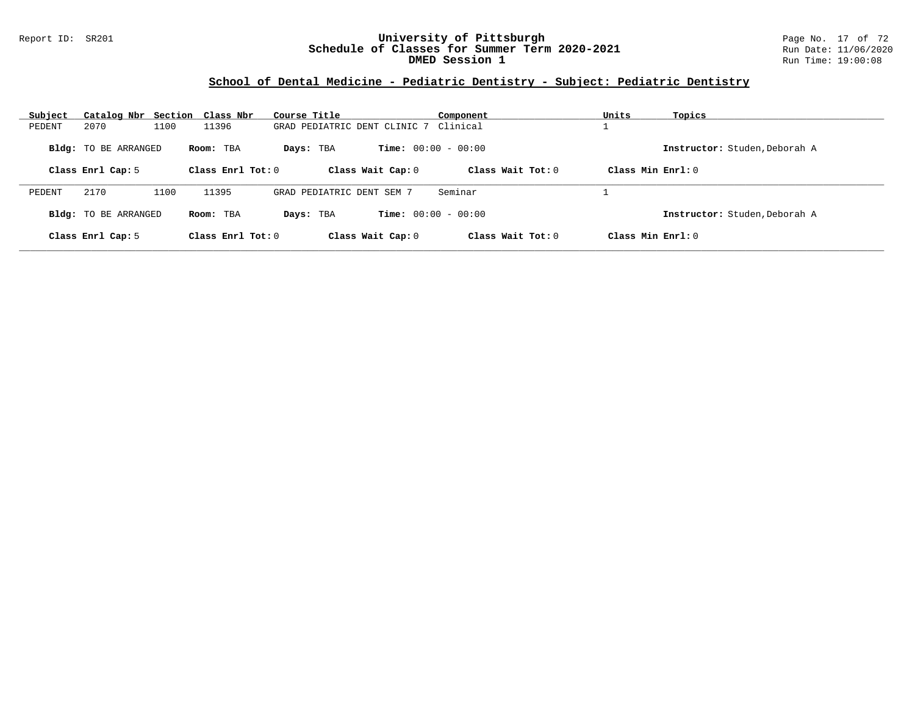## School of Dental Medicine - Pediatric Dentistry - Subject: Pediatric Dentistry

| Subject | Catalog Nbr | Section | Class Nbr | Course Title | Component | Units | Topics |
|---|---|---|---|---|---|---|---|
| PEDENT | 2070 | 1100 | 11396 | GRAD PEDIATRIC DENT CLINIC 7 | Clinical | 1 | |

**Bldg:** TO BE ARRANGED **Room:** TBA **Days:** TBA **Time:** 00:00 - 00:00 **Instructor:** Studen,Deborah A

**Class Enrl Cap:** 5 **Class Enrl Tot:** 0 **Class Wait Cap:** 0 **Class Wait Tot:** 0 **Class Min Enrl:** 0

| Subject | Catalog Nbr | Section | Class Nbr | Course Title | Component | Units | Topics |
|---|---|---|---|---|---|---|---|
| PEDENT | 2170 | 1100 | 11395 | GRAD PEDIATRIC DENT SEM 7 | Seminar | 1 | |

**Bldg:** TO BE ARRANGED **Room:** TBA **Days:** TBA **Time:** 00:00 - 00:00 **Instructor:** Studen,Deborah A

**Class Enrl Cap:** 5 **Class Enrl Tot:** 0 **Class Wait Cap:** 0 **Class Wait Tot:** 0 **Class Min Enrl:** 0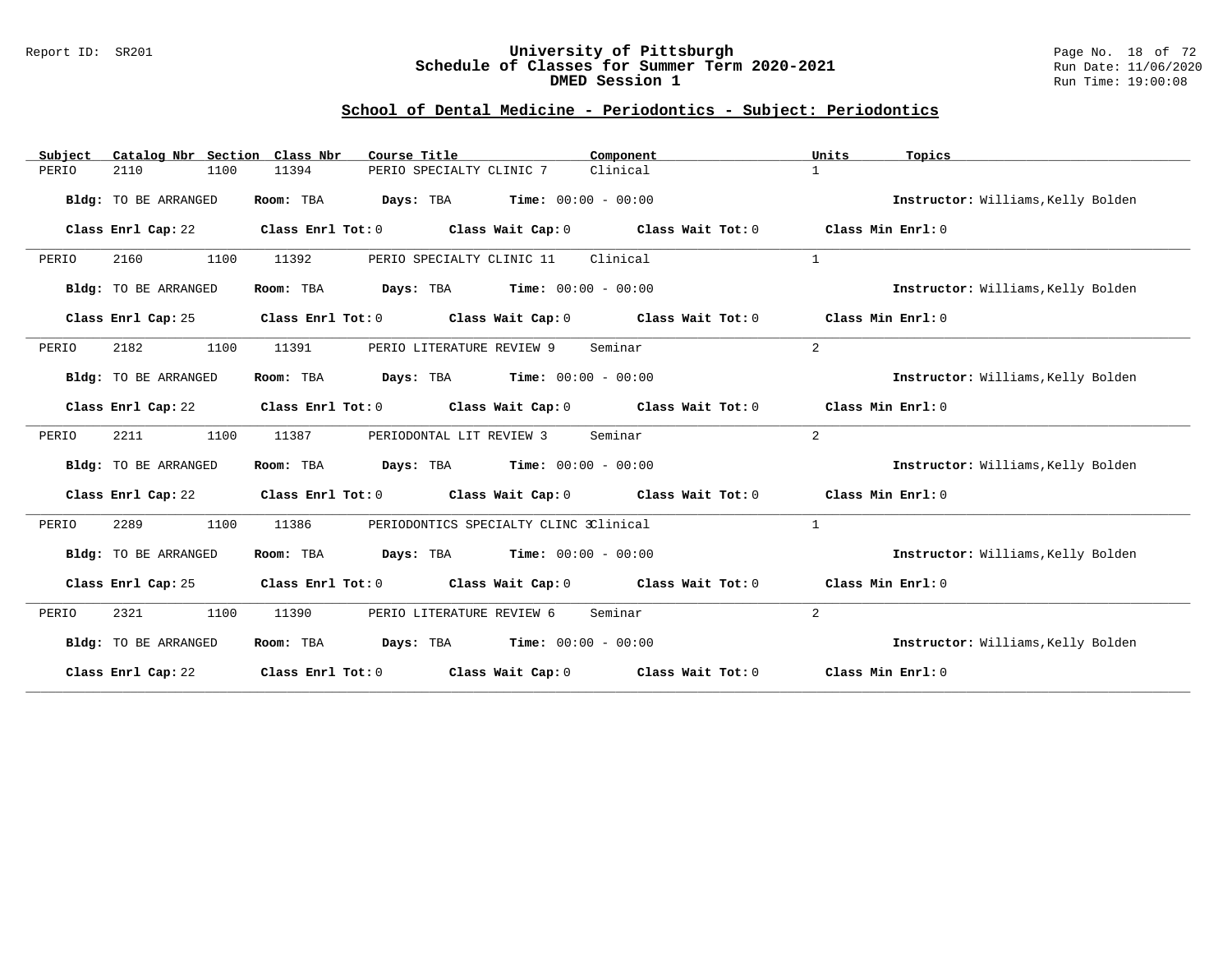# University of Pittsburgh
## Schedule of Classes for Summer Term 2020-2021
## DMED Session 1

Report ID: SR201

Run Date: 11/06/2020
Run Time: 19:00:08

### School of Dental Medicine - Periodontics - Subject: Periodontics

| Subject | Catalog Nbr | Section | Class Nbr | Course Title | Component | Units | Topics |
|---|---|---|---|---|---|---|---|
| PERIO | 2110 | 1100 | 11394 | PERIO SPECIALTY CLINIC 7 | Clinical | 1 | |

**Bldg:** TO BE ARRANGED **Room:** TBA **Days:** TBA **Time:** 00:00 - 00:00 **Instructor:** Williams,Kelly Bolden

**Class Enrl Cap:** 22 **Class Enrl Tot:** 0 **Class Wait Cap:** 0 **Class Wait Tot:** 0 **Class Min Enrl:** 0

---

| Subject | Catalog Nbr | Section | Class Nbr | Course Title | Component | Units | Topics |
|---|---|---|---|---|---|---|---|
| PERIO | 2160 | 1100 | 11392 | PERIO SPECIALTY CLINIC 11 | Clinical | 1 | |

**Bldg:** TO BE ARRANGED **Room:** TBA **Days:** TBA **Time:** 00:00 - 00:00 **Instructor:** Williams,Kelly Bolden

**Class Enrl Cap:** 25 **Class Enrl Tot:** 0 **Class Wait Cap:** 0 **Class Wait Tot:** 0 **Class Min Enrl:** 0

---

| Subject | Catalog Nbr | Section | Class Nbr | Course Title | Component | Units | Topics |
|---|---|---|---|---|---|---|---|
| PERIO | 2182 | 1100 | 11391 | PERIO LITERATURE REVIEW 9 | Seminar | 2 | |

**Bldg:** TO BE ARRANGED **Room:** TBA **Days:** TBA **Time:** 00:00 - 00:00 **Instructor:** Williams,Kelly Bolden

**Class Enrl Cap:** 22 **Class Enrl Tot:** 0 **Class Wait Cap:** 0 **Class Wait Tot:** 0 **Class Min Enrl:** 0

---

| Subject | Catalog Nbr | Section | Class Nbr | Course Title | Component | Units | Topics |
|---|---|---|---|---|---|---|---|
| PERIO | 2211 | 1100 | 11387 | PERIODONTAL LIT REVIEW 3 | Seminar | 2 | |

**Bldg:** TO BE ARRANGED **Room:** TBA **Days:** TBA **Time:** 00:00 - 00:00 **Instructor:** Williams,Kelly Bolden

**Class Enrl Cap:** 22 **Class Enrl Tot:** 0 **Class Wait Cap:** 0 **Class Wait Tot:** 0 **Class Min Enrl:** 0

---

| Subject | Catalog Nbr | Section | Class Nbr | Course Title | Component | Units | Topics |
|---|---|---|---|---|---|---|---|
| PERIO | 2289 | 1100 | 11386 | PERIODONTICS SPECIALTY CLINC 3 | Clinical | 1 | |

**Bldg:** TO BE ARRANGED **Room:** TBA **Days:** TBA **Time:** 00:00 - 00:00 **Instructor:** Williams,Kelly Bolden

**Class Enrl Cap:** 25 **Class Enrl Tot:** 0 **Class Wait Cap:** 0 **Class Wait Tot:** 0 **Class Min Enrl:** 0

---

| Subject | Catalog Nbr | Section | Class Nbr | Course Title | Component | Units | Topics |
|---|---|---|---|---|---|---|---|
| PERIO | 2321 | 1100 | 11390 | PERIO LITERATURE REVIEW 6 | Seminar | 2 | |

**Bldg:** TO BE ARRANGED **Room:** TBA **Days:** TBA **Time:** 00:00 - 00:00 **Instructor:** Williams,Kelly Bolden

**Class Enrl Cap:** 22 **Class Enrl Tot:** 0 **Class Wait Cap:** 0 **Class Wait Tot:** 0 **Class Min Enrl:** 0

---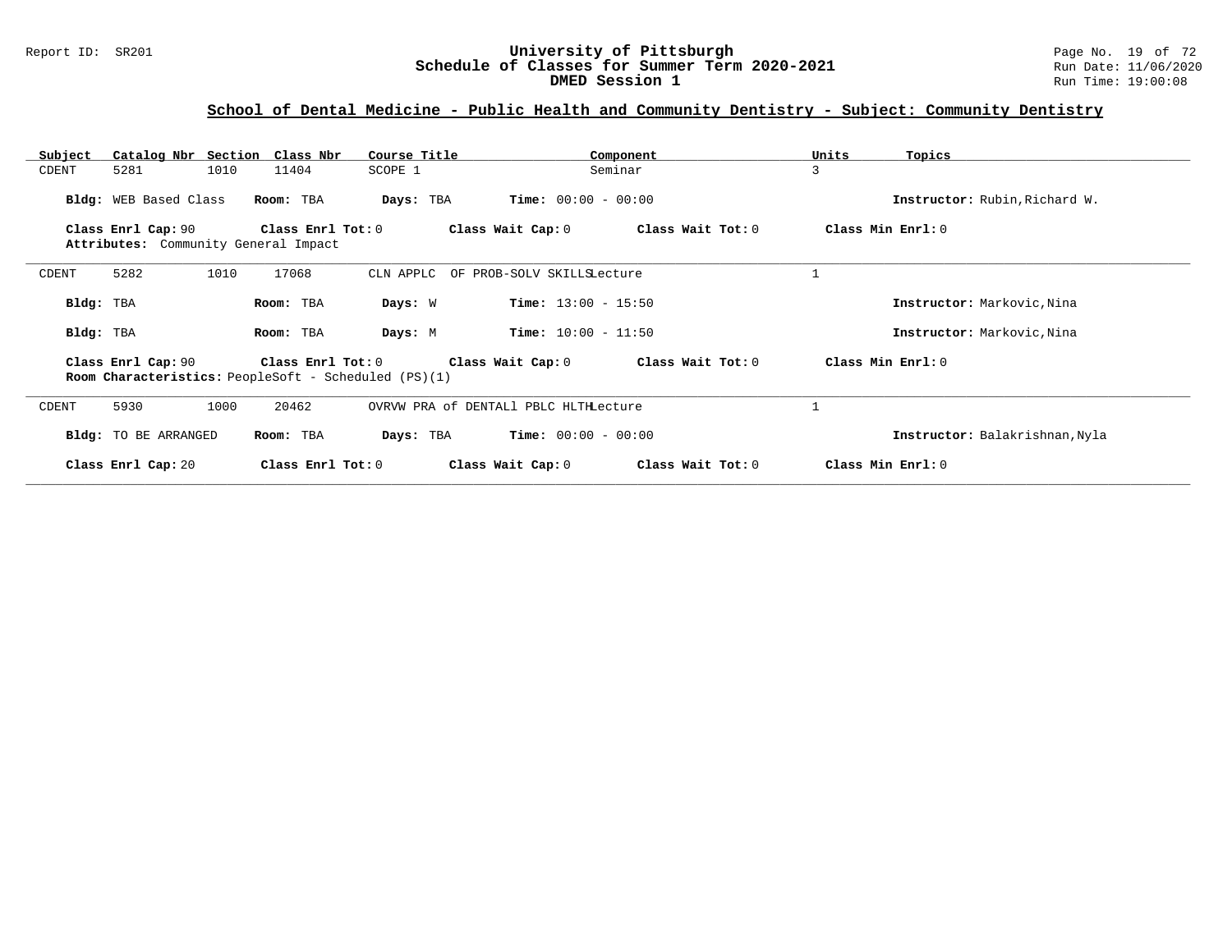## School of Dental Medicine - Public Health and Community Dentistry - Subject: Community Dentistry

| Subject | Catalog Nbr | Section | Class Nbr | Course Title | Component | Units | Topics |
|---|---|---|---|---|---|---|---|
| CDENT | 5281 | 1010 | 11404 | SCOPE 1 | Seminar | 3 | |

**Bldg:** WEB Based Class **Room:** TBA **Days:** TBA **Time:** 00:00 - 00:00 **Instructor:** Rubin,Richard W.

**Class Enrl Cap:** 90 **Class Enrl Tot:** 0 **Class Wait Cap:** 0 **Class Wait Tot:** 0 **Class Min Enrl:** 0
**Attributes:** Community General Impact

---

| Subject | Catalog Nbr | Section | Class Nbr | Course Title | Component | Units | Topics |
|---|---|---|---|---|---|---|---|
| CDENT | 5282 | 1010 | 17068 | CLN APPLC OF PROB-SOLV SKILLS | Lecture | 1 | |

**Bldg:** TBA **Room:** TBA **Days:** W **Time:** 13:00 - 15:50 **Instructor:** Markovic,Nina

**Bldg:** TBA **Room:** TBA **Days:** M **Time:** 10:00 - 11:50 **Instructor:** Markovic,Nina

**Class Enrl Cap:** 90 **Class Enrl Tot:** 0 **Class Wait Cap:** 0 **Class Wait Tot:** 0 **Class Min Enrl:** 0
**Room Characteristics:** PeopleSoft - Scheduled (PS)(1)

---

| Subject | Catalog Nbr | Section | Class Nbr | Course Title | Component | Units | Topics |
|---|---|---|---|---|---|---|---|
| CDENT | 5930 | 1000 | 20462 | OVRVW PRA of DENTALl PBLC HLTH | Lecture | 1 | |

**Bldg:** TO BE ARRANGED **Room:** TBA **Days:** TBA **Time:** 00:00 - 00:00 **Instructor:** Balakrishnan,Nyla

**Class Enrl Cap:** 20 **Class Enrl Tot:** 0 **Class Wait Cap:** 0 **Class Wait Tot:** 0 **Class Min Enrl:** 0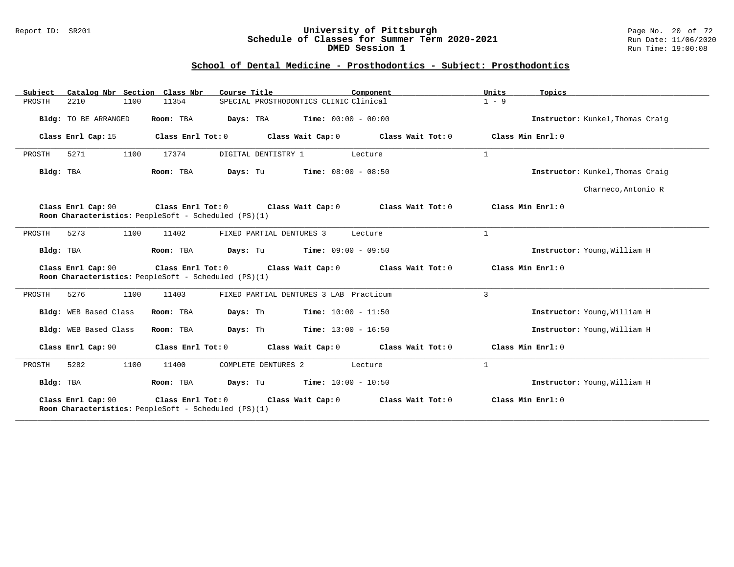## School of Dental Medicine - Prosthodontics - Subject: Prosthodontics

| Subject | Catalog Nbr | Section | Class Nbr | Course Title | Component | Units | Topics |
|---|---|---|---|---|---|---|---|
| PROSTH | 2210 | 1100 | 11354 | SPECIAL PROSTHODONTICS CLINIC | Clinical | 1 - 9 | |

**Bldg:** TO BE ARRANGED **Room:** TBA **Days:** TBA **Time:** 00:00 - 00:00 **Instructor:** Kunkel,Thomas Craig

**Class Enrl Cap:** 15 **Class Enrl Tot:** 0 **Class Wait Cap:** 0 **Class Wait Tot:** 0 **Class Min Enrl:** 0

---

| Subject | Catalog Nbr | Section | Class Nbr | Course Title | Component | Units | Topics |
|---|---|---|---|---|---|---|---|
| PROSTH | 5271 | 1100 | 17374 | DIGITAL DENTISTRY 1 | Lecture | 1 | |

**Bldg:** TBA **Room:** TBA **Days:** Tu **Time:** 08:00 - 08:50 **Instructor:** Kunkel,Thomas Craig
Charneco,Antonio R

**Class Enrl Cap:** 90 **Class Enrl Tot:** 0 **Class Wait Cap:** 0 **Class Wait Tot:** 0 **Class Min Enrl:** 0
**Room Characteristics:** PeopleSoft - Scheduled (PS)(1)

---

| Subject | Catalog Nbr | Section | Class Nbr | Course Title | Component | Units | Topics |
|---|---|---|---|---|---|---|---|
| PROSTH | 5273 | 1100 | 11402 | FIXED PARTIAL DENTURES 3 | Lecture | 1 | |

**Bldg:** TBA **Room:** TBA **Days:** Tu **Time:** 09:00 - 09:50 **Instructor:** Young,William H

**Class Enrl Cap:** 90 **Class Enrl Tot:** 0 **Class Wait Cap:** 0 **Class Wait Tot:** 0 **Class Min Enrl:** 0
**Room Characteristics:** PeopleSoft - Scheduled (PS)(1)

---

| Subject | Catalog Nbr | Section | Class Nbr | Course Title | Component | Units | Topics |
|---|---|---|---|---|---|---|---|
| PROSTH | 5276 | 1100 | 11403 | FIXED PARTIAL DENTURES 3 LAB | Practicum | 3 | |

**Bldg:** WEB Based Class **Room:** TBA **Days:** Th **Time:** 10:00 - 11:50 **Instructor:** Young,William H

**Bldg:** WEB Based Class **Room:** TBA **Days:** Th **Time:** 13:00 - 16:50 **Instructor:** Young,William H

**Class Enrl Cap:** 90 **Class Enrl Tot:** 0 **Class Wait Cap:** 0 **Class Wait Tot:** 0 **Class Min Enrl:** 0

---

| Subject | Catalog Nbr | Section | Class Nbr | Course Title | Component | Units | Topics |
|---|---|---|---|---|---|---|---|
| PROSTH | 5282 | 1100 | 11400 | COMPLETE DENTURES 2 | Lecture | 1 | |

**Bldg:** TBA **Room:** TBA **Days:** Tu **Time:** 10:00 - 10:50 **Instructor:** Young,William H

**Class Enrl Cap:** 90 **Class Enrl Tot:** 0 **Class Wait Cap:** 0 **Class Wait Tot:** 0 **Class Min Enrl:** 0
**Room Characteristics:** PeopleSoft - Scheduled (PS)(1)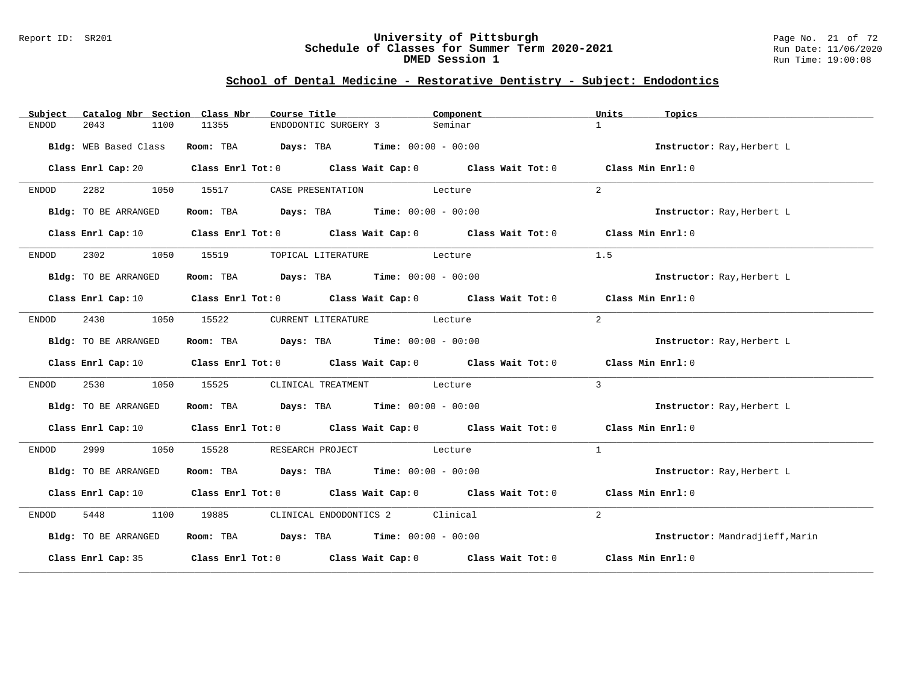## School of Dental Medicine - Restorative Dentistry - Subject: Endodontics

| Subject | Catalog Nbr | Section | Class Nbr | Course Title | Component | Units | Topics |
|---|---|---|---|---|---|---|---|
| ENDOD | 2043 | 1100 | 11355 | ENDODONTIC SURGERY 3 | Seminar | 1 | |

**Bldg:** WEB Based Class **Room:** TBA **Days:** TBA **Time:** 00:00 - 00:00 **Instructor:** Ray,Herbert L

**Class Enrl Cap:** 20 **Class Enrl Tot:** 0 **Class Wait Cap:** 0 **Class Wait Tot:** 0 **Class Min Enrl:** 0

| Subject | Catalog Nbr | Section | Class Nbr | Course Title | Component | Units | Topics |
|---|---|---|---|---|---|---|---|
| ENDOD | 2282 | 1050 | 15517 | CASE PRESENTATION | Lecture | 2 | |

**Bldg:** TO BE ARRANGED **Room:** TBA **Days:** TBA **Time:** 00:00 - 00:00 **Instructor:** Ray,Herbert L

**Class Enrl Cap:** 10 **Class Enrl Tot:** 0 **Class Wait Cap:** 0 **Class Wait Tot:** 0 **Class Min Enrl:** 0

| Subject | Catalog Nbr | Section | Class Nbr | Course Title | Component | Units | Topics |
|---|---|---|---|---|---|---|---|
| ENDOD | 2302 | 1050 | 15519 | TOPICAL LITERATURE | Lecture | 1.5 | |

**Bldg:** TO BE ARRANGED **Room:** TBA **Days:** TBA **Time:** 00:00 - 00:00 **Instructor:** Ray,Herbert L

**Class Enrl Cap:** 10 **Class Enrl Tot:** 0 **Class Wait Cap:** 0 **Class Wait Tot:** 0 **Class Min Enrl:** 0

| Subject | Catalog Nbr | Section | Class Nbr | Course Title | Component | Units | Topics |
|---|---|---|---|---|---|---|---|
| ENDOD | 2430 | 1050 | 15522 | CURRENT LITERATURE | Lecture | 2 | |

**Bldg:** TO BE ARRANGED **Room:** TBA **Days:** TBA **Time:** 00:00 - 00:00 **Instructor:** Ray,Herbert L

**Class Enrl Cap:** 10 **Class Enrl Tot:** 0 **Class Wait Cap:** 0 **Class Wait Tot:** 0 **Class Min Enrl:** 0

| Subject | Catalog Nbr | Section | Class Nbr | Course Title | Component | Units | Topics |
|---|---|---|---|---|---|---|---|
| ENDOD | 2530 | 1050 | 15525 | CLINICAL TREATMENT | Lecture | 3 | |

**Bldg:** TO BE ARRANGED **Room:** TBA **Days:** TBA **Time:** 00:00 - 00:00 **Instructor:** Ray,Herbert L

**Class Enrl Cap:** 10 **Class Enrl Tot:** 0 **Class Wait Cap:** 0 **Class Wait Tot:** 0 **Class Min Enrl:** 0

| Subject | Catalog Nbr | Section | Class Nbr | Course Title | Component | Units | Topics |
|---|---|---|---|---|---|---|---|
| ENDOD | 2999 | 1050 | 15528 | RESEARCH PROJECT | Lecture | 1 | |

**Bldg:** TO BE ARRANGED **Room:** TBA **Days:** TBA **Time:** 00:00 - 00:00 **Instructor:** Ray,Herbert L

**Class Enrl Cap:** 10 **Class Enrl Tot:** 0 **Class Wait Cap:** 0 **Class Wait Tot:** 0 **Class Min Enrl:** 0

| Subject | Catalog Nbr | Section | Class Nbr | Course Title | Component | Units | Topics |
|---|---|---|---|---|---|---|---|
| ENDOD | 5448 | 1100 | 19885 | CLINICAL ENDODONTICS 2 | Clinical | 2 | |

**Bldg:** TO BE ARRANGED **Room:** TBA **Days:** TBA **Time:** 00:00 - 00:00 **Instructor:** Mandradjieff,Marin

**Class Enrl Cap:** 35 **Class Enrl Tot:** 0 **Class Wait Cap:** 0 **Class Wait Tot:** 0 **Class Min Enrl:** 0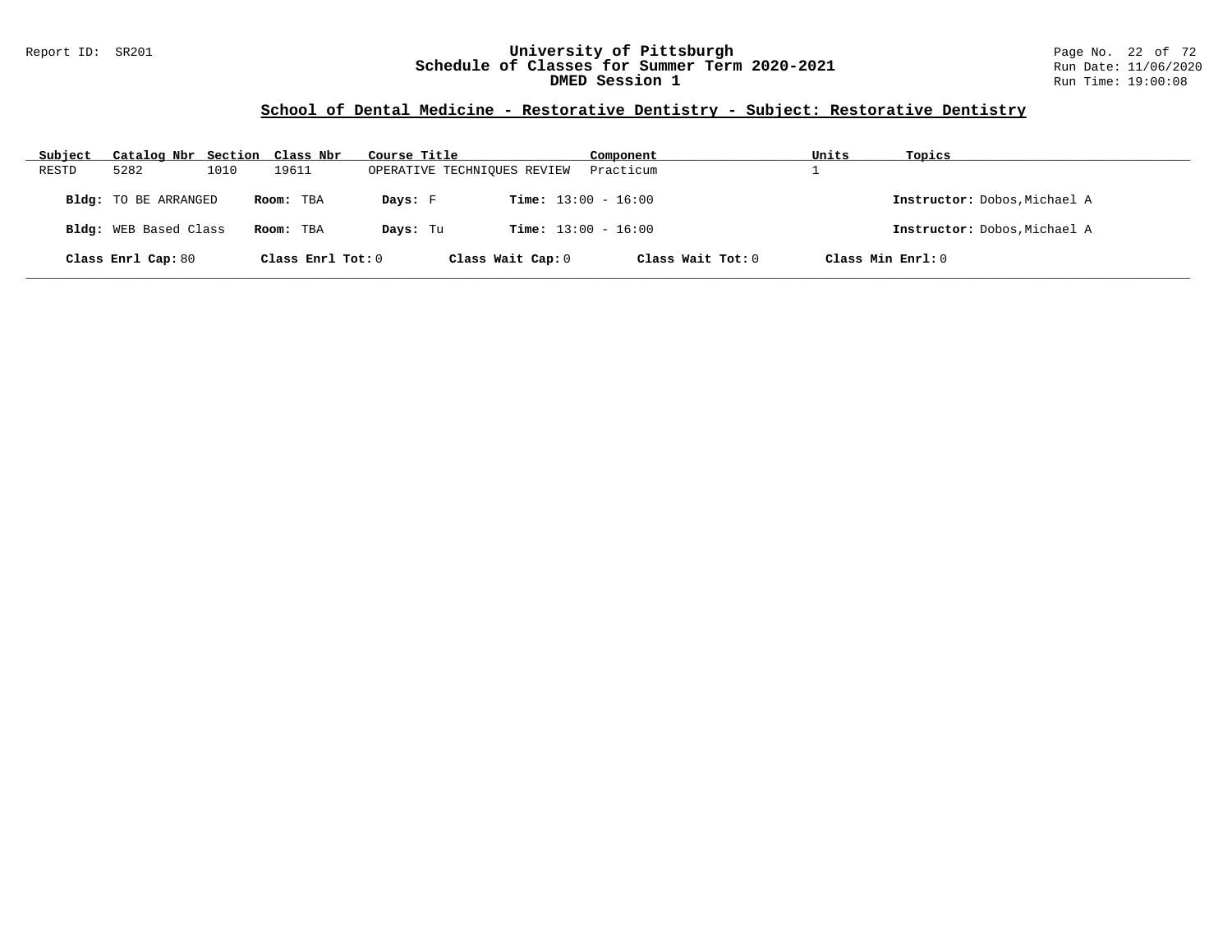## School of Dental Medicine - Restorative Dentistry - Subject: Restorative Dentistry

| Subject | Catalog Nbr | Section | Class Nbr | Course Title | Component | Units | Topics |
|---|---|---|---|---|---|---|---|
| RESTD | 5282 | 1010 | 19611 | OPERATIVE TECHNIQUES REVIEW | Practicum | 1 | |

**Bldg:** TO BE ARRANGED **Room:** TBA **Days:** F **Time:** 13:00 - 16:00 **Instructor:** Dobos,Michael A

**Bldg:** WEB Based Class **Room:** TBA **Days:** Tu **Time:** 13:00 - 16:00 **Instructor:** Dobos,Michael A

**Class Enrl Cap:** 80 **Class Enrl Tot:** 0 **Class Wait Cap:** 0 **Class Wait Tot:** 0 **Class Min Enrl:** 0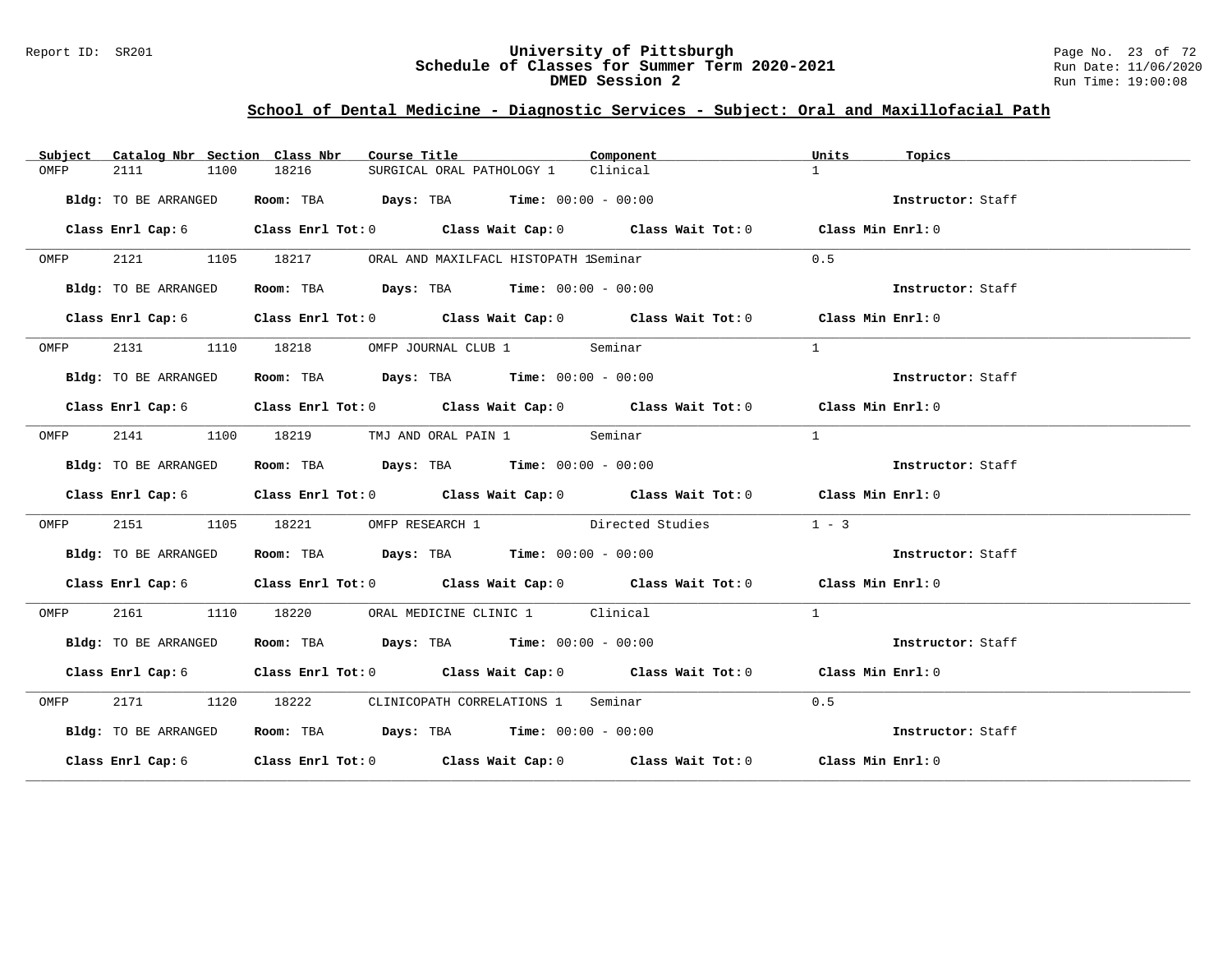# University of Pittsburgh
## Schedule of Classes for Summer Term 2020-2021
## DMED Session 2

Report ID: SR201

Run Date: 11/06/2020
Run Time: 19:00:08

### School of Dental Medicine - Diagnostic Services - Subject: Oral and Maxillofacial Path

| Subject | Catalog Nbr | Section | Class Nbr | Course Title | Component | Units | Topics |
|---|---|---|---|---|---|---|---|
| OMFP | 2111 | 1100 | 18216 | SURGICAL ORAL PATHOLOGY 1 | Clinical | 1 | |

**Bldg:** TO BE ARRANGED **Room:** TBA **Days:** TBA **Time:** 00:00 - 00:00 **Instructor:** Staff

**Class Enrl Cap:** 6 **Class Enrl Tot:** 0 **Class Wait Cap:** 0 **Class Wait Tot:** 0 **Class Min Enrl:** 0

| Subject | Catalog Nbr | Section | Class Nbr | Course Title | Component | Units | Topics |
|---|---|---|---|---|---|---|---|
| OMFP | 2121 | 1105 | 18217 | ORAL AND MAXILFACL HISTOPATH 1 | Seminar | 0.5 | |

**Bldg:** TO BE ARRANGED **Room:** TBA **Days:** TBA **Time:** 00:00 - 00:00 **Instructor:** Staff

**Class Enrl Cap:** 6 **Class Enrl Tot:** 0 **Class Wait Cap:** 0 **Class Wait Tot:** 0 **Class Min Enrl:** 0

| Subject | Catalog Nbr | Section | Class Nbr | Course Title | Component | Units | Topics |
|---|---|---|---|---|---|---|---|
| OMFP | 2131 | 1110 | 18218 | OMFP JOURNAL CLUB 1 | Seminar | 1 | |

**Bldg:** TO BE ARRANGED **Room:** TBA **Days:** TBA **Time:** 00:00 - 00:00 **Instructor:** Staff

**Class Enrl Cap:** 6 **Class Enrl Tot:** 0 **Class Wait Cap:** 0 **Class Wait Tot:** 0 **Class Min Enrl:** 0

| Subject | Catalog Nbr | Section | Class Nbr | Course Title | Component | Units | Topics |
|---|---|---|---|---|---|---|---|
| OMFP | 2141 | 1100 | 18219 | TMJ AND ORAL PAIN 1 | Seminar | 1 | |

**Bldg:** TO BE ARRANGED **Room:** TBA **Days:** TBA **Time:** 00:00 - 00:00 **Instructor:** Staff

**Class Enrl Cap:** 6 **Class Enrl Tot:** 0 **Class Wait Cap:** 0 **Class Wait Tot:** 0 **Class Min Enrl:** 0

| Subject | Catalog Nbr | Section | Class Nbr | Course Title | Component | Units | Topics |
|---|---|---|---|---|---|---|---|
| OMFP | 2151 | 1105 | 18221 | OMFP RESEARCH 1 | Directed Studies | 1 - 3 | |

**Bldg:** TO BE ARRANGED **Room:** TBA **Days:** TBA **Time:** 00:00 - 00:00 **Instructor:** Staff

**Class Enrl Cap:** 6 **Class Enrl Tot:** 0 **Class Wait Cap:** 0 **Class Wait Tot:** 0 **Class Min Enrl:** 0

| Subject | Catalog Nbr | Section | Class Nbr | Course Title | Component | Units | Topics |
|---|---|---|---|---|---|---|---|
| OMFP | 2161 | 1110 | 18220 | ORAL MEDICINE CLINIC 1 | Clinical | 1 | |

**Bldg:** TO BE ARRANGED **Room:** TBA **Days:** TBA **Time:** 00:00 - 00:00 **Instructor:** Staff

**Class Enrl Cap:** 6 **Class Enrl Tot:** 0 **Class Wait Cap:** 0 **Class Wait Tot:** 0 **Class Min Enrl:** 0

| Subject | Catalog Nbr | Section | Class Nbr | Course Title | Component | Units | Topics |
|---|---|---|---|---|---|---|---|
| OMFP | 2171 | 1120 | 18222 | CLINICOPATH CORRELATIONS 1 | Seminar | 0.5 | |

**Bldg:** TO BE ARRANGED **Room:** TBA **Days:** TBA **Time:** 00:00 - 00:00 **Instructor:** Staff

**Class Enrl Cap:** 6 **Class Enrl Tot:** 0 **Class Wait Cap:** 0 **Class Wait Tot:** 0 **Class Min Enrl:** 0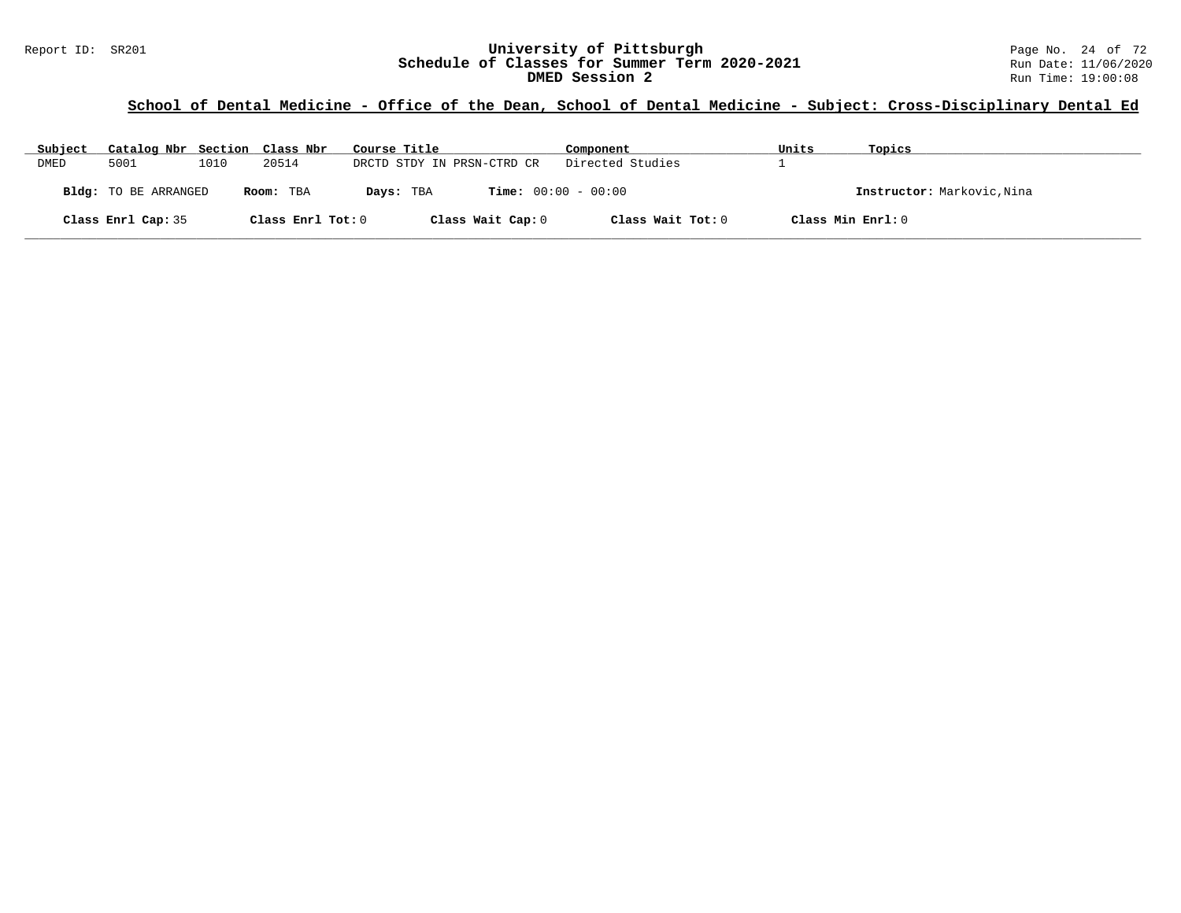## School of Dental Medicine - Office of the Dean, School of Dental Medicine - Subject: Cross-Disciplinary Dental Ed

| Subject | Catalog Nbr | Section | Class Nbr | Course Title | Component | Units | Topics |
|---|---|---|---|---|---|---|---|
| DMED | 5001 | 1010 | 20514 | DRCTD STDY IN PRSN-CTRD CR | Directed Studies | 1 | |

**Bldg:** TO BE ARRANGED **Room:** TBA **Days:** TBA **Time:** 00:00 - 00:00 **Instructor:** Markovic,Nina

**Class Enrl Cap:** 35 **Class Enrl Tot:** 0 **Class Wait Cap:** 0 **Class Wait Tot:** 0 **Class Min Enrl:** 0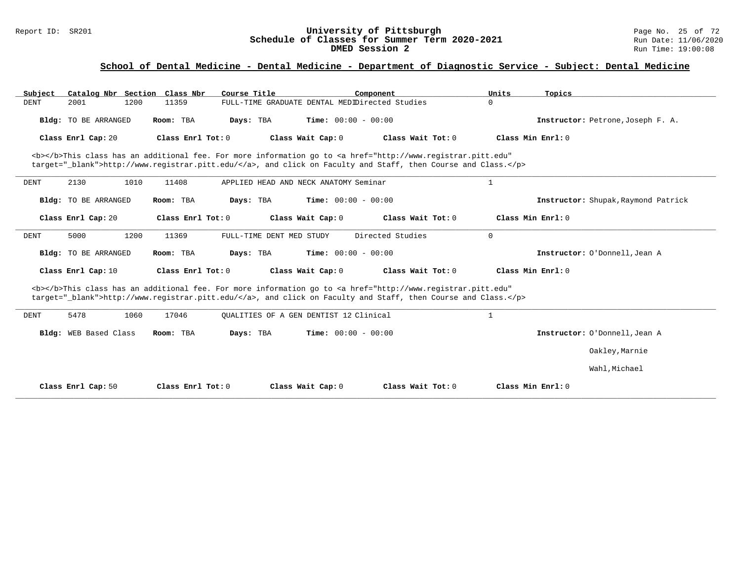# University of Pittsburgh
## Schedule of Classes for Summer Term 2020-2021
## DMED Session 2

Report ID: SR201

Run Date: 11/06/2020
Run Time: 19:00:08

### School of Dental Medicine - Dental Medicine - Department of Diagnostic Service - Subject: Dental Medicine

| Subject | Catalog Nbr | Section | Class Nbr | Course Title | Component | Units | Topics |
|---|---|---|---|---|---|---|---|
| DENT | 2001 | 1200 | 11359 | FULL-TIME GRADUATE DENTAL MEDI | Directed Studies | 0 | |

**Bldg:** TO BE ARRANGED **Room:** TBA **Days:** TBA **Time:** 00:00 - 00:00 **Instructor:** Petrone,Joseph F. A.

**Class Enrl Cap:** 20 **Class Enrl Tot:** 0 **Class Wait Cap:** 0 **Class Wait Tot:** 0 **Class Min Enrl:** 0

<b></b>This class has an additional fee. For more information go to <a href="http://www.registrar.pitt.edu" target="_blank">http://www.registrar.pitt.edu/</a>, and click on Faculty and Staff, then Course and Class.</p>

---

| Subject | Catalog Nbr | Section | Class Nbr | Course Title | Component | Units | Topics |
|---|---|---|---|---|---|---|---|
| DENT | 2130 | 1010 | 11408 | APPLIED HEAD AND NECK ANATOMY | Seminar | 1 | |

**Bldg:** TO BE ARRANGED **Room:** TBA **Days:** TBA **Time:** 00:00 - 00:00 **Instructor:** Shupak,Raymond Patrick

**Class Enrl Cap:** 20 **Class Enrl Tot:** 0 **Class Wait Cap:** 0 **Class Wait Tot:** 0 **Class Min Enrl:** 0

---

| Subject | Catalog Nbr | Section | Class Nbr | Course Title | Component | Units | Topics |
|---|---|---|---|---|---|---|---|
| DENT | 5000 | 1200 | 11369 | FULL-TIME DENT MED STUDY | Directed Studies | 0 | |

**Bldg:** TO BE ARRANGED **Room:** TBA **Days:** TBA **Time:** 00:00 - 00:00 **Instructor:** O'Donnell,Jean A

**Class Enrl Cap:** 10 **Class Enrl Tot:** 0 **Class Wait Cap:** 0 **Class Wait Tot:** 0 **Class Min Enrl:** 0

<b></b>This class has an additional fee. For more information go to <a href="http://www.registrar.pitt.edu" target="_blank">http://www.registrar.pitt.edu/</a>, and click on Faculty and Staff, then Course and Class.</p>

---

| Subject | Catalog Nbr | Section | Class Nbr | Course Title | Component | Units | Topics |
|---|---|---|---|---|---|---|---|
| DENT | 5478 | 1060 | 17046 | QUALITIES OF A GEN DENTIST 12 | Clinical | 1 | |

**Bldg:** WEB Based Class **Room:** TBA **Days:** TBA **Time:** 00:00 - 00:00 **Instructor:** O'Donnell,Jean A

Oakley,Marnie

Wahl,Michael

**Class Enrl Cap:** 50 **Class Enrl Tot:** 0 **Class Wait Cap:** 0 **Class Wait Tot:** 0 **Class Min Enrl:** 0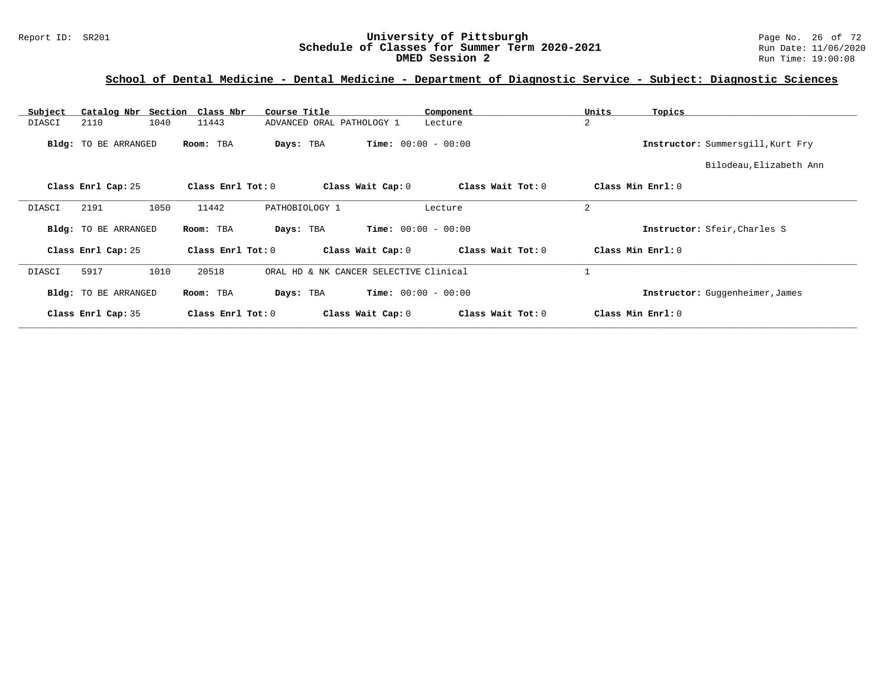# University of Pittsburgh
## Schedule of Classes for Summer Term 2020-2021
## DMED Session 2

Report ID: SR201

Run Date: 11/06/2020
Run Time: 19:00:08

### School of Dental Medicine - Dental Medicine - Department of Diagnostic Service - Subject: Diagnostic Sciences

| Subject | Catalog Nbr | Section | Class Nbr | Course Title | Component | Units | Topics |
|---|---|---|---|---|---|---|---|
| DIASCI | 2110 | 1040 | 11443 | ADVANCED ORAL PATHOLOGY 1 | Lecture | 2 | |

**Bldg:** TO BE ARRANGED **Room:** TBA **Days:** TBA **Time:** 00:00 - 00:00 **Instructor:** Summersgill,Kurt Fry
Bilodeau,Elizabeth Ann

**Class Enrl Cap:** 25 **Class Enrl Tot:** 0 **Class Wait Cap:** 0 **Class Wait Tot:** 0 **Class Min Enrl:** 0

| Subject | Catalog Nbr | Section | Class Nbr | Course Title | Component | Units | Topics |
|---|---|---|---|---|---|---|---|
| DIASCI | 2191 | 1050 | 11442 | PATHOBIOLOGY 1 | Lecture | 2 | |

**Bldg:** TO BE ARRANGED **Room:** TBA **Days:** TBA **Time:** 00:00 - 00:00 **Instructor:** Sfeir,Charles S

**Class Enrl Cap:** 25 **Class Enrl Tot:** 0 **Class Wait Cap:** 0 **Class Wait Tot:** 0 **Class Min Enrl:** 0

| Subject | Catalog Nbr | Section | Class Nbr | Course Title | Component | Units | Topics |
|---|---|---|---|---|---|---|---|
| DIASCI | 5917 | 1010 | 20518 | ORAL HD & NK CANCER SELECTIVE | Clinical | 1 | |

**Bldg:** TO BE ARRANGED **Room:** TBA **Days:** TBA **Time:** 00:00 - 00:00 **Instructor:** Guggenheimer,James

**Class Enrl Cap:** 35 **Class Enrl Tot:** 0 **Class Wait Cap:** 0 **Class Wait Tot:** 0 **Class Min Enrl:** 0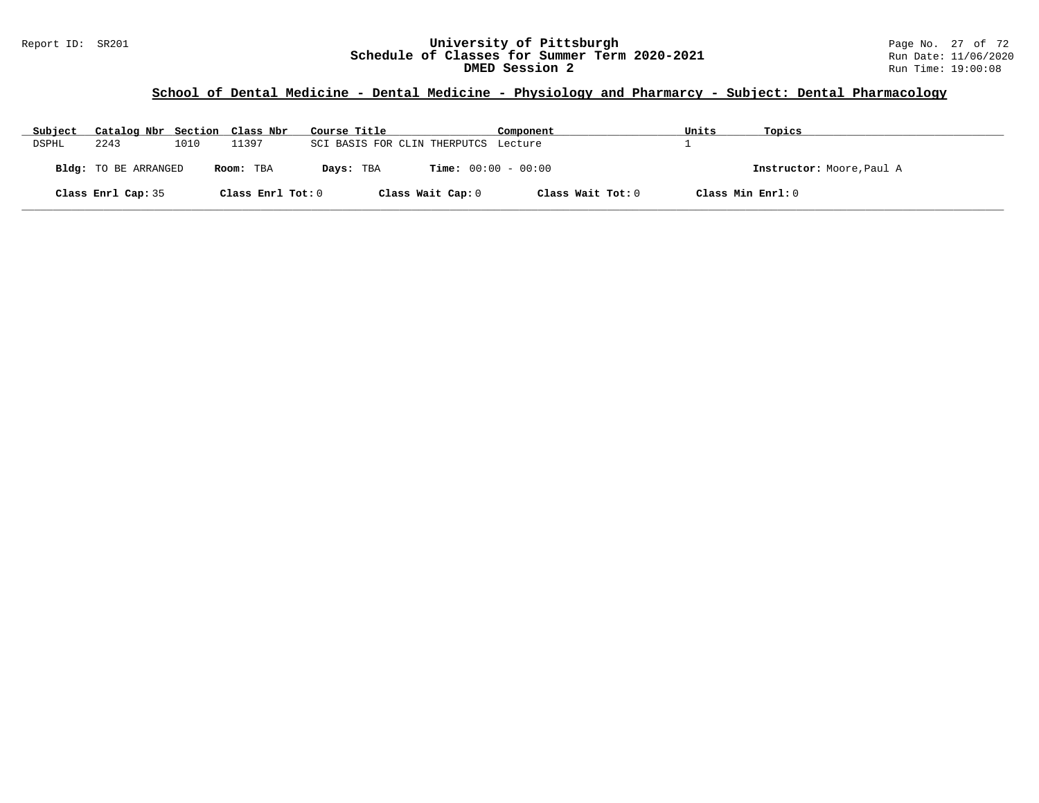## School of Dental Medicine - Dental Medicine - Physiology and Pharmarcy - Subject: Dental Pharmacology

| Subject | Catalog Nbr | Section | Class Nbr | Course Title | Component | Units | Topics |
|---|---|---|---|---|---|---|---|
| DSPHL | 2243 | 1010 | 11397 | SCI BASIS FOR CLIN THERPUTCS | Lecture | 1 | |

**Bldg:** TO BE ARRANGED **Room:** TBA **Days:** TBA **Time:** 00:00 - 00:00 **Instructor:** Moore,Paul A

**Class Enrl Cap:** 35 **Class Enrl Tot:** 0 **Class Wait Cap:** 0 **Class Wait Tot:** 0 **Class Min Enrl:** 0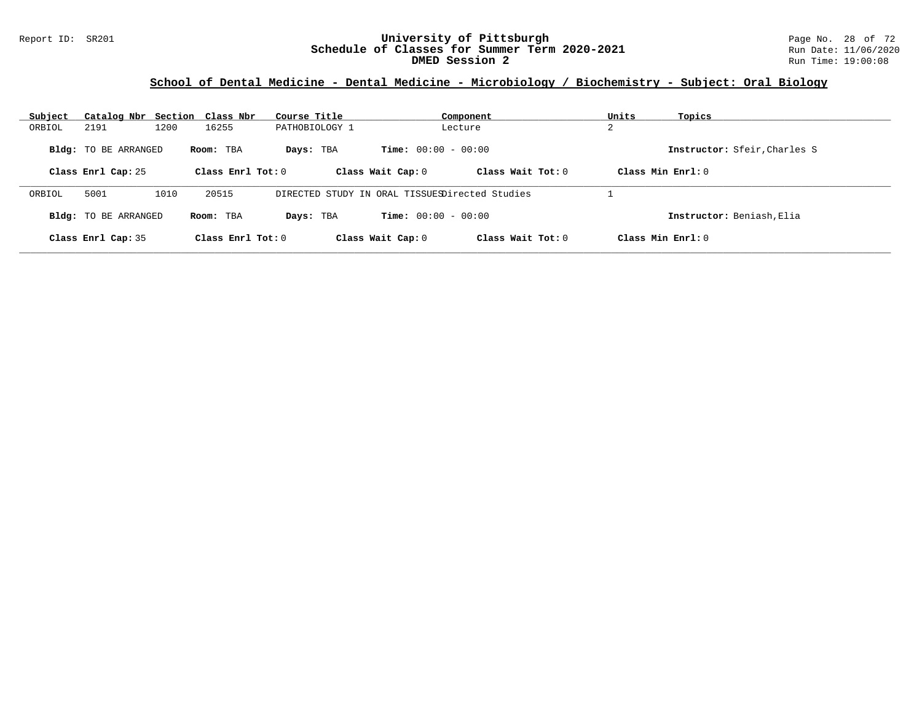## School of Dental Medicine - Dental Medicine - Microbiology / Biochemistry - Subject: Oral Biology

| Subject | Catalog Nbr | Section | Class Nbr | Course Title | Component | Units | Topics |
|---|---|---|---|---|---|---|---|
| ORBIOL | 2191 | 1200 | 16255 | PATHOBIOLOGY 1 | Lecture | 2 | |

**Bldg:** TO BE ARRANGED **Room:** TBA **Days:** TBA **Time:** 00:00 - 00:00 **Instructor:** Sfeir,Charles S

**Class Enrl Cap:** 25 **Class Enrl Tot:** 0 **Class Wait Cap:** 0 **Class Wait Tot:** 0 **Class Min Enrl:** 0

| Subject | Catalog Nbr | Section | Class Nbr | Course Title | Component | Units | Topics |
|---|---|---|---|---|---|---|---|
| ORBIOL | 5001 | 1010 | 20515 | DIRECTED STUDY IN ORAL TISSUES | Directed Studies | 1 | |

**Bldg:** TO BE ARRANGED **Room:** TBA **Days:** TBA **Time:** 00:00 - 00:00 **Instructor:** Beniash,Elia

**Class Enrl Cap:** 35 **Class Enrl Tot:** 0 **Class Wait Cap:** 0 **Class Wait Tot:** 0 **Class Min Enrl:** 0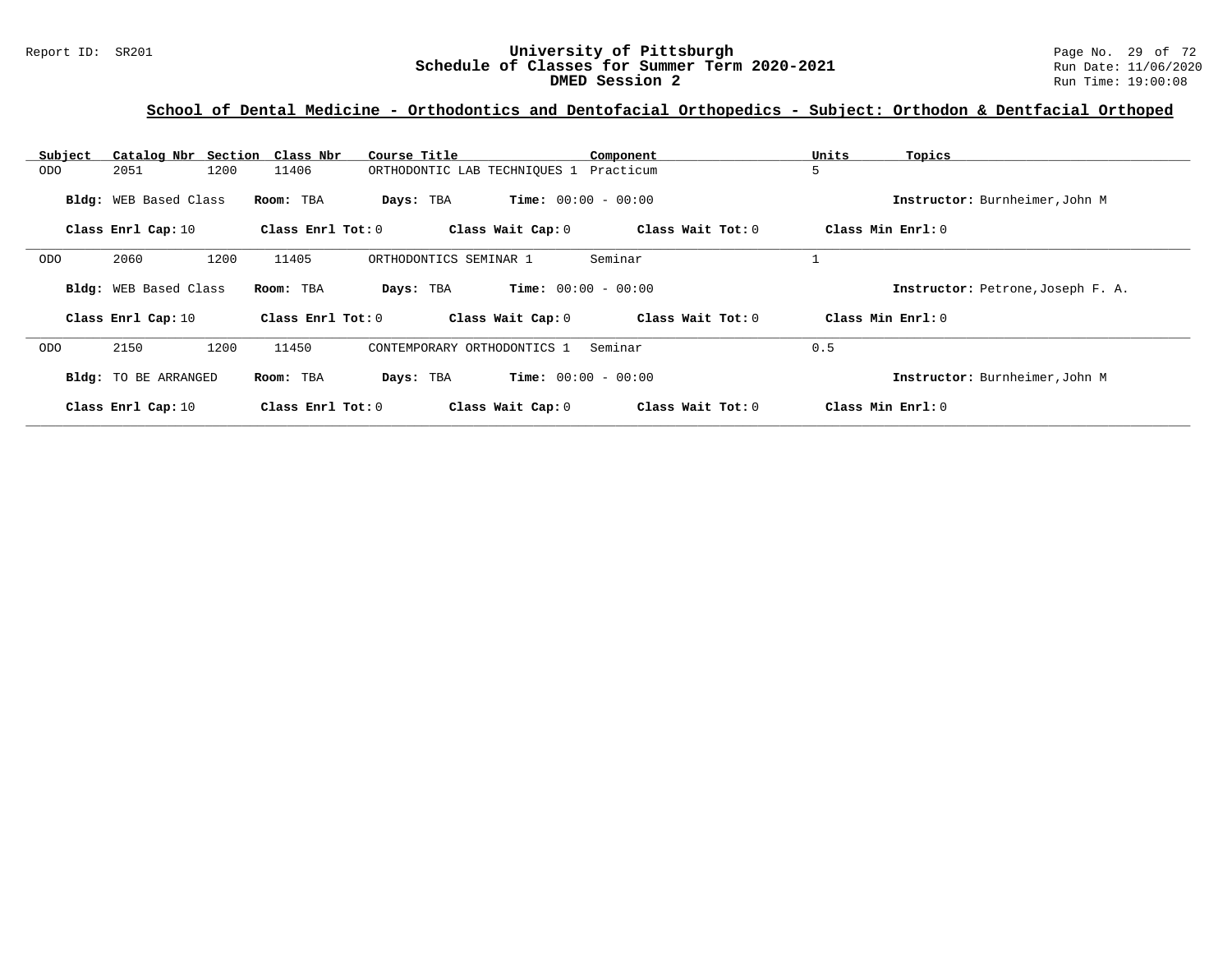# University of Pittsburgh
## Schedule of Classes for Summer Term 2020-2021
### DMED Session 2

Report ID: SR201

Run Date: 11/06/2020
Run Time: 19:00:08

**School of Dental Medicine - Orthodontics and Dentofacial Orthopedics - Subject: Orthodon & Dentfacial Orthoped**

| Subject | Catalog Nbr | Section | Class Nbr | Course Title | Component | Units | Topics |
|---|---|---|---|---|---|---|---|
| ODO | 2051 | 1200 | 11406 | ORTHODONTIC LAB TECHNIQUES 1 | Practicum | 5 | |

**Bldg:** WEB Based Class **Room:** TBA **Days:** TBA **Time:** 00:00 - 00:00 **Instructor:** Burnheimer,John M

**Class Enrl Cap:** 10 **Class Enrl Tot:** 0 **Class Wait Cap:** 0 **Class Wait Tot:** 0 **Class Min Enrl:** 0

| Subject | Catalog Nbr | Section | Class Nbr | Course Title | Component | Units | Topics |
|---|---|---|---|---|---|---|---|
| ODO | 2060 | 1200 | 11405 | ORTHODONTICS SEMINAR 1 | Seminar | 1 | |

**Bldg:** WEB Based Class **Room:** TBA **Days:** TBA **Time:** 00:00 - 00:00 **Instructor:** Petrone,Joseph F. A.

**Class Enrl Cap:** 10 **Class Enrl Tot:** 0 **Class Wait Cap:** 0 **Class Wait Tot:** 0 **Class Min Enrl:** 0

| Subject | Catalog Nbr | Section | Class Nbr | Course Title | Component | Units | Topics |
|---|---|---|---|---|---|---|---|
| ODO | 2150 | 1200 | 11450 | CONTEMPORARY ORTHODONTICS 1 | Seminar | 0.5 | |

**Bldg:** TO BE ARRANGED **Room:** TBA **Days:** TBA **Time:** 00:00 - 00:00 **Instructor:** Burnheimer,John M

**Class Enrl Cap:** 10 **Class Enrl Tot:** 0 **Class Wait Cap:** 0 **Class Wait Tot:** 0 **Class Min Enrl:** 0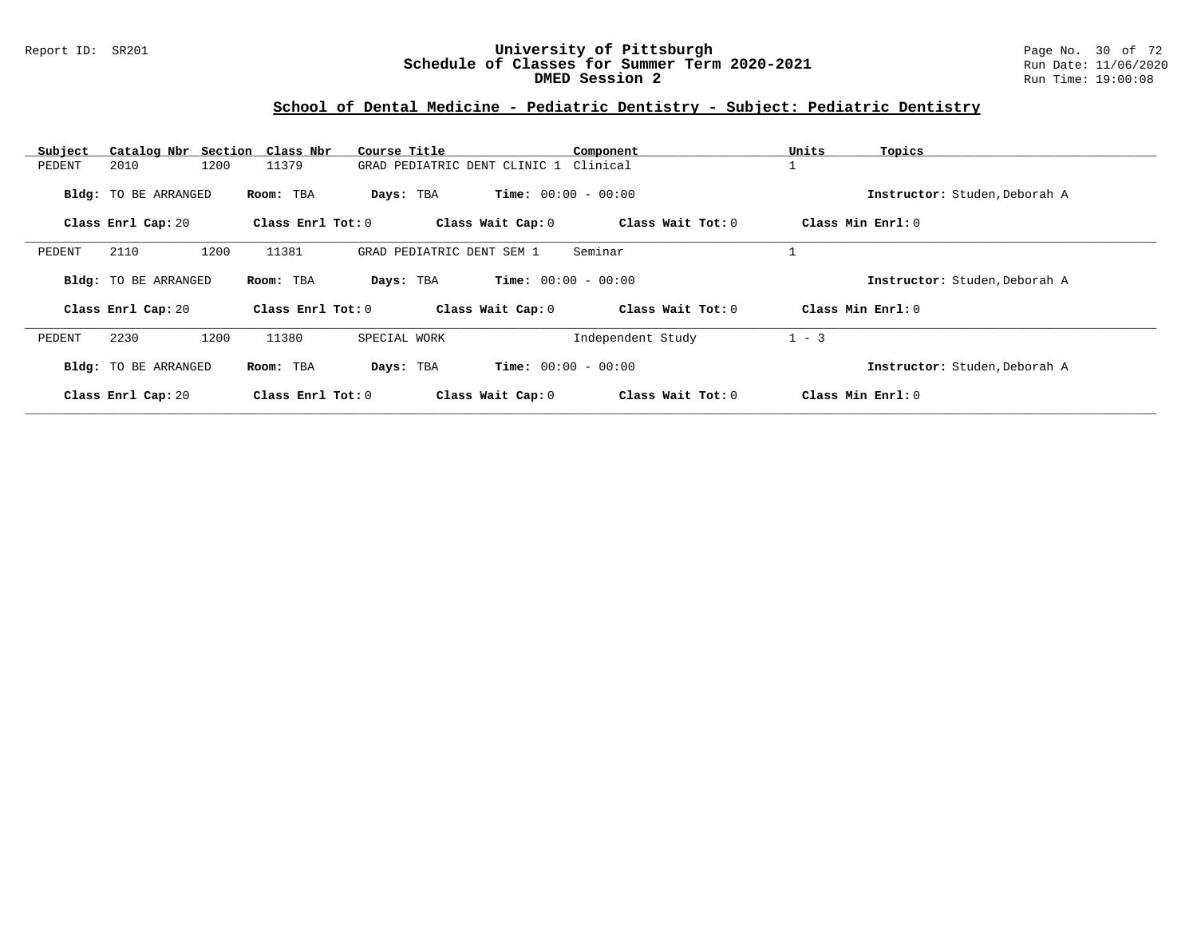## School of Dental Medicine - Pediatric Dentistry - Subject: Pediatric Dentistry

| Subject | Catalog Nbr | Section | Class Nbr | Course Title | Component | Units | Topics |
|---|---|---|---|---|---|---|---|
| PEDENT | 2010 | 1200 | 11379 | GRAD PEDIATRIC DENT CLINIC 1 | Clinical | 1 | |

**Bldg:** TO BE ARRANGED **Room:** TBA **Days:** TBA **Time:** 00:00 - 00:00 **Instructor:** Studen,Deborah A

**Class Enrl Cap:** 20 **Class Enrl Tot:** 0 **Class Wait Cap:** 0 **Class Wait Tot:** 0 **Class Min Enrl:** 0

---

| Subject | Catalog Nbr | Section | Class Nbr | Course Title | Component | Units | Topics |
|---|---|---|---|---|---|---|---|
| PEDENT | 2110 | 1200 | 11381 | GRAD PEDIATRIC DENT SEM 1 | Seminar | 1 | |

**Bldg:** TO BE ARRANGED **Room:** TBA **Days:** TBA **Time:** 00:00 - 00:00 **Instructor:** Studen,Deborah A

**Class Enrl Cap:** 20 **Class Enrl Tot:** 0 **Class Wait Cap:** 0 **Class Wait Tot:** 0 **Class Min Enrl:** 0

---

| Subject | Catalog Nbr | Section | Class Nbr | Course Title | Component | Units | Topics |
|---|---|---|---|---|---|---|---|
| PEDENT | 2230 | 1200 | 11380 | SPECIAL WORK | Independent Study | 1 - 3 | |

**Bldg:** TO BE ARRANGED **Room:** TBA **Days:** TBA **Time:** 00:00 - 00:00 **Instructor:** Studen,Deborah A

**Class Enrl Cap:** 20 **Class Enrl Tot:** 0 **Class Wait Cap:** 0 **Class Wait Tot:** 0 **Class Min Enrl:** 0

---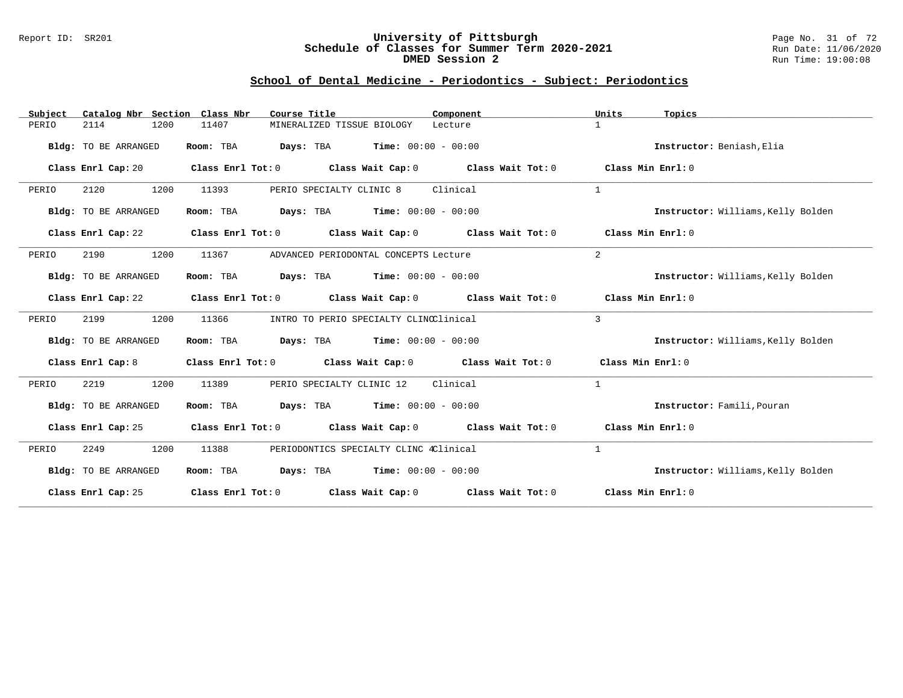# University of Pittsburgh
## Schedule of Classes for Summer Term 2020-2021
## DMED Session 2

Report ID: SR201

Run Date: 11/06/2020
Run Time: 19:00:08

### School of Dental Medicine - Periodontics - Subject: Periodontics

| Subject | Catalog Nbr | Section | Class Nbr | Course Title | Component | Units | Topics |
|---|---|---|---|---|---|---|---|
| PERIO | 2114 | 1200 | 11407 | MINERALIZED TISSUE BIOLOGY | Lecture | 1 | |

**Bldg:** TO BE ARRANGED **Room:** TBA **Days:** TBA **Time:** 00:00 - 00:00 **Instructor:** Beniash,Elia

**Class Enrl Cap:** 20 **Class Enrl Tot:** 0 **Class Wait Cap:** 0 **Class Wait Tot:** 0 **Class Min Enrl:** 0

| Subject | Catalog Nbr | Section | Class Nbr | Course Title | Component | Units | Topics |
|---|---|---|---|---|---|---|---|
| PERIO | 2120 | 1200 | 11393 | PERIO SPECIALTY CLINIC 8 | Clinical | 1 | |

**Bldg:** TO BE ARRANGED **Room:** TBA **Days:** TBA **Time:** 00:00 - 00:00 **Instructor:** Williams,Kelly Bolden

**Class Enrl Cap:** 22 **Class Enrl Tot:** 0 **Class Wait Cap:** 0 **Class Wait Tot:** 0 **Class Min Enrl:** 0

| Subject | Catalog Nbr | Section | Class Nbr | Course Title | Component | Units | Topics |
|---|---|---|---|---|---|---|---|
| PERIO | 2190 | 1200 | 11367 | ADVANCED PERIODONTAL CONCEPTS | Lecture | 2 | |

**Bldg:** TO BE ARRANGED **Room:** TBA **Days:** TBA **Time:** 00:00 - 00:00 **Instructor:** Williams,Kelly Bolden

**Class Enrl Cap:** 22 **Class Enrl Tot:** 0 **Class Wait Cap:** 0 **Class Wait Tot:** 0 **Class Min Enrl:** 0

| Subject | Catalog Nbr | Section | Class Nbr | Course Title | Component | Units | Topics |
|---|---|---|---|---|---|---|---|
| PERIO | 2199 | 1200 | 11366 | INTRO TO PERIO SPECIALTY CLINC | Clinical | 3 | |

**Bldg:** TO BE ARRANGED **Room:** TBA **Days:** TBA **Time:** 00:00 - 00:00 **Instructor:** Williams,Kelly Bolden

**Class Enrl Cap:** 8 **Class Enrl Tot:** 0 **Class Wait Cap:** 0 **Class Wait Tot:** 0 **Class Min Enrl:** 0

| Subject | Catalog Nbr | Section | Class Nbr | Course Title | Component | Units | Topics |
|---|---|---|---|---|---|---|---|
| PERIO | 2219 | 1200 | 11389 | PERIO SPECIALTY CLINIC 12 | Clinical | 1 | |

**Bldg:** TO BE ARRANGED **Room:** TBA **Days:** TBA **Time:** 00:00 - 00:00 **Instructor:** Famili,Pouran

**Class Enrl Cap:** 25 **Class Enrl Tot:** 0 **Class Wait Cap:** 0 **Class Wait Tot:** 0 **Class Min Enrl:** 0

| Subject | Catalog Nbr | Section | Class Nbr | Course Title | Component | Units | Topics |
|---|---|---|---|---|---|---|---|
| PERIO | 2249 | 1200 | 11388 | PERIODONTICS SPECIALTY CLINC 4 | Clinical | 1 | |

**Bldg:** TO BE ARRANGED **Room:** TBA **Days:** TBA **Time:** 00:00 - 00:00 **Instructor:** Williams,Kelly Bolden

**Class Enrl Cap:** 25 **Class Enrl Tot:** 0 **Class Wait Cap:** 0 **Class Wait Tot:** 0 **Class Min Enrl:** 0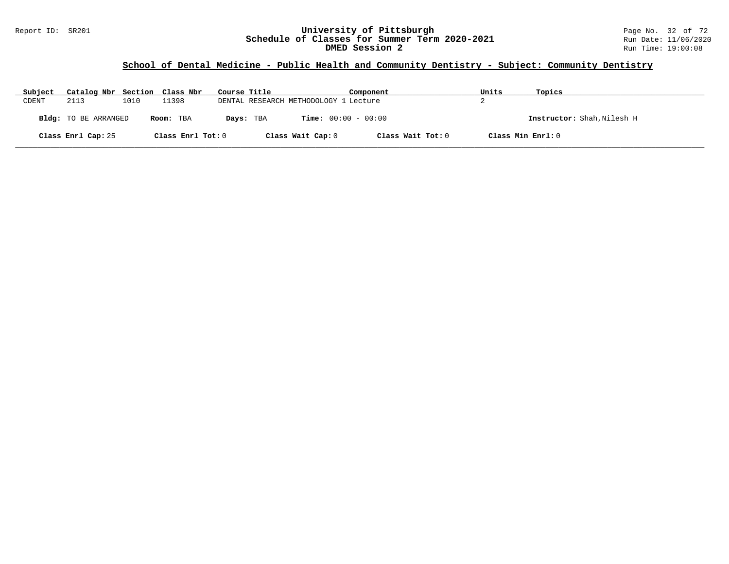## School of Dental Medicine - Public Health and Community Dentistry - Subject: Community Dentistry

| Subject | Catalog Nbr | Section | Class Nbr | Course Title | Component | Units | Topics |
|---|---|---|---|---|---|---|---|
| CDENT | 2113 | 1010 | 11398 | DENTAL RESEARCH METHODOLOGY 1 | Lecture | 2 | |

**Bldg:** TO BE ARRANGED **Room:** TBA **Days:** TBA **Time:** 00:00 - 00:00 **Instructor:** Shah,Nilesh H

**Class Enrl Cap:** 25 **Class Enrl Tot:** 0 **Class Wait Cap:** 0 **Class Wait Tot:** 0 **Class Min Enrl:** 0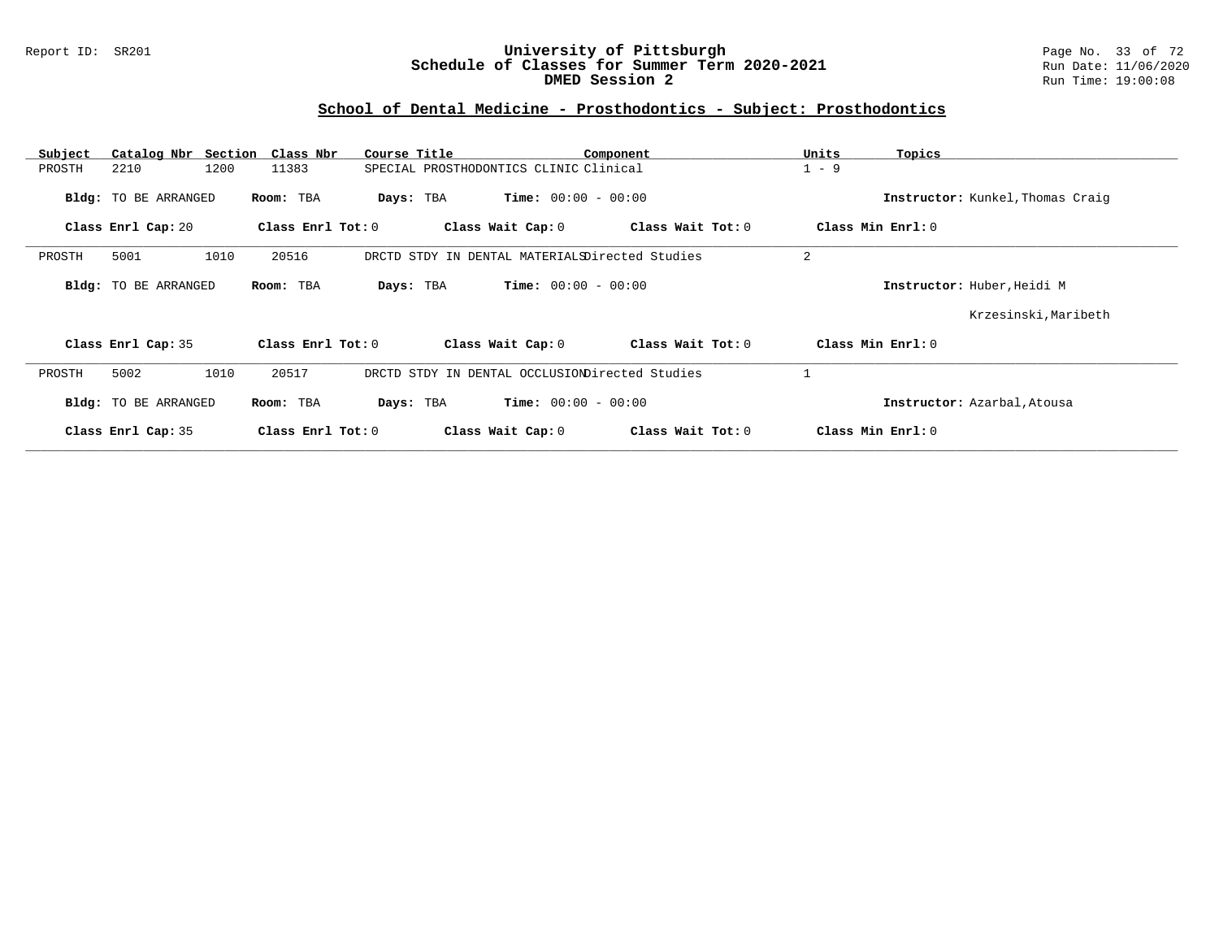# University of Pittsburgh
## Schedule of Classes for Summer Term 2020-2021
### DMED Session 2

Report ID: SR201

Run Date: 11/06/2020
Run Time: 19:00:08

## School of Dental Medicine - Prosthodontics - Subject: Prosthodontics

| Subject | Catalog Nbr | Section | Class Nbr | Course Title | Component | Units | Topics |
|---|---|---|---|---|---|---|---|
| PROSTH | 2210 | 1200 | 11383 | SPECIAL PROSTHODONTICS CLINIC | Clinical | 1 - 9 | |

**Bldg:** TO BE ARRANGED  **Room:** TBA  **Days:** TBA  **Time:** 00:00 - 00:00  **Instructor:** Kunkel,Thomas Craig

**Class Enrl Cap:** 20  **Class Enrl Tot:** 0  **Class Wait Cap:** 0  **Class Wait Tot:** 0  **Class Min Enrl:** 0

---

| Subject | Catalog Nbr | Section | Class Nbr | Course Title | Component | Units | Topics |
|---|---|---|---|---|---|---|---|
| PROSTH | 5001 | 1010 | 20516 | DRCTD STDY IN DENTAL MATERIALS | Directed Studies | 2 | |

**Bldg:** TO BE ARRANGED  **Room:** TBA  **Days:** TBA  **Time:** 00:00 - 00:00  **Instructor:** Huber,Heidi M
Krzesinski,Maribeth

**Class Enrl Cap:** 35  **Class Enrl Tot:** 0  **Class Wait Cap:** 0  **Class Wait Tot:** 0  **Class Min Enrl:** 0

---

| Subject | Catalog Nbr | Section | Class Nbr | Course Title | Component | Units | Topics |
|---|---|---|---|---|---|---|---|
| PROSTH | 5002 | 1010 | 20517 | DRCTD STDY IN DENTAL OCCLUSION | Directed Studies | 1 | |

**Bldg:** TO BE ARRANGED  **Room:** TBA  **Days:** TBA  **Time:** 00:00 - 00:00  **Instructor:** Azarbal,Atousa

**Class Enrl Cap:** 35  **Class Enrl Tot:** 0  **Class Wait Cap:** 0  **Class Wait Tot:** 0  **Class Min Enrl:** 0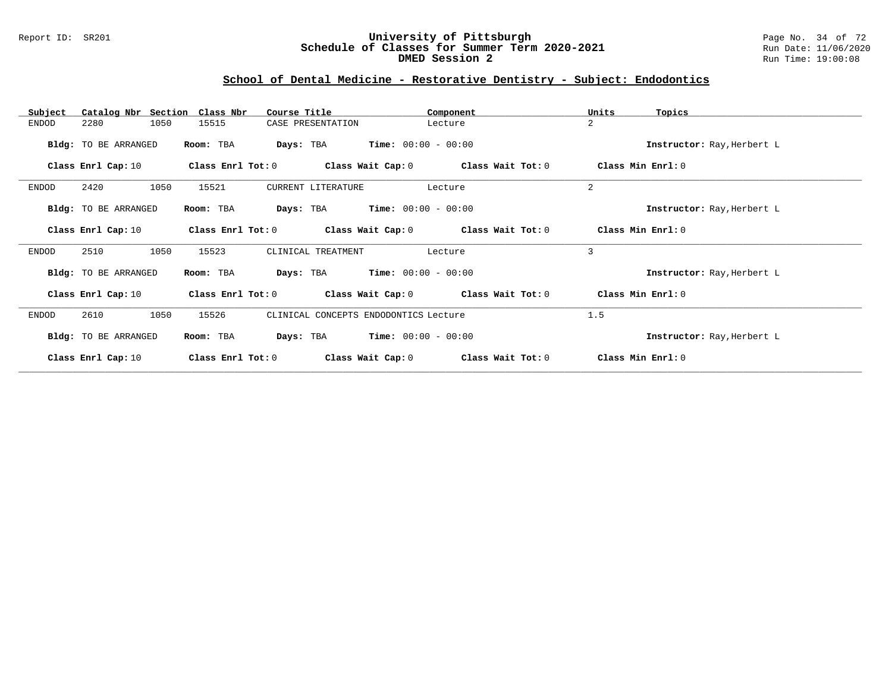## School of Dental Medicine - Restorative Dentistry - Subject: Endodontics

| Subject | Catalog Nbr | Section | Class Nbr | Course Title | Component | Units | Topics |
|---|---|---|---|---|---|---|---|
| ENDOD | 2280 | 1050 | 15515 | CASE PRESENTATION | Lecture | 2 | |

**Bldg:** TO BE ARRANGED **Room:** TBA **Days:** TBA **Time:** 00:00 - 00:00 **Instructor:** Ray,Herbert L

**Class Enrl Cap:** 10 **Class Enrl Tot:** 0 **Class Wait Cap:** 0 **Class Wait Tot:** 0 **Class Min Enrl:** 0

| Subject | Catalog Nbr | Section | Class Nbr | Course Title | Component | Units | Topics |
|---|---|---|---|---|---|---|---|
| ENDOD | 2420 | 1050 | 15521 | CURRENT LITERATURE | Lecture | 2 | |

**Bldg:** TO BE ARRANGED **Room:** TBA **Days:** TBA **Time:** 00:00 - 00:00 **Instructor:** Ray,Herbert L

**Class Enrl Cap:** 10 **Class Enrl Tot:** 0 **Class Wait Cap:** 0 **Class Wait Tot:** 0 **Class Min Enrl:** 0

| Subject | Catalog Nbr | Section | Class Nbr | Course Title | Component | Units | Topics |
|---|---|---|---|---|---|---|---|
| ENDOD | 2510 | 1050 | 15523 | CLINICAL TREATMENT | Lecture | 3 | |

**Bldg:** TO BE ARRANGED **Room:** TBA **Days:** TBA **Time:** 00:00 - 00:00 **Instructor:** Ray,Herbert L

**Class Enrl Cap:** 10 **Class Enrl Tot:** 0 **Class Wait Cap:** 0 **Class Wait Tot:** 0 **Class Min Enrl:** 0

| Subject | Catalog Nbr | Section | Class Nbr | Course Title | Component | Units | Topics |
|---|---|---|---|---|---|---|---|
| ENDOD | 2610 | 1050 | 15526 | CLINICAL CONCEPTS ENDODONTICS | Lecture | 1.5 | |

**Bldg:** TO BE ARRANGED **Room:** TBA **Days:** TBA **Time:** 00:00 - 00:00 **Instructor:** Ray,Herbert L

**Class Enrl Cap:** 10 **Class Enrl Tot:** 0 **Class Wait Cap:** 0 **Class Wait Tot:** 0 **Class Min Enrl:** 0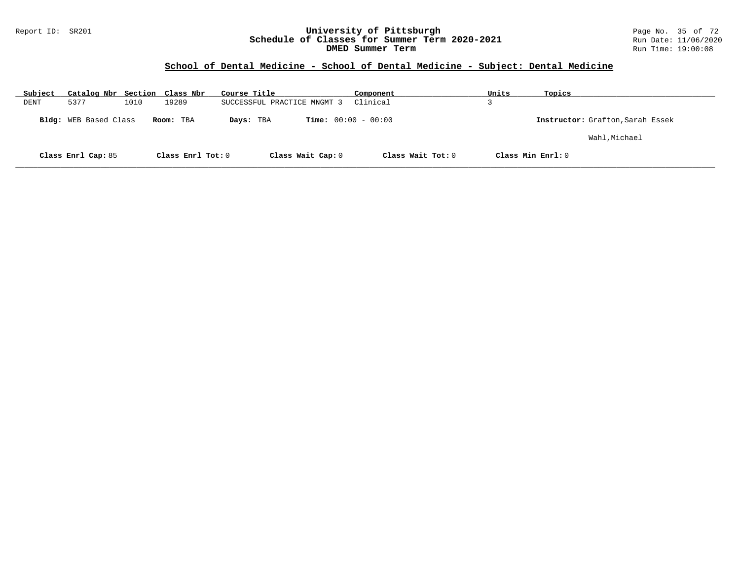## School of Dental Medicine - School of Dental Medicine - Subject: Dental Medicine

| Subject | Catalog Nbr | Section | Class Nbr | Course Title | Component | Units | Topics |
|---|---|---|---|---|---|---|---|
| DENT | 5377 | 1010 | 19289 | SUCCESSFUL PRACTICE MNGMT 3 | Clinical | 3 | |

**Bldg:** WEB Based Class **Room:** TBA **Days:** TBA **Time:** 00:00 - 00:00 **Instructor:** Grafton,Sarah Essek

Wahl,Michael

**Class Enrl Cap:** 85 **Class Enrl Tot:** 0 **Class Wait Cap:** 0 **Class Wait Tot:** 0 **Class Min Enrl:** 0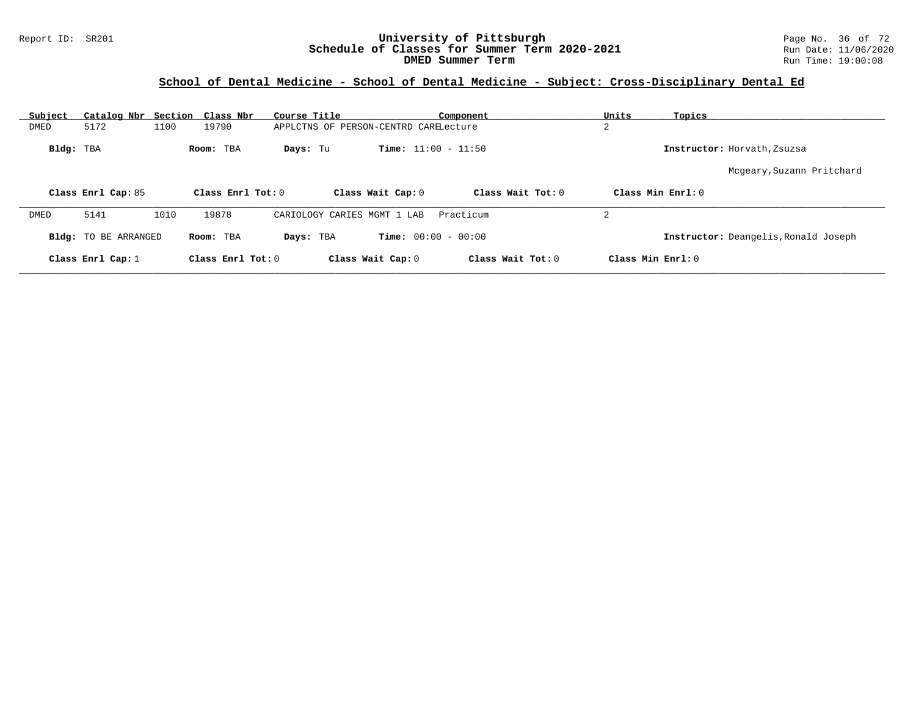## School of Dental Medicine - School of Dental Medicine - Subject: Cross-Disciplinary Dental Ed

| Subject | Catalog Nbr | Section | Class Nbr | Course Title | Component | Units | Topics |
|---|---|---|---|---|---|---|---|
| DMED | 5172 | 1100 | 19790 | APPLCTNS OF PERSON-CENTRD CARE | Lecture | 2 | |

**Bldg:** TBA **Room:** TBA **Days:** Tu **Time:** 11:00 - 11:50 **Instructor:** Horvath,Zsuzsa

Mcgeary,Suzann Pritchard

**Class Enrl Cap:** 85 **Class Enrl Tot:** 0 **Class Wait Cap:** 0 **Class Wait Tot:** 0 **Class Min Enrl:** 0

| Subject | Catalog Nbr | Section | Class Nbr | Course Title | Component | Units | Topics |
|---|---|---|---|---|---|---|---|
| DMED | 5141 | 1010 | 19878 | CARIOLOGY CARIES MGMT 1 LAB | Practicum | 2 | |

**Bldg:** TO BE ARRANGED **Room:** TBA **Days:** TBA **Time:** 00:00 - 00:00 **Instructor:** Deangelis,Ronald Joseph

**Class Enrl Cap:** 1 **Class Enrl Tot:** 0 **Class Wait Cap:** 0 **Class Wait Tot:** 0 **Class Min Enrl:** 0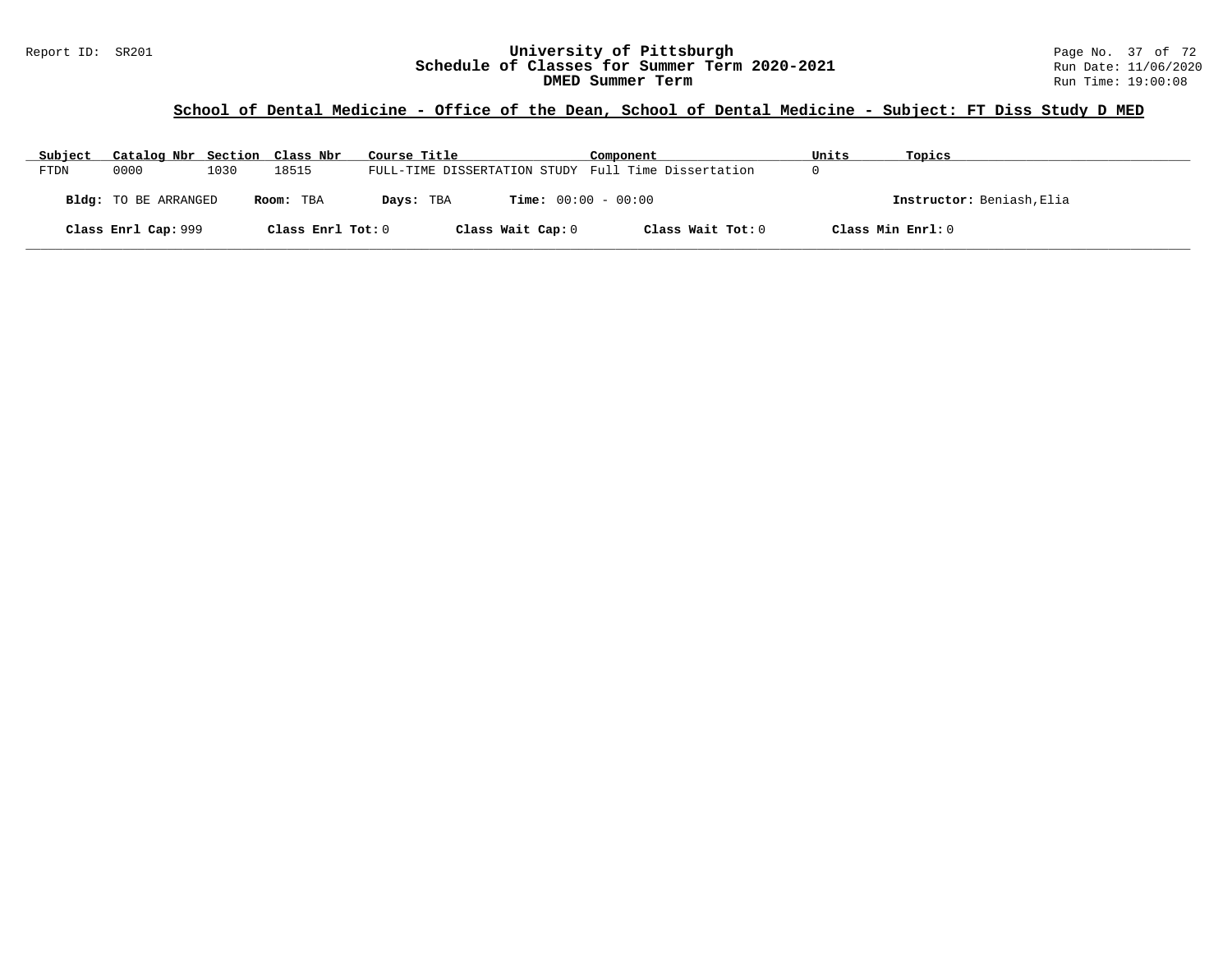## School of Dental Medicine - Office of the Dean, School of Dental Medicine - Subject: FT Diss Study D MED

| Subject | Catalog Nbr | Section | Class Nbr | Course Title | Component | Units | Topics |
|---|---|---|---|---|---|---|---|
| FTDN | 0000 | 1030 | 18515 | FULL-TIME DISSERTATION STUDY | Full Time Dissertation | 0 | |

**Bldg:** TO BE ARRANGED **Room:** TBA **Days:** TBA **Time:** 00:00 - 00:00 **Instructor:** Beniash,Elia

**Class Enrl Cap:** 999 **Class Enrl Tot:** 0 **Class Wait Cap:** 0 **Class Wait Tot:** 0 **Class Min Enrl:** 0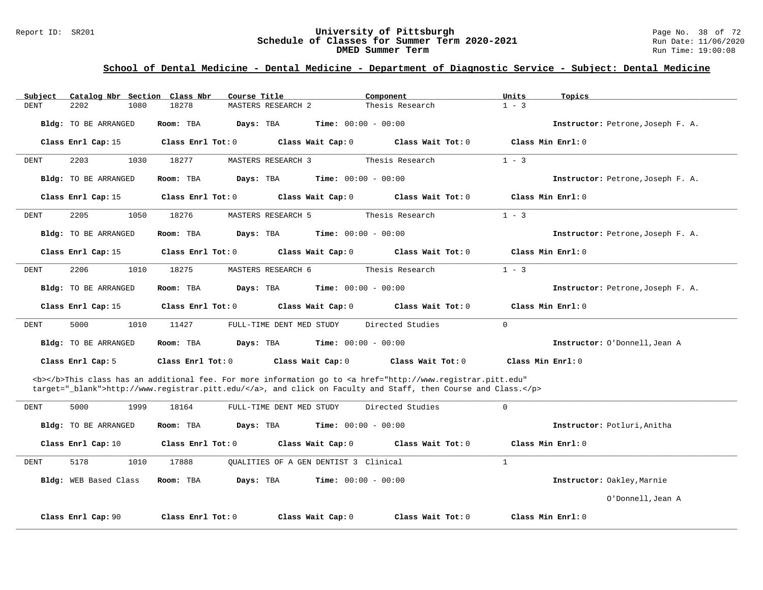## School of Dental Medicine - Dental Medicine - Department of Diagnostic Service - Subject: Dental Medicine

| Subject | Catalog Nbr | Section | Class Nbr | Course Title | Component | Units | Topics |
|---|---|---|---|---|---|---|---|
| DENT | 2202 | 1080 | 18278 | MASTERS RESEARCH 2 | Thesis Research | 1 - 3 | |

**Bldg:** TO BE ARRANGED **Room:** TBA **Days:** TBA **Time:** 00:00 - 00:00 **Instructor:** Petrone,Joseph F. A.

**Class Enrl Cap:** 15 **Class Enrl Tot:** 0 **Class Wait Cap:** 0 **Class Wait Tot:** 0 **Class Min Enrl:** 0

---

| Subject | Catalog Nbr | Section | Class Nbr | Course Title | Component | Units | Topics |
|---|---|---|---|---|---|---|---|
| DENT | 2203 | 1030 | 18277 | MASTERS RESEARCH 3 | Thesis Research | 1 - 3 | |

**Bldg:** TO BE ARRANGED **Room:** TBA **Days:** TBA **Time:** 00:00 - 00:00 **Instructor:** Petrone,Joseph F. A.

**Class Enrl Cap:** 15 **Class Enrl Tot:** 0 **Class Wait Cap:** 0 **Class Wait Tot:** 0 **Class Min Enrl:** 0

---

| Subject | Catalog Nbr | Section | Class Nbr | Course Title | Component | Units | Topics |
|---|---|---|---|---|---|---|---|
| DENT | 2205 | 1050 | 18276 | MASTERS RESEARCH 5 | Thesis Research | 1 - 3 | |

**Bldg:** TO BE ARRANGED **Room:** TBA **Days:** TBA **Time:** 00:00 - 00:00 **Instructor:** Petrone,Joseph F. A.

**Class Enrl Cap:** 15 **Class Enrl Tot:** 0 **Class Wait Cap:** 0 **Class Wait Tot:** 0 **Class Min Enrl:** 0

---

| Subject | Catalog Nbr | Section | Class Nbr | Course Title | Component | Units | Topics |
|---|---|---|---|---|---|---|---|
| DENT | 2206 | 1010 | 18275 | MASTERS RESEARCH 6 | Thesis Research | 1 - 3 | |

**Bldg:** TO BE ARRANGED **Room:** TBA **Days:** TBA **Time:** 00:00 - 00:00 **Instructor:** Petrone,Joseph F. A.

**Class Enrl Cap:** 15 **Class Enrl Tot:** 0 **Class Wait Cap:** 0 **Class Wait Tot:** 0 **Class Min Enrl:** 0

---

| Subject | Catalog Nbr | Section | Class Nbr | Course Title | Component | Units | Topics |
|---|---|---|---|---|---|---|---|
| DENT | 5000 | 1010 | 11427 | FULL-TIME DENT MED STUDY | Directed Studies | 0 | |

**Bldg:** TO BE ARRANGED **Room:** TBA **Days:** TBA **Time:** 00:00 - 00:00 **Instructor:** O'Donnell,Jean A

**Class Enrl Cap:** 5 **Class Enrl Tot:** 0 **Class Wait Cap:** 0 **Class Wait Tot:** 0 **Class Min Enrl:** 0

<b></b>This class has an additional fee. For more information go to <a href="http://www.registrar.pitt.edu" target="_blank">http://www.registrar.pitt.edu/</a>, and click on Faculty and Staff, then Course and Class.</p>

---

| Subject | Catalog Nbr | Section | Class Nbr | Course Title | Component | Units | Topics |
|---|---|---|---|---|---|---|---|
| DENT | 5000 | 1999 | 18164 | FULL-TIME DENT MED STUDY | Directed Studies | 0 | |

**Bldg:** TO BE ARRANGED **Room:** TBA **Days:** TBA **Time:** 00:00 - 00:00 **Instructor:** Potluri,Anitha

**Class Enrl Cap:** 10 **Class Enrl Tot:** 0 **Class Wait Cap:** 0 **Class Wait Tot:** 0 **Class Min Enrl:** 0

---

| Subject | Catalog Nbr | Section | Class Nbr | Course Title | Component | Units | Topics |
|---|---|---|---|---|---|---|---|
| DENT | 5178 | 1010 | 17888 | QUALITIES OF A GEN DENTIST 3 | Clinical | 1 | |

**Bldg:** WEB Based Class **Room:** TBA **Days:** TBA **Time:** 00:00 - 00:00 **Instructor:** Oakley,Marnie; O'Donnell,Jean A

**Class Enrl Cap:** 90 **Class Enrl Tot:** 0 **Class Wait Cap:** 0 **Class Wait Tot:** 0 **Class Min Enrl:** 0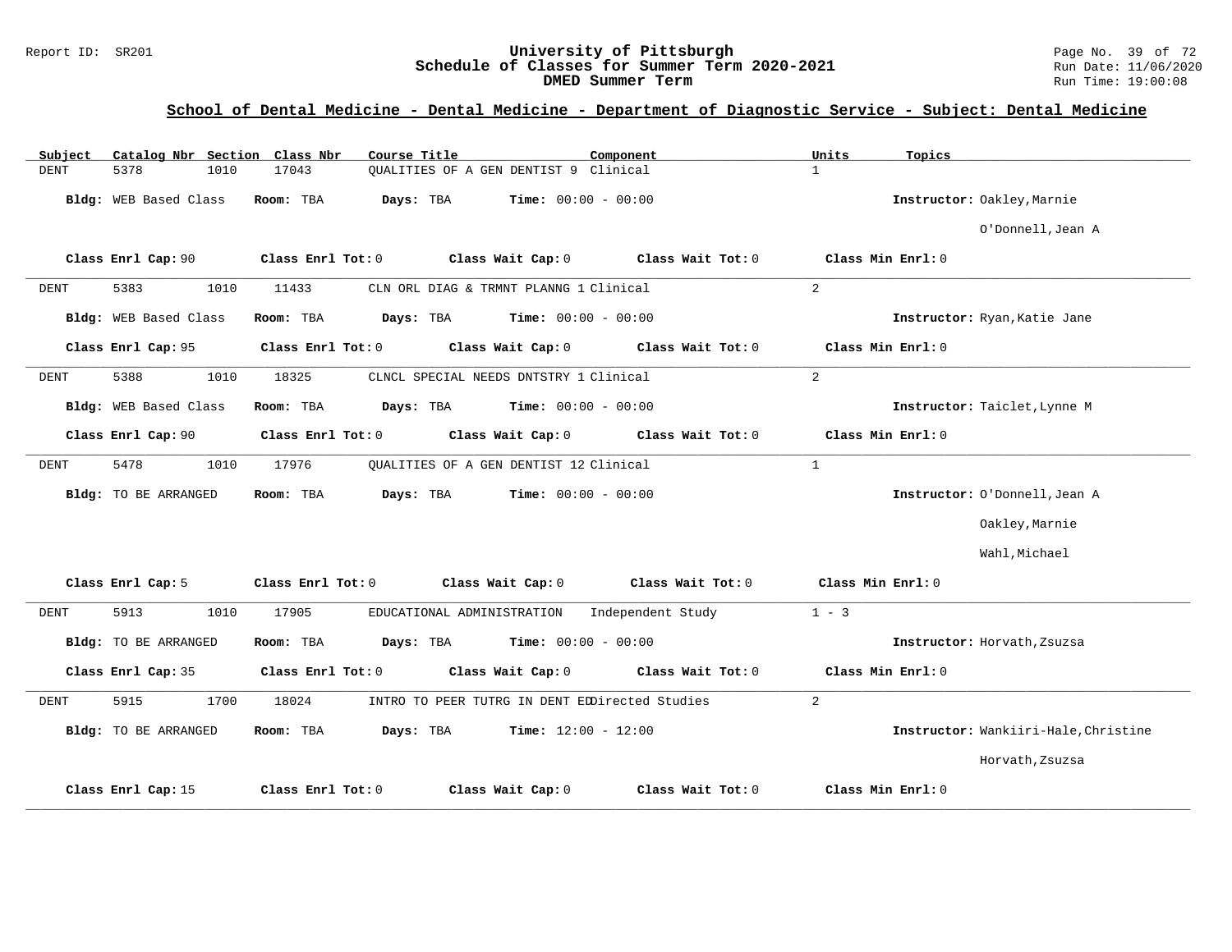## School of Dental Medicine - Dental Medicine - Department of Diagnostic Service - Subject: Dental Medicine

| Subject | Catalog Nbr | Section | Class Nbr | Course Title | Component | Units | Topics |
|---|---|---|---|---|---|---|---|
| DENT | 5378 | 1010 | 17043 | QUALITIES OF A GEN DENTIST 9 | Clinical | 1 | |

**Bldg:** WEB Based Class **Room:** TBA **Days:** TBA **Time:** 00:00 - 00:00 **Instructor:** Oakley,Marnie; O'Donnell,Jean A

**Class Enrl Cap:** 90 **Class Enrl Tot:** 0 **Class Wait Cap:** 0 **Class Wait Tot:** 0 **Class Min Enrl:** 0

---

| Subject | Catalog Nbr | Section | Class Nbr | Course Title | Component | Units | Topics |
|---|---|---|---|---|---|---|---|
| DENT | 5383 | 1010 | 11433 | CLN ORL DIAG & TRMNT PLANNG 1 | Clinical | 2 | |

**Bldg:** WEB Based Class **Room:** TBA **Days:** TBA **Time:** 00:00 - 00:00 **Instructor:** Ryan,Katie Jane

**Class Enrl Cap:** 95 **Class Enrl Tot:** 0 **Class Wait Cap:** 0 **Class Wait Tot:** 0 **Class Min Enrl:** 0

---

| Subject | Catalog Nbr | Section | Class Nbr | Course Title | Component | Units | Topics |
|---|---|---|---|---|---|---|---|
| DENT | 5388 | 1010 | 18325 | CLNCL SPECIAL NEEDS DNTSTRY 1 | Clinical | 2 | |

**Bldg:** WEB Based Class **Room:** TBA **Days:** TBA **Time:** 00:00 - 00:00 **Instructor:** Taiclet,Lynne M

**Class Enrl Cap:** 90 **Class Enrl Tot:** 0 **Class Wait Cap:** 0 **Class Wait Tot:** 0 **Class Min Enrl:** 0

---

| Subject | Catalog Nbr | Section | Class Nbr | Course Title | Component | Units | Topics |
|---|---|---|---|---|---|---|---|
| DENT | 5478 | 1010 | 17976 | QUALITIES OF A GEN DENTIST 12 | Clinical | 1 | |

**Bldg:** TO BE ARRANGED **Room:** TBA **Days:** TBA **Time:** 00:00 - 00:00 **Instructor:** O'Donnell,Jean A; Oakley,Marnie; Wahl,Michael

**Class Enrl Cap:** 5 **Class Enrl Tot:** 0 **Class Wait Cap:** 0 **Class Wait Tot:** 0 **Class Min Enrl:** 0

---

| Subject | Catalog Nbr | Section | Class Nbr | Course Title | Component | Units | Topics |
|---|---|---|---|---|---|---|---|
| DENT | 5913 | 1010 | 17905 | EDUCATIONAL ADMINISTRATION | Independent Study | 1 - 3 | |

**Bldg:** TO BE ARRANGED **Room:** TBA **Days:** TBA **Time:** 00:00 - 00:00 **Instructor:** Horvath,Zsuzsa

**Class Enrl Cap:** 35 **Class Enrl Tot:** 0 **Class Wait Cap:** 0 **Class Wait Tot:** 0 **Class Min Enrl:** 0

---

| Subject | Catalog Nbr | Section | Class Nbr | Course Title | Component | Units | Topics |
|---|---|---|---|---|---|---|---|
| DENT | 5915 | 1700 | 18024 | INTRO TO PEER TUTRG IN DENT ED | Directed Studies | 2 | |

**Bldg:** TO BE ARRANGED **Room:** TBA **Days:** TBA **Time:** 12:00 - 12:00 **Instructor:** Wankiiri-Hale,Christine; Horvath,Zsuzsa

**Class Enrl Cap:** 15 **Class Enrl Tot:** 0 **Class Wait Cap:** 0 **Class Wait Tot:** 0 **Class Min Enrl:** 0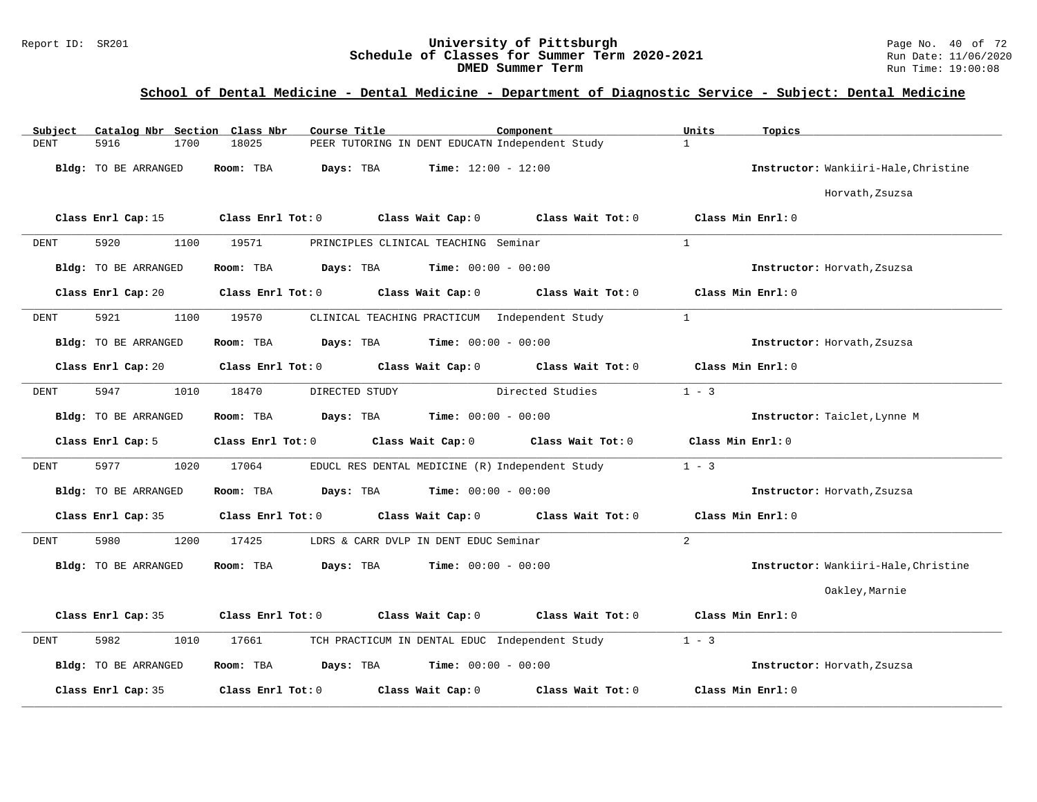## School of Dental Medicine - Dental Medicine - Department of Diagnostic Service - Subject: Dental Medicine

| Subject | Catalog Nbr | Section | Class Nbr | Course Title | Component | Units | Topics |
|---|---|---|---|---|---|---|---|
| DENT | 5916 | 1700 | 18025 | PEER TUTORING IN DENT EDUCATN | Independent Study | 1 | |

**Bldg:** TO BE ARRANGED **Room:** TBA **Days:** TBA **Time:** 12:00 - 12:00 **Instructor:** Wankiiri-Hale,Christine; Horvath,Zsuzsa

**Class Enrl Cap:** 15 **Class Enrl Tot:** 0 **Class Wait Cap:** 0 **Class Wait Tot:** 0 **Class Min Enrl:** 0

---

| Subject | Catalog Nbr | Section | Class Nbr | Course Title | Component | Units | Topics |
|---|---|---|---|---|---|---|---|
| DENT | 5920 | 1100 | 19571 | PRINCIPLES CLINICAL TEACHING | Seminar | 1 | |

**Bldg:** TO BE ARRANGED **Room:** TBA **Days:** TBA **Time:** 00:00 - 00:00 **Instructor:** Horvath,Zsuzsa

**Class Enrl Cap:** 20 **Class Enrl Tot:** 0 **Class Wait Cap:** 0 **Class Wait Tot:** 0 **Class Min Enrl:** 0

---

| Subject | Catalog Nbr | Section | Class Nbr | Course Title | Component | Units | Topics |
|---|---|---|---|---|---|---|---|
| DENT | 5921 | 1100 | 19570 | CLINICAL TEACHING PRACTICUM | Independent Study | 1 | |

**Bldg:** TO BE ARRANGED **Room:** TBA **Days:** TBA **Time:** 00:00 - 00:00 **Instructor:** Horvath,Zsuzsa

**Class Enrl Cap:** 20 **Class Enrl Tot:** 0 **Class Wait Cap:** 0 **Class Wait Tot:** 0 **Class Min Enrl:** 0

---

| Subject | Catalog Nbr | Section | Class Nbr | Course Title | Component | Units | Topics |
|---|---|---|---|---|---|---|---|
| DENT | 5947 | 1010 | 18470 | DIRECTED STUDY | Directed Studies | 1 - 3 | |

**Bldg:** TO BE ARRANGED **Room:** TBA **Days:** TBA **Time:** 00:00 - 00:00 **Instructor:** Taiclet,Lynne M

**Class Enrl Cap:** 5 **Class Enrl Tot:** 0 **Class Wait Cap:** 0 **Class Wait Tot:** 0 **Class Min Enrl:** 0

---

| Subject | Catalog Nbr | Section | Class Nbr | Course Title | Component | Units | Topics |
|---|---|---|---|---|---|---|---|
| DENT | 5977 | 1020 | 17064 | EDUCL RES DENTAL MEDICINE (R) | Independent Study | 1 - 3 | |

**Bldg:** TO BE ARRANGED **Room:** TBA **Days:** TBA **Time:** 00:00 - 00:00 **Instructor:** Horvath,Zsuzsa

**Class Enrl Cap:** 35 **Class Enrl Tot:** 0 **Class Wait Cap:** 0 **Class Wait Tot:** 0 **Class Min Enrl:** 0

---

| Subject | Catalog Nbr | Section | Class Nbr | Course Title | Component | Units | Topics |
|---|---|---|---|---|---|---|---|
| DENT | 5980 | 1200 | 17425 | LDRS & CARR DVLP IN DENT EDUC | Seminar | 2 | |

**Bldg:** TO BE ARRANGED **Room:** TBA **Days:** TBA **Time:** 00:00 - 00:00 **Instructor:** Wankiiri-Hale,Christine; Oakley,Marnie

**Class Enrl Cap:** 35 **Class Enrl Tot:** 0 **Class Wait Cap:** 0 **Class Wait Tot:** 0 **Class Min Enrl:** 0

---

| Subject | Catalog Nbr | Section | Class Nbr | Course Title | Component | Units | Topics |
|---|---|---|---|---|---|---|---|
| DENT | 5982 | 1010 | 17661 | TCH PRACTICUM IN DENTAL EDUC | Independent Study | 1 - 3 | |

**Bldg:** TO BE ARRANGED **Room:** TBA **Days:** TBA **Time:** 00:00 - 00:00 **Instructor:** Horvath,Zsuzsa

**Class Enrl Cap:** 35 **Class Enrl Tot:** 0 **Class Wait Cap:** 0 **Class Wait Tot:** 0 **Class Min Enrl:** 0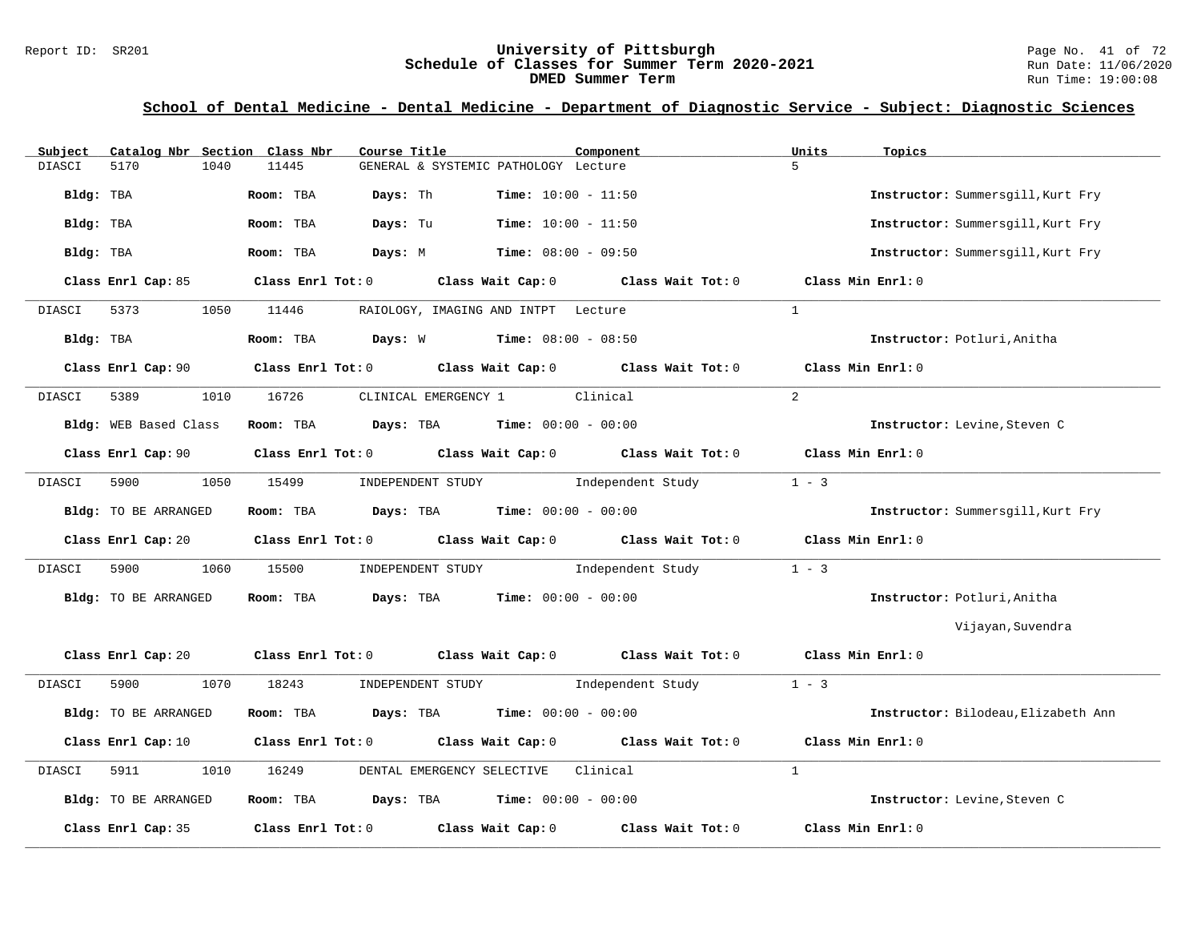## School of Dental Medicine - Dental Medicine - Department of Diagnostic Service - Subject: Diagnostic Sciences

| Subject | Catalog Nbr | Section | Class Nbr | Course Title | Component | Units | Topics |
|---|---|---|---|---|---|---|---|
| DIASCI | 5170 | 1040 | 11445 | GENERAL & SYSTEMIC PATHOLOGY | Lecture | 5 | |

Bldg: TBA Room: TBA Days: Th Time: 10:00 - 11:50 Instructor: Summersgill,Kurt Fry

Bldg: TBA Room: TBA Days: Tu Time: 10:00 - 11:50 Instructor: Summersgill,Kurt Fry

Bldg: TBA Room: TBA Days: M Time: 08:00 - 09:50 Instructor: Summersgill,Kurt Fry

Class Enrl Cap: 85 Class Enrl Tot: 0 Class Wait Cap: 0 Class Wait Tot: 0 Class Min Enrl: 0

---

| Subject | Catalog Nbr | Section | Class Nbr | Course Title | Component | Units | Topics |
|---|---|---|---|---|---|---|---|
| DIASCI | 5373 | 1050 | 11446 | RAIOLOGY, IMAGING AND INTPT | Lecture | 1 | |

Bldg: TBA Room: TBA Days: W Time: 08:00 - 08:50 Instructor: Potluri,Anitha

Class Enrl Cap: 90 Class Enrl Tot: 0 Class Wait Cap: 0 Class Wait Tot: 0 Class Min Enrl: 0

---

| Subject | Catalog Nbr | Section | Class Nbr | Course Title | Component | Units | Topics |
|---|---|---|---|---|---|---|---|
| DIASCI | 5389 | 1010 | 16726 | CLINICAL EMERGENCY 1 | Clinical | 2 | |

Bldg: WEB Based Class Room: TBA Days: TBA Time: 00:00 - 00:00 Instructor: Levine,Steven C

Class Enrl Cap: 90 Class Enrl Tot: 0 Class Wait Cap: 0 Class Wait Tot: 0 Class Min Enrl: 0

---

| Subject | Catalog Nbr | Section | Class Nbr | Course Title | Component | Units | Topics |
|---|---|---|---|---|---|---|---|
| DIASCI | 5900 | 1050 | 15499 | INDEPENDENT STUDY | Independent Study | 1 - 3 | |

Bldg: TO BE ARRANGED Room: TBA Days: TBA Time: 00:00 - 00:00 Instructor: Summersgill,Kurt Fry

Class Enrl Cap: 20 Class Enrl Tot: 0 Class Wait Cap: 0 Class Wait Tot: 0 Class Min Enrl: 0

---

| Subject | Catalog Nbr | Section | Class Nbr | Course Title | Component | Units | Topics |
|---|---|---|---|---|---|---|---|
| DIASCI | 5900 | 1060 | 15500 | INDEPENDENT STUDY | Independent Study | 1 - 3 | |

Bldg: TO BE ARRANGED Room: TBA Days: TBA Time: 00:00 - 00:00 Instructor: Potluri,Anitha
Vijayan,Suvendra

Class Enrl Cap: 20 Class Enrl Tot: 0 Class Wait Cap: 0 Class Wait Tot: 0 Class Min Enrl: 0

---

| Subject | Catalog Nbr | Section | Class Nbr | Course Title | Component | Units | Topics |
|---|---|---|---|---|---|---|---|
| DIASCI | 5900 | 1070 | 18243 | INDEPENDENT STUDY | Independent Study | 1 - 3 | |

Bldg: TO BE ARRANGED Room: TBA Days: TBA Time: 00:00 - 00:00 Instructor: Bilodeau,Elizabeth Ann

Class Enrl Cap: 10 Class Enrl Tot: 0 Class Wait Cap: 0 Class Wait Tot: 0 Class Min Enrl: 0

---

| Subject | Catalog Nbr | Section | Class Nbr | Course Title | Component | Units | Topics |
|---|---|---|---|---|---|---|---|
| DIASCI | 5911 | 1010 | 16249 | DENTAL EMERGENCY SELECTIVE | Clinical | 1 | |

Bldg: TO BE ARRANGED Room: TBA Days: TBA Time: 00:00 - 00:00 Instructor: Levine,Steven C

Class Enrl Cap: 35 Class Enrl Tot: 0 Class Wait Cap: 0 Class Wait Tot: 0 Class Min Enrl: 0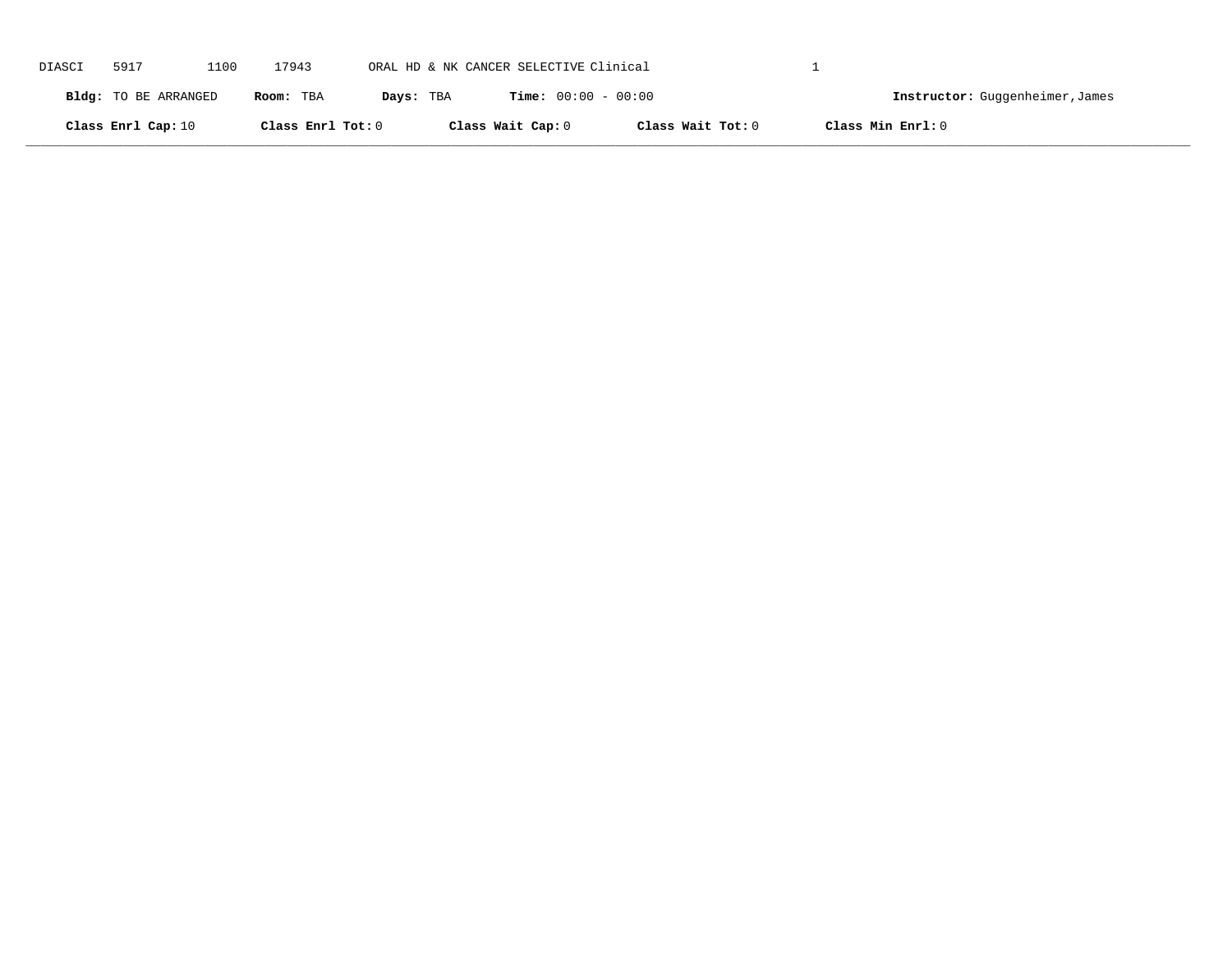DIASCI 5917 1100 17943 ORAL HD & NK CANCER SELECTIVE Clinical 1

**Bldg:** TO BE ARRANGED **Room:** TBA **Days:** TBA **Time:** 00:00 - 00:00 **Instructor:** Guggenheimer,James

**Class Enrl Cap:** 10 **Class Enrl Tot:** 0 **Class Wait Cap:** 0 **Class Wait Tot:** 0 **Class Min Enrl:** 0

---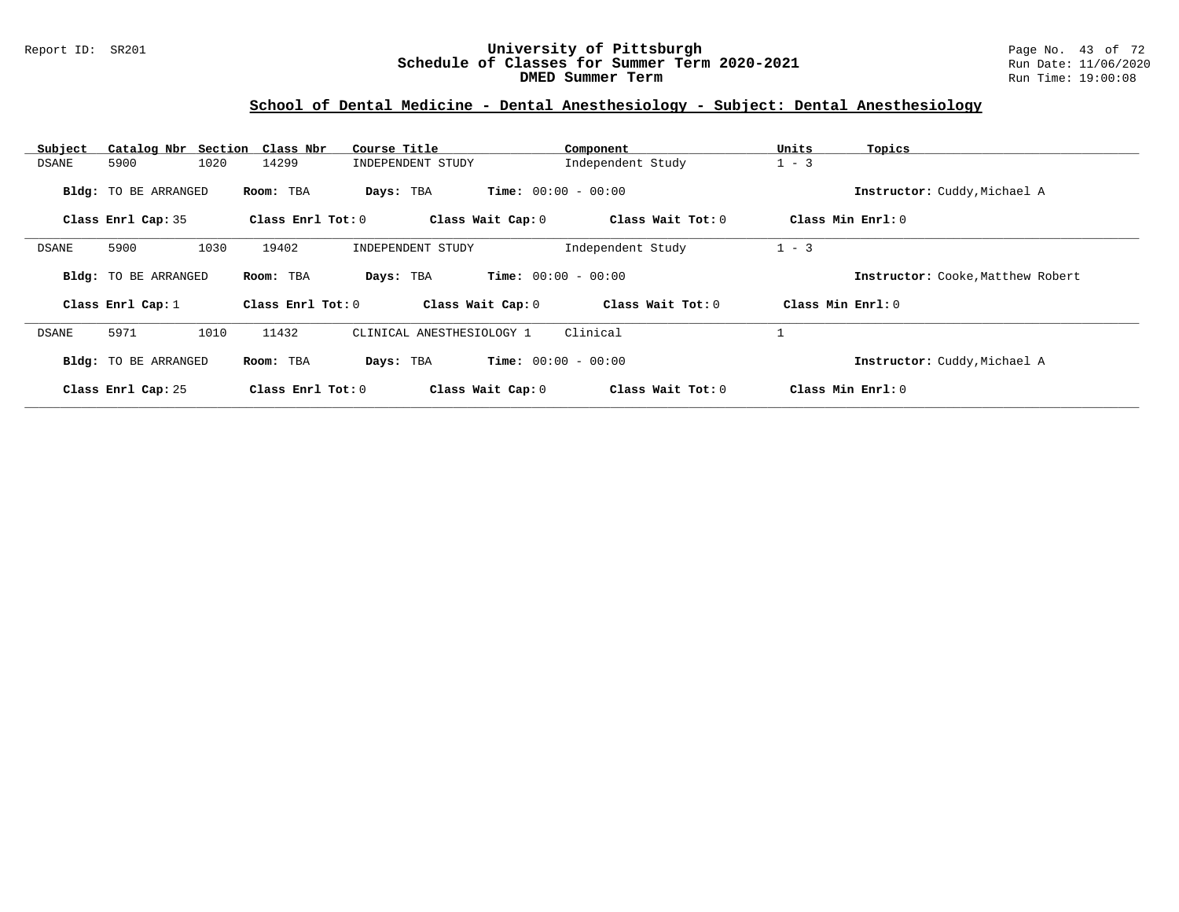## School of Dental Medicine - Dental Anesthesiology - Subject: Dental Anesthesiology

| Subject | Catalog Nbr | Section | Class Nbr | Course Title | Component | Units | Topics |
|---|---|---|---|---|---|---|---|
| DSANE | 5900 | 1020 | 14299 | INDEPENDENT STUDY | Independent Study | 1 - 3 | |

**Bldg:** TO BE ARRANGED **Room:** TBA **Days:** TBA **Time:** 00:00 - 00:00 **Instructor:** Cuddy,Michael A

**Class Enrl Cap:** 35 **Class Enrl Tot:** 0 **Class Wait Cap:** 0 **Class Wait Tot:** 0 **Class Min Enrl:** 0

| Subject | Catalog Nbr | Section | Class Nbr | Course Title | Component | Units | Topics |
|---|---|---|---|---|---|---|---|
| DSANE | 5900 | 1030 | 19402 | INDEPENDENT STUDY | Independent Study | 1 - 3 | |

**Bldg:** TO BE ARRANGED **Room:** TBA **Days:** TBA **Time:** 00:00 - 00:00 **Instructor:** Cooke,Matthew Robert

**Class Enrl Cap:** 1 **Class Enrl Tot:** 0 **Class Wait Cap:** 0 **Class Wait Tot:** 0 **Class Min Enrl:** 0

| Subject | Catalog Nbr | Section | Class Nbr | Course Title | Component | Units | Topics |
|---|---|---|---|---|---|---|---|
| DSANE | 5971 | 1010 | 11432 | CLINICAL ANESTHESIOLOGY 1 | Clinical | 1 | |

**Bldg:** TO BE ARRANGED **Room:** TBA **Days:** TBA **Time:** 00:00 - 00:00 **Instructor:** Cuddy,Michael A

**Class Enrl Cap:** 25 **Class Enrl Tot:** 0 **Class Wait Cap:** 0 **Class Wait Tot:** 0 **Class Min Enrl:** 0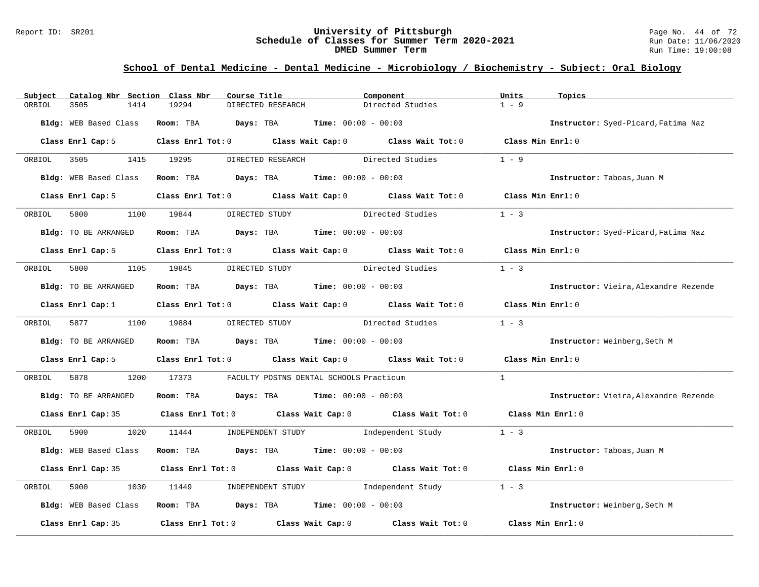# University of Pittsburgh
## Schedule of Classes for Summer Term 2020-2021
### DMED Summer Term

Report ID: SR201 | Run Date: 11/06/2020 | Run Time: 19:00:08

## School of Dental Medicine - Dental Medicine - Microbiology / Biochemistry - Subject: Oral Biology

| Subject | Catalog Nbr | Section | Class Nbr | Course Title | Component | Units | Topics |
|---|---|---|---|---|---|---|---|
| ORBIOL | 3505 | 1414 | 19294 | DIRECTED RESEARCH | Directed Studies | 1 - 9 | |

**Bldg:** WEB Based Class **Room:** TBA **Days:** TBA **Time:** 00:00 - 00:00 **Instructor:** Syed-Picard,Fatima Naz

**Class Enrl Cap:** 5 **Class Enrl Tot:** 0 **Class Wait Cap:** 0 **Class Wait Tot:** 0 **Class Min Enrl:** 0

| Subject | Catalog Nbr | Section | Class Nbr | Course Title | Component | Units | Topics |
|---|---|---|---|---|---|---|---|
| ORBIOL | 3505 | 1415 | 19295 | DIRECTED RESEARCH | Directed Studies | 1 - 9 | |

**Bldg:** WEB Based Class **Room:** TBA **Days:** TBA **Time:** 00:00 - 00:00 **Instructor:** Taboas,Juan M

**Class Enrl Cap:** 5 **Class Enrl Tot:** 0 **Class Wait Cap:** 0 **Class Wait Tot:** 0 **Class Min Enrl:** 0

| Subject | Catalog Nbr | Section | Class Nbr | Course Title | Component | Units | Topics |
|---|---|---|---|---|---|---|---|
| ORBIOL | 5800 | 1100 | 19844 | DIRECTED STUDY | Directed Studies | 1 - 3 | |

**Bldg:** TO BE ARRANGED **Room:** TBA **Days:** TBA **Time:** 00:00 - 00:00 **Instructor:** Syed-Picard,Fatima Naz

**Class Enrl Cap:** 5 **Class Enrl Tot:** 0 **Class Wait Cap:** 0 **Class Wait Tot:** 0 **Class Min Enrl:** 0

| Subject | Catalog Nbr | Section | Class Nbr | Course Title | Component | Units | Topics |
|---|---|---|---|---|---|---|---|
| ORBIOL | 5800 | 1105 | 19845 | DIRECTED STUDY | Directed Studies | 1 - 3 | |

**Bldg:** TO BE ARRANGED **Room:** TBA **Days:** TBA **Time:** 00:00 - 00:00 **Instructor:** Vieira,Alexandre Rezende

**Class Enrl Cap:** 1 **Class Enrl Tot:** 0 **Class Wait Cap:** 0 **Class Wait Tot:** 0 **Class Min Enrl:** 0

| Subject | Catalog Nbr | Section | Class Nbr | Course Title | Component | Units | Topics |
|---|---|---|---|---|---|---|---|
| ORBIOL | 5877 | 1100 | 19884 | DIRECTED STUDY | Directed Studies | 1 - 3 | |

**Bldg:** TO BE ARRANGED **Room:** TBA **Days:** TBA **Time:** 00:00 - 00:00 **Instructor:** Weinberg,Seth M

**Class Enrl Cap:** 5 **Class Enrl Tot:** 0 **Class Wait Cap:** 0 **Class Wait Tot:** 0 **Class Min Enrl:** 0

| Subject | Catalog Nbr | Section | Class Nbr | Course Title | Component | Units | Topics |
|---|---|---|---|---|---|---|---|
| ORBIOL | 5878 | 1200 | 17373 | FACULTY POSTNS DENTAL SCHOOLS | Practicum | 1 | |

**Bldg:** TO BE ARRANGED **Room:** TBA **Days:** TBA **Time:** 00:00 - 00:00 **Instructor:** Vieira,Alexandre Rezende

**Class Enrl Cap:** 35 **Class Enrl Tot:** 0 **Class Wait Cap:** 0 **Class Wait Tot:** 0 **Class Min Enrl:** 0

| Subject | Catalog Nbr | Section | Class Nbr | Course Title | Component | Units | Topics |
|---|---|---|---|---|---|---|---|
| ORBIOL | 5900 | 1020 | 11444 | INDEPENDENT STUDY | Independent Study | 1 - 3 | |

**Bldg:** WEB Based Class **Room:** TBA **Days:** TBA **Time:** 00:00 - 00:00 **Instructor:** Taboas,Juan M

**Class Enrl Cap:** 35 **Class Enrl Tot:** 0 **Class Wait Cap:** 0 **Class Wait Tot:** 0 **Class Min Enrl:** 0

| Subject | Catalog Nbr | Section | Class Nbr | Course Title | Component | Units | Topics |
|---|---|---|---|---|---|---|---|
| ORBIOL | 5900 | 1030 | 11449 | INDEPENDENT STUDY | Independent Study | 1 - 3 | |

**Bldg:** WEB Based Class **Room:** TBA **Days:** TBA **Time:** 00:00 - 00:00 **Instructor:** Weinberg,Seth M

**Class Enrl Cap:** 35 **Class Enrl Tot:** 0 **Class Wait Cap:** 0 **Class Wait Tot:** 0 **Class Min Enrl:** 0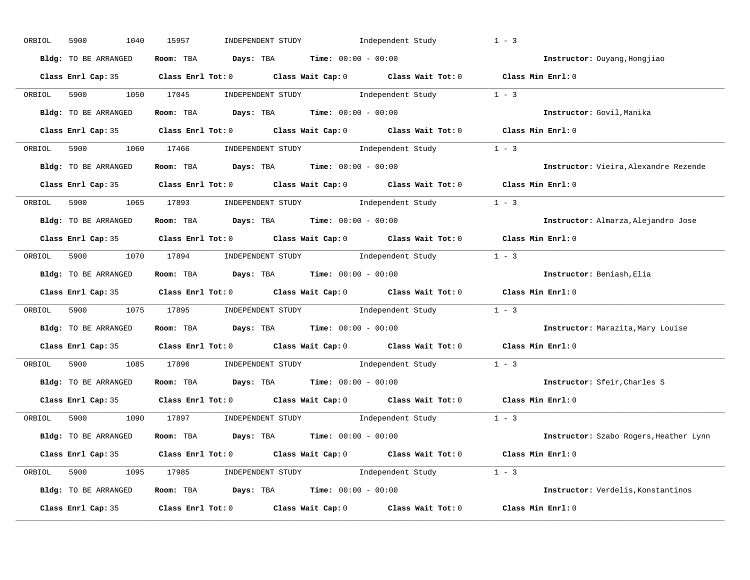ORBIOL 5900 1040 15957 INDEPENDENT STUDY Independent Study 1 - 3

**Bldg:** TO BE ARRANGED **Room:** TBA **Days:** TBA **Time:** 00:00 - 00:00 **Instructor:** Ouyang,Hongjiao

**Class Enrl Cap:** 35 **Class Enrl Tot:** 0 **Class Wait Cap:** 0 **Class Wait Tot:** 0 **Class Min Enrl:** 0

---

ORBIOL 5900 1050 17045 INDEPENDENT STUDY Independent Study 1 - 3

**Bldg:** TO BE ARRANGED **Room:** TBA **Days:** TBA **Time:** 00:00 - 00:00 **Instructor:** Govil,Manika

**Class Enrl Cap:** 35 **Class Enrl Tot:** 0 **Class Wait Cap:** 0 **Class Wait Tot:** 0 **Class Min Enrl:** 0

---

ORBIOL 5900 1060 17466 INDEPENDENT STUDY Independent Study 1 - 3

**Bldg:** TO BE ARRANGED **Room:** TBA **Days:** TBA **Time:** 00:00 - 00:00 **Instructor:** Vieira,Alexandre Rezende

**Class Enrl Cap:** 35 **Class Enrl Tot:** 0 **Class Wait Cap:** 0 **Class Wait Tot:** 0 **Class Min Enrl:** 0

---

ORBIOL 5900 1065 17893 INDEPENDENT STUDY Independent Study 1 - 3

**Bldg:** TO BE ARRANGED **Room:** TBA **Days:** TBA **Time:** 00:00 - 00:00 **Instructor:** Almarza,Alejandro Jose

**Class Enrl Cap:** 35 **Class Enrl Tot:** 0 **Class Wait Cap:** 0 **Class Wait Tot:** 0 **Class Min Enrl:** 0

---

ORBIOL 5900 1070 17894 INDEPENDENT STUDY Independent Study 1 - 3

**Bldg:** TO BE ARRANGED **Room:** TBA **Days:** TBA **Time:** 00:00 - 00:00 **Instructor:** Beniash,Elia

**Class Enrl Cap:** 35 **Class Enrl Tot:** 0 **Class Wait Cap:** 0 **Class Wait Tot:** 0 **Class Min Enrl:** 0

---

ORBIOL 5900 1075 17895 INDEPENDENT STUDY Independent Study 1 - 3

**Bldg:** TO BE ARRANGED **Room:** TBA **Days:** TBA **Time:** 00:00 - 00:00 **Instructor:** Marazita,Mary Louise

**Class Enrl Cap:** 35 **Class Enrl Tot:** 0 **Class Wait Cap:** 0 **Class Wait Tot:** 0 **Class Min Enrl:** 0

---

ORBIOL 5900 1085 17896 INDEPENDENT STUDY Independent Study 1 - 3

**Bldg:** TO BE ARRANGED **Room:** TBA **Days:** TBA **Time:** 00:00 - 00:00 **Instructor:** Sfeir,Charles S

**Class Enrl Cap:** 35 **Class Enrl Tot:** 0 **Class Wait Cap:** 0 **Class Wait Tot:** 0 **Class Min Enrl:** 0

---

ORBIOL 5900 1090 17897 INDEPENDENT STUDY Independent Study 1 - 3

**Bldg:** TO BE ARRANGED **Room:** TBA **Days:** TBA **Time:** 00:00 - 00:00 **Instructor:** Szabo Rogers,Heather Lynn

**Class Enrl Cap:** 35 **Class Enrl Tot:** 0 **Class Wait Cap:** 0 **Class Wait Tot:** 0 **Class Min Enrl:** 0

---

ORBIOL 5900 1095 17985 INDEPENDENT STUDY Independent Study 1 - 3

**Bldg:** TO BE ARRANGED **Room:** TBA **Days:** TBA **Time:** 00:00 - 00:00 **Instructor:** Verdelis,Konstantinos

**Class Enrl Cap:** 35 **Class Enrl Tot:** 0 **Class Wait Cap:** 0 **Class Wait Tot:** 0 **Class Min Enrl:** 0

---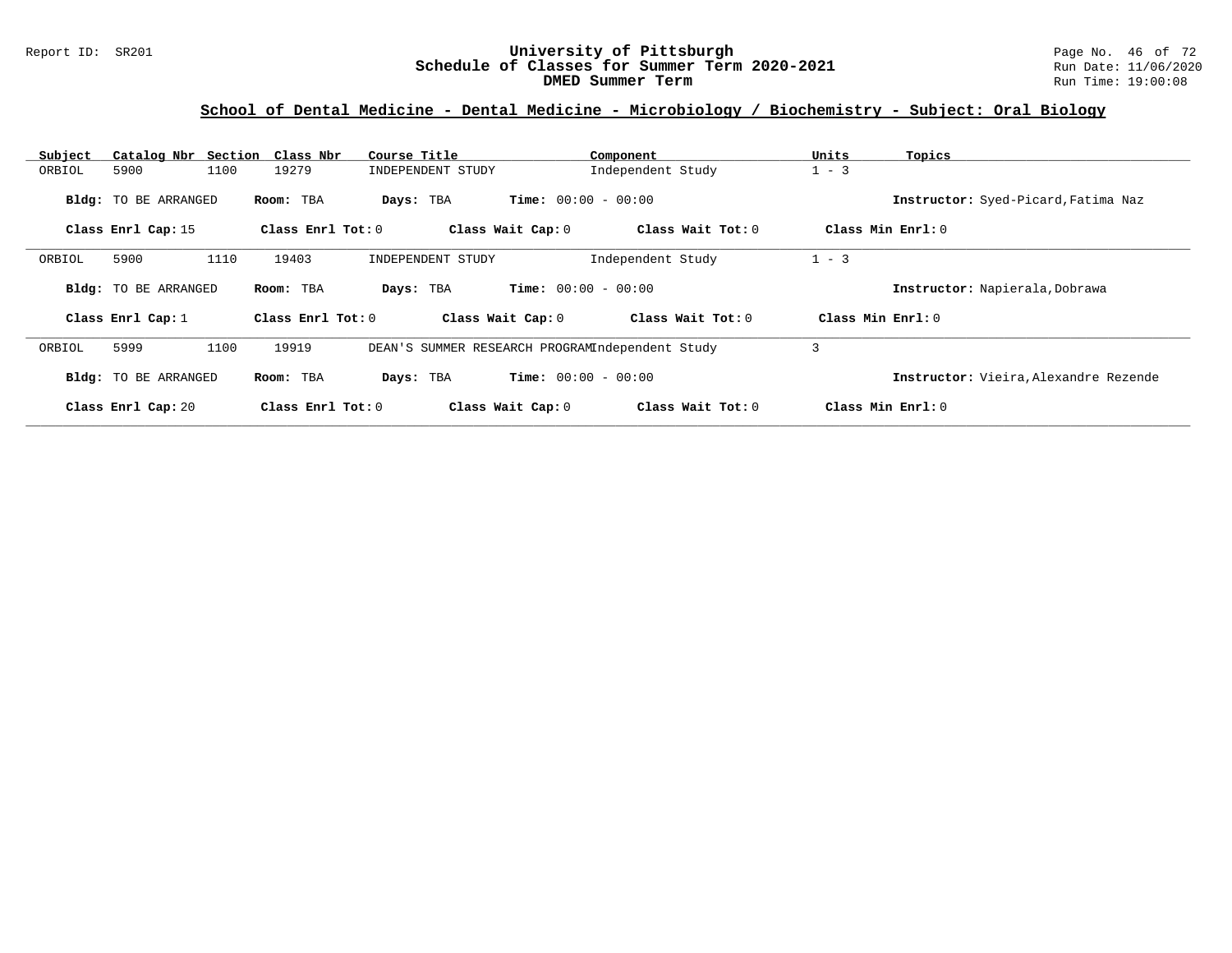## School of Dental Medicine - Dental Medicine - Microbiology / Biochemistry - Subject: Oral Biology

| Subject | Catalog Nbr | Section | Class Nbr | Course Title | Component | Units | Topics |
|---|---|---|---|---|---|---|---|
| ORBIOL | 5900 | 1100 | 19279 | INDEPENDENT STUDY | Independent Study | 1 - 3 | |

**Bldg:** TO BE ARRANGED **Room:** TBA **Days:** TBA **Time:** 00:00 - 00:00 **Instructor:** Syed-Picard,Fatima Naz

**Class Enrl Cap:** 15 **Class Enrl Tot:** 0 **Class Wait Cap:** 0 **Class Wait Tot:** 0 **Class Min Enrl:** 0

---

| Subject | Catalog Nbr | Section | Class Nbr | Course Title | Component | Units | Topics |
|---|---|---|---|---|---|---|---|
| ORBIOL | 5900 | 1110 | 19403 | INDEPENDENT STUDY | Independent Study | 1 - 3 | |

**Bldg:** TO BE ARRANGED **Room:** TBA **Days:** TBA **Time:** 00:00 - 00:00 **Instructor:** Napierala,Dobrawa

**Class Enrl Cap:** 1 **Class Enrl Tot:** 0 **Class Wait Cap:** 0 **Class Wait Tot:** 0 **Class Min Enrl:** 0

---

| Subject | Catalog Nbr | Section | Class Nbr | Course Title | Component | Units | Topics |
|---|---|---|---|---|---|---|---|
| ORBIOL | 5999 | 1100 | 19919 | DEAN'S SUMMER RESEARCH PROGRAM | Independent Study | 3 | |

**Bldg:** TO BE ARRANGED **Room:** TBA **Days:** TBA **Time:** 00:00 - 00:00 **Instructor:** Vieira,Alexandre Rezende

**Class Enrl Cap:** 20 **Class Enrl Tot:** 0 **Class Wait Cap:** 0 **Class Wait Tot:** 0 **Class Min Enrl:** 0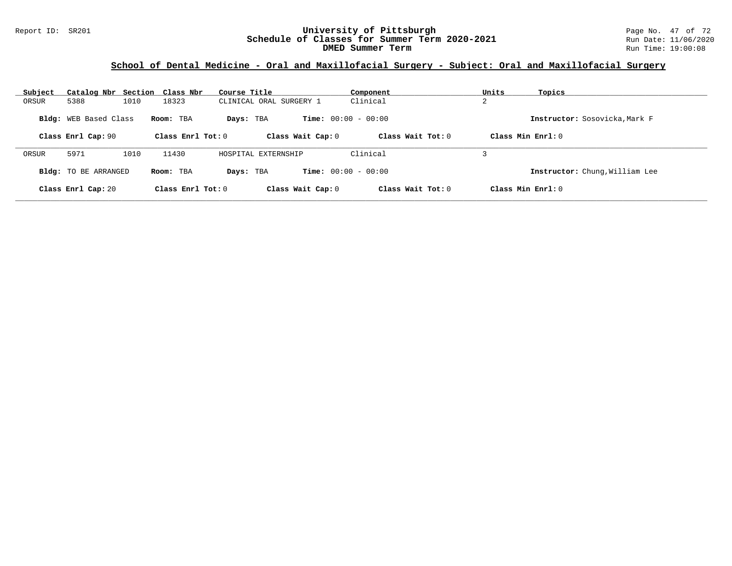# University of Pittsburgh
## Schedule of Classes for Summer Term 2020-2021
### DMED Summer Term

Report ID: SR201

Run Date: 11/06/2020
Run Time: 19:00:08

## School of Dental Medicine - Oral and Maxillofacial Surgery - Subject: Oral and Maxillofacial Surgery

| Subject | Catalog Nbr | Section | Class Nbr | Course Title | Component | Units | Topics |
|---|---|---|---|---|---|---|---|
| ORSUR | 5388 | 1010 | 18323 | CLINICAL ORAL SURGERY 1 | Clinical | 2 | |

**Bldg:** WEB Based Class **Room:** TBA **Days:** TBA **Time:** 00:00 - 00:00 **Instructor:** Sosovicka,Mark F

**Class Enrl Cap:** 90 **Class Enrl Tot:** 0 **Class Wait Cap:** 0 **Class Wait Tot:** 0 **Class Min Enrl:** 0

---

| Subject | Catalog Nbr | Section | Class Nbr | Course Title | Component | Units | Topics |
|---|---|---|---|---|---|---|---|
| ORSUR | 5971 | 1010 | 11430 | HOSPITAL EXTERNSHIP | Clinical | 3 | |

**Bldg:** TO BE ARRANGED **Room:** TBA **Days:** TBA **Time:** 00:00 - 00:00 **Instructor:** Chung,William Lee

**Class Enrl Cap:** 20 **Class Enrl Tot:** 0 **Class Wait Cap:** 0 **Class Wait Tot:** 0 **Class Min Enrl:** 0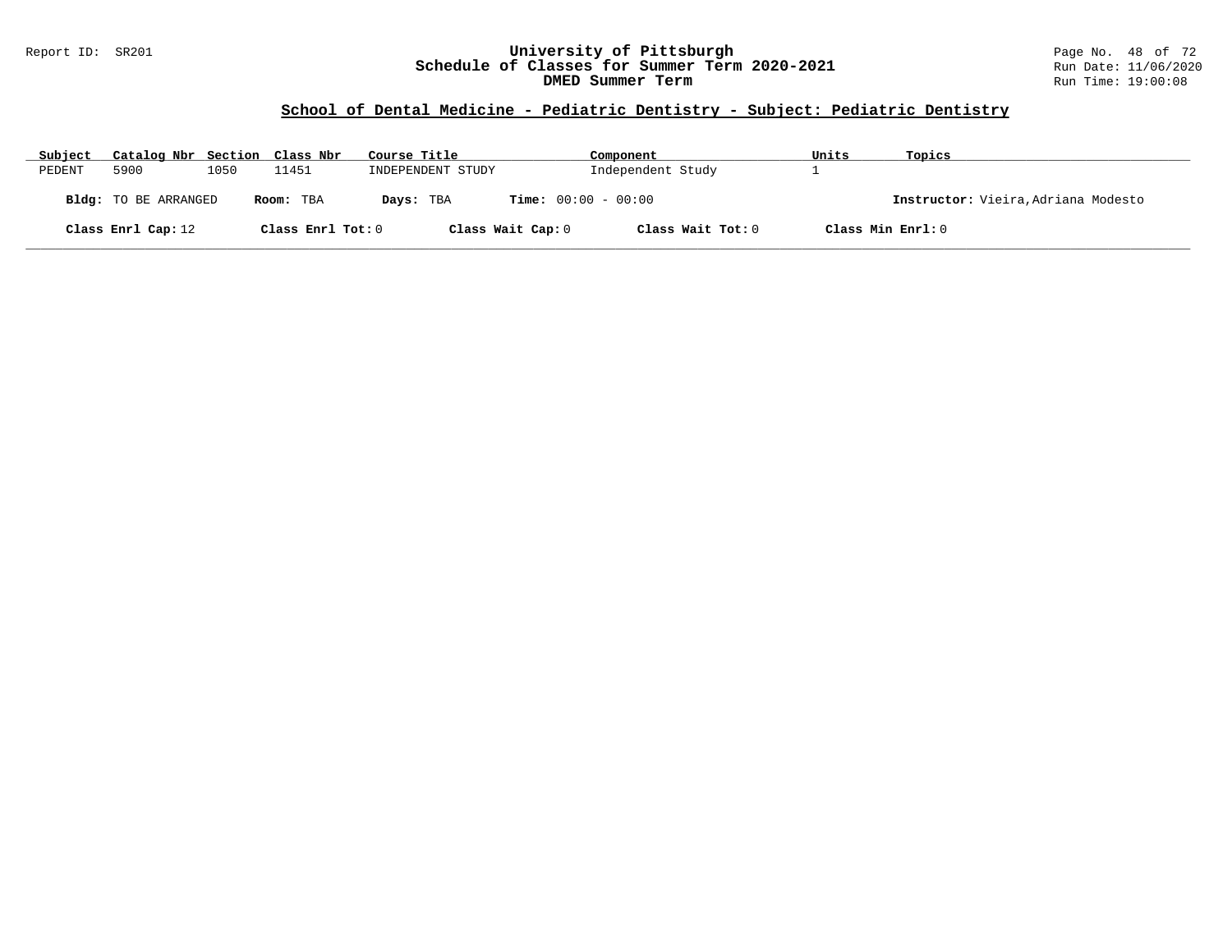## School of Dental Medicine - Pediatric Dentistry - Subject: Pediatric Dentistry

| Subject | Catalog Nbr | Section | Class Nbr | Course Title | Component | Units | Topics |
|---|---|---|---|---|---|---|---|
| PEDENT | 5900 | 1050 | 11451 | INDEPENDENT STUDY | Independent Study | 1 | |

**Bldg:** TO BE ARRANGED **Room:** TBA **Days:** TBA **Time:** 00:00 - 00:00 **Instructor:** Vieira,Adriana Modesto

**Class Enrl Cap:** 12 **Class Enrl Tot:** 0 **Class Wait Cap:** 0 **Class Wait Tot:** 0 **Class Min Enrl:** 0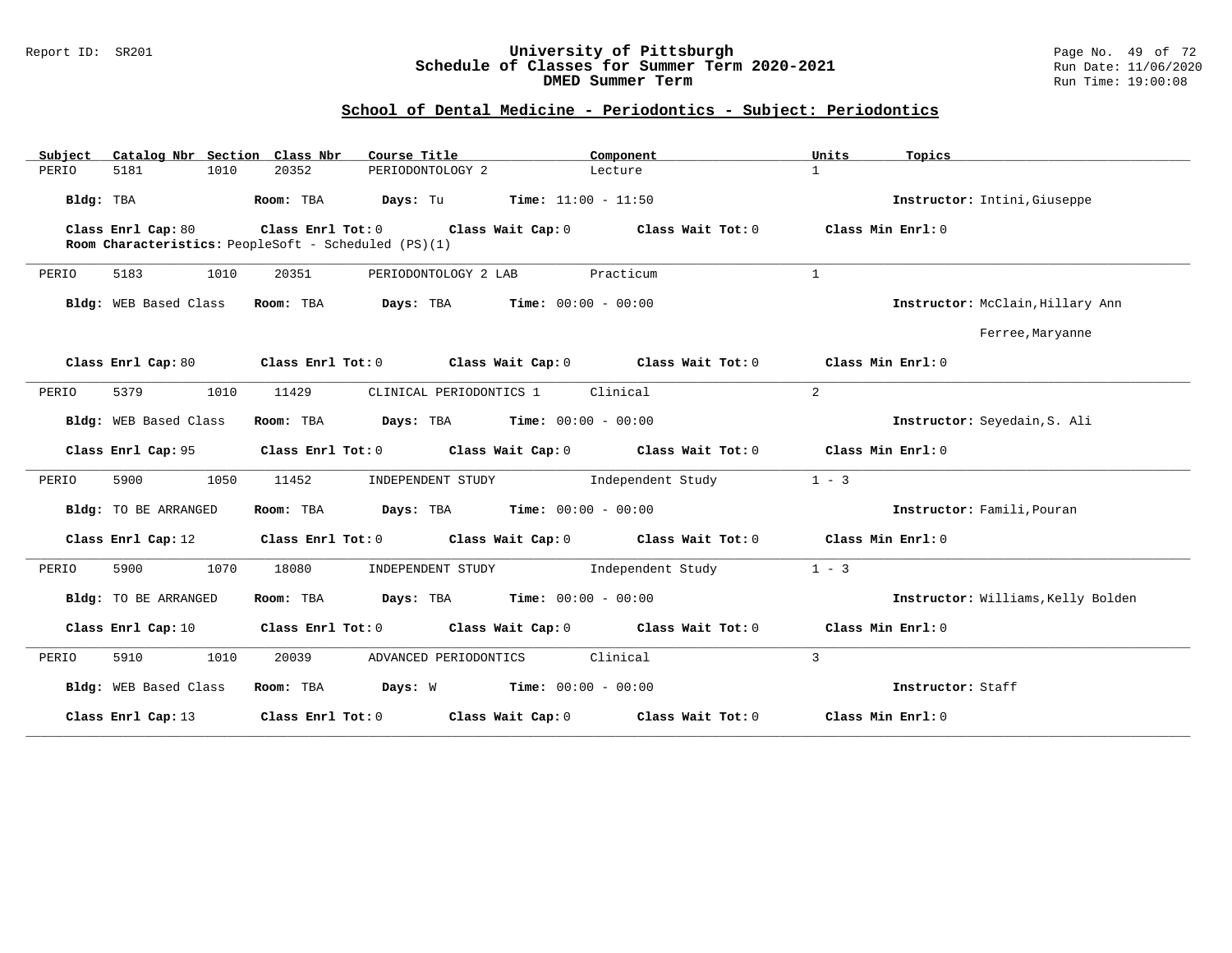## School of Dental Medicine - Periodontics - Subject: Periodontics

| Subject | Catalog Nbr | Section | Class Nbr | Course Title | Component | Units | Topics |
|---|---|---|---|---|---|---|---|
| PERIO | 5181 | 1010 | 20352 | PERIODONTOLOGY 2 | Lecture | 1 | |

**Bldg:** TBA **Room:** TBA **Days:** Tu **Time:** 11:00 - 11:50 **Instructor:** Intini,Giuseppe

**Class Enrl Cap:** 80 **Class Enrl Tot:** 0 **Class Wait Cap:** 0 **Class Wait Tot:** 0 **Class Min Enrl:** 0
**Room Characteristics:** PeopleSoft - Scheduled (PS)(1)

---

| Subject | Catalog Nbr | Section | Class Nbr | Course Title | Component | Units | Topics |
|---|---|---|---|---|---|---|---|
| PERIO | 5183 | 1010 | 20351 | PERIODONTOLOGY 2 LAB | Practicum | 1 | |

**Bldg:** WEB Based Class **Room:** TBA **Days:** TBA **Time:** 00:00 - 00:00 **Instructor:** McClain,Hillary Ann; Ferree,Maryanne

**Class Enrl Cap:** 80 **Class Enrl Tot:** 0 **Class Wait Cap:** 0 **Class Wait Tot:** 0 **Class Min Enrl:** 0

---

| Subject | Catalog Nbr | Section | Class Nbr | Course Title | Component | Units | Topics |
|---|---|---|---|---|---|---|---|
| PERIO | 5379 | 1010 | 11429 | CLINICAL PERIODONTICS 1 | Clinical | 2 | |

**Bldg:** WEB Based Class **Room:** TBA **Days:** TBA **Time:** 00:00 - 00:00 **Instructor:** Seyedain,S. Ali

**Class Enrl Cap:** 95 **Class Enrl Tot:** 0 **Class Wait Cap:** 0 **Class Wait Tot:** 0 **Class Min Enrl:** 0

---

| Subject | Catalog Nbr | Section | Class Nbr | Course Title | Component | Units | Topics |
|---|---|---|---|---|---|---|---|
| PERIO | 5900 | 1050 | 11452 | INDEPENDENT STUDY | Independent Study | 1 - 3 | |

**Bldg:** TO BE ARRANGED **Room:** TBA **Days:** TBA **Time:** 00:00 - 00:00 **Instructor:** Famili,Pouran

**Class Enrl Cap:** 12 **Class Enrl Tot:** 0 **Class Wait Cap:** 0 **Class Wait Tot:** 0 **Class Min Enrl:** 0

---

| Subject | Catalog Nbr | Section | Class Nbr | Course Title | Component | Units | Topics |
|---|---|---|---|---|---|---|---|
| PERIO | 5900 | 1070 | 18080 | INDEPENDENT STUDY | Independent Study | 1 - 3 | |

**Bldg:** TO BE ARRANGED **Room:** TBA **Days:** TBA **Time:** 00:00 - 00:00 **Instructor:** Williams,Kelly Bolden

**Class Enrl Cap:** 10 **Class Enrl Tot:** 0 **Class Wait Cap:** 0 **Class Wait Tot:** 0 **Class Min Enrl:** 0

---

| Subject | Catalog Nbr | Section | Class Nbr | Course Title | Component | Units | Topics |
|---|---|---|---|---|---|---|---|
| PERIO | 5910 | 1010 | 20039 | ADVANCED PERIODONTICS | Clinical | 3 | |

**Bldg:** WEB Based Class **Room:** TBA **Days:** W **Time:** 00:00 - 00:00 **Instructor:** Staff

**Class Enrl Cap:** 13 **Class Enrl Tot:** 0 **Class Wait Cap:** 0 **Class Wait Tot:** 0 **Class Min Enrl:** 0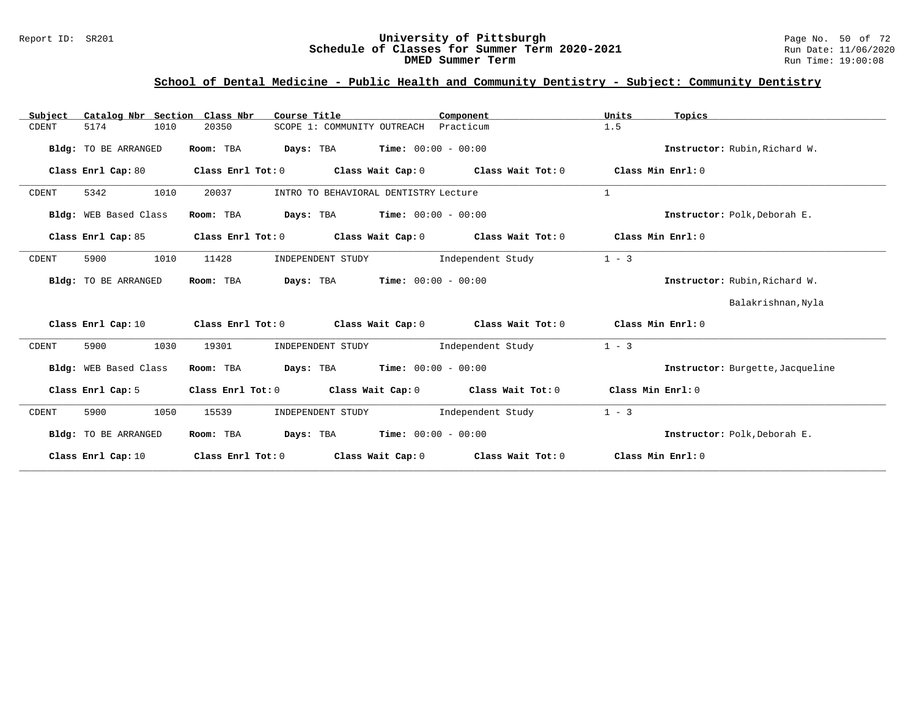## School of Dental Medicine - Public Health and Community Dentistry - Subject: Community Dentistry

| Subject | Catalog Nbr | Section | Class Nbr | Course Title | Component | Units | Topics |
|---|---|---|---|---|---|---|---|
| CDENT | 5174 | 1010 | 20350 | SCOPE 1: COMMUNITY OUTREACH | Practicum | 1.5 | |

**Bldg:** TO BE ARRANGED **Room:** TBA **Days:** TBA **Time:** 00:00 - 00:00 **Instructor:** Rubin,Richard W.

**Class Enrl Cap:** 80 **Class Enrl Tot:** 0 **Class Wait Cap:** 0 **Class Wait Tot:** 0 **Class Min Enrl:** 0

---

| Subject | Catalog Nbr | Section | Class Nbr | Course Title | Component | Units | Topics |
|---|---|---|---|---|---|---|---|
| CDENT | 5342 | 1010 | 20037 | INTRO TO BEHAVIORAL DENTISTRY | Lecture | 1 | |

**Bldg:** WEB Based Class **Room:** TBA **Days:** TBA **Time:** 00:00 - 00:00 **Instructor:** Polk,Deborah E.

**Class Enrl Cap:** 85 **Class Enrl Tot:** 0 **Class Wait Cap:** 0 **Class Wait Tot:** 0 **Class Min Enrl:** 0

---

| Subject | Catalog Nbr | Section | Class Nbr | Course Title | Component | Units | Topics |
|---|---|---|---|---|---|---|---|
| CDENT | 5900 | 1010 | 11428 | INDEPENDENT STUDY | Independent Study | 1 - 3 | |

**Bldg:** TO BE ARRANGED **Room:** TBA **Days:** TBA **Time:** 00:00 - 00:00 **Instructor:** Rubin,Richard W.; Balakrishnan,Nyla

**Class Enrl Cap:** 10 **Class Enrl Tot:** 0 **Class Wait Cap:** 0 **Class Wait Tot:** 0 **Class Min Enrl:** 0

---

| Subject | Catalog Nbr | Section | Class Nbr | Course Title | Component | Units | Topics |
|---|---|---|---|---|---|---|---|
| CDENT | 5900 | 1030 | 19301 | INDEPENDENT STUDY | Independent Study | 1 - 3 | |

**Bldg:** WEB Based Class **Room:** TBA **Days:** TBA **Time:** 00:00 - 00:00 **Instructor:** Burgette,Jacqueline

**Class Enrl Cap:** 5 **Class Enrl Tot:** 0 **Class Wait Cap:** 0 **Class Wait Tot:** 0 **Class Min Enrl:** 0

---

| Subject | Catalog Nbr | Section | Class Nbr | Course Title | Component | Units | Topics |
|---|---|---|---|---|---|---|---|
| CDENT | 5900 | 1050 | 15539 | INDEPENDENT STUDY | Independent Study | 1 - 3 | |

**Bldg:** TO BE ARRANGED **Room:** TBA **Days:** TBA **Time:** 00:00 - 00:00 **Instructor:** Polk,Deborah E.

**Class Enrl Cap:** 10 **Class Enrl Tot:** 0 **Class Wait Cap:** 0 **Class Wait Tot:** 0 **Class Min Enrl:** 0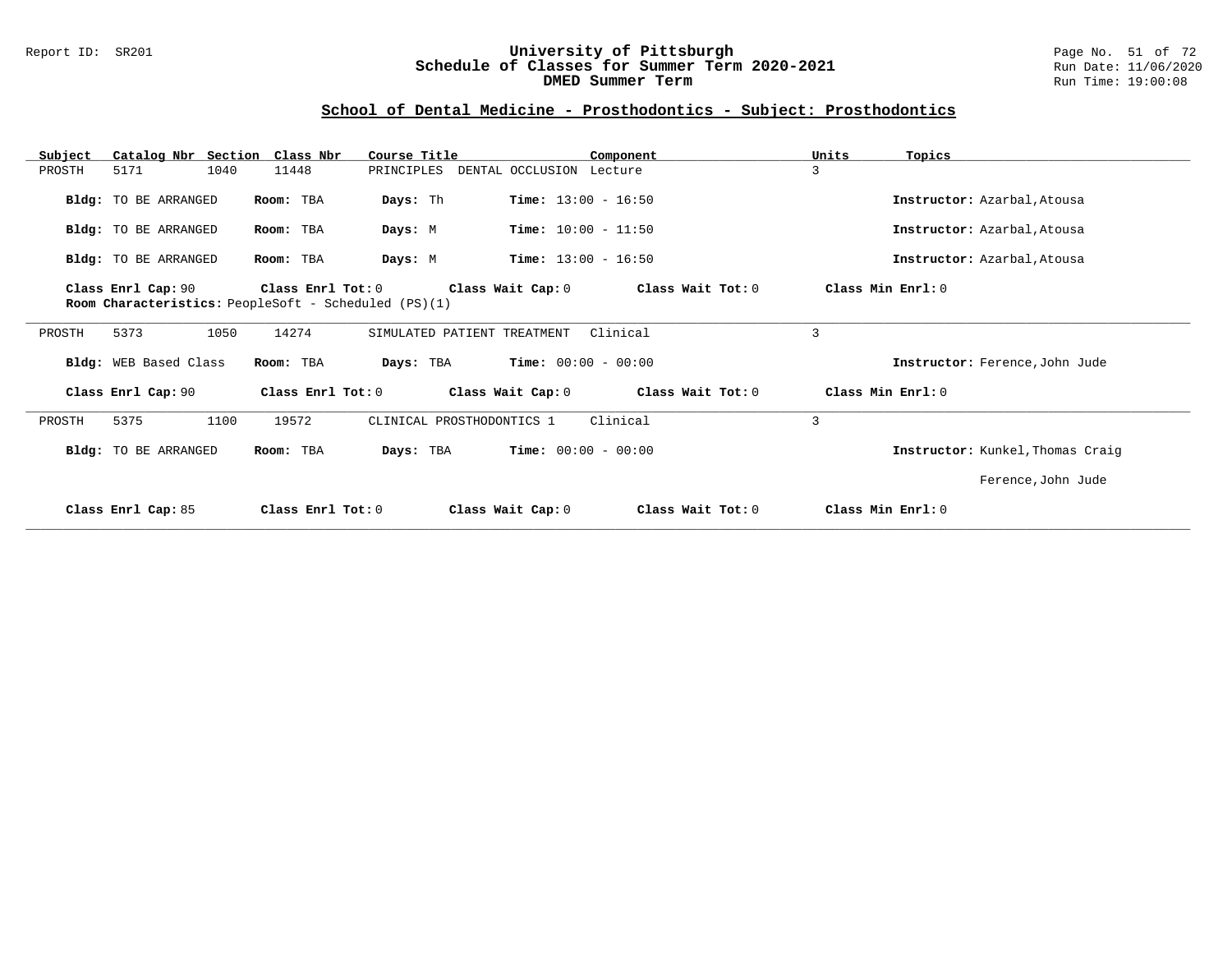## School of Dental Medicine - Prosthodontics - Subject: Prosthodontics

| Subject | Catalog Nbr | Section | Class Nbr | Course Title | Component | Units | Topics |
|---|---|---|---|---|---|---|---|
| PROSTH | 5171 | 1040 | 11448 | PRINCIPLES DENTAL OCCLUSION | Lecture | 3 | |

**Bldg:** TO BE ARRANGED **Room:** TBA **Days:** Th **Time:** 13:00 - 16:50 **Instructor:** Azarbal,Atousa

**Bldg:** TO BE ARRANGED **Room:** TBA **Days:** M **Time:** 10:00 - 11:50 **Instructor:** Azarbal,Atousa

**Bldg:** TO BE ARRANGED **Room:** TBA **Days:** M **Time:** 13:00 - 16:50 **Instructor:** Azarbal,Atousa

**Class Enrl Cap:** 90 **Class Enrl Tot:** 0 **Class Wait Cap:** 0 **Class Wait Tot:** 0 **Class Min Enrl:** 0
**Room Characteristics:** PeopleSoft - Scheduled (PS)(1)

---

| Subject | Catalog Nbr | Section | Class Nbr | Course Title | Component | Units | Topics |
|---|---|---|---|---|---|---|---|
| PROSTH | 5373 | 1050 | 14274 | SIMULATED PATIENT TREATMENT | Clinical | 3 | |

**Bldg:** WEB Based Class **Room:** TBA **Days:** TBA **Time:** 00:00 - 00:00 **Instructor:** Ference,John Jude

**Class Enrl Cap:** 90 **Class Enrl Tot:** 0 **Class Wait Cap:** 0 **Class Wait Tot:** 0 **Class Min Enrl:** 0

---

| Subject | Catalog Nbr | Section | Class Nbr | Course Title | Component | Units | Topics |
|---|---|---|---|---|---|---|---|
| PROSTH | 5375 | 1100 | 19572 | CLINICAL PROSTHODONTICS 1 | Clinical | 3 | |

**Bldg:** TO BE ARRANGED **Room:** TBA **Days:** TBA **Time:** 00:00 - 00:00 **Instructor:** Kunkel,Thomas Craig
Ference,John Jude

**Class Enrl Cap:** 85 **Class Enrl Tot:** 0 **Class Wait Cap:** 0 **Class Wait Tot:** 0 **Class Min Enrl:** 0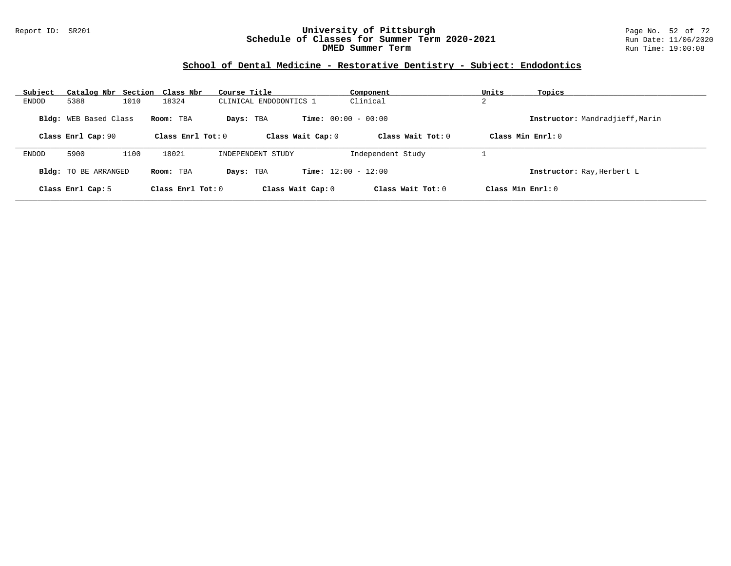## School of Dental Medicine - Restorative Dentistry - Subject: Endodontics

| Subject | Catalog Nbr | Section | Class Nbr | Course Title | Component | Units | Topics |
|---|---|---|---|---|---|---|---|
| ENDOD | 5388 | 1010 | 18324 | CLINICAL ENDODONTICS 1 | Clinical | 2 | |

**Bldg:** WEB Based Class **Room:** TBA **Days:** TBA **Time:** 00:00 - 00:00 **Instructor:** Mandradjieff,Marin

**Class Enrl Cap:** 90 **Class Enrl Tot:** 0 **Class Wait Cap:** 0 **Class Wait Tot:** 0 **Class Min Enrl:** 0

| Subject | Catalog Nbr | Section | Class Nbr | Course Title | Component | Units | Topics |
|---|---|---|---|---|---|---|---|
| ENDOD | 5900 | 1100 | 18021 | INDEPENDENT STUDY | Independent Study | 1 | |

**Bldg:** TO BE ARRANGED **Room:** TBA **Days:** TBA **Time:** 12:00 - 12:00 **Instructor:** Ray,Herbert L

**Class Enrl Cap:** 5 **Class Enrl Tot:** 0 **Class Wait Cap:** 0 **Class Wait Tot:** 0 **Class Min Enrl:** 0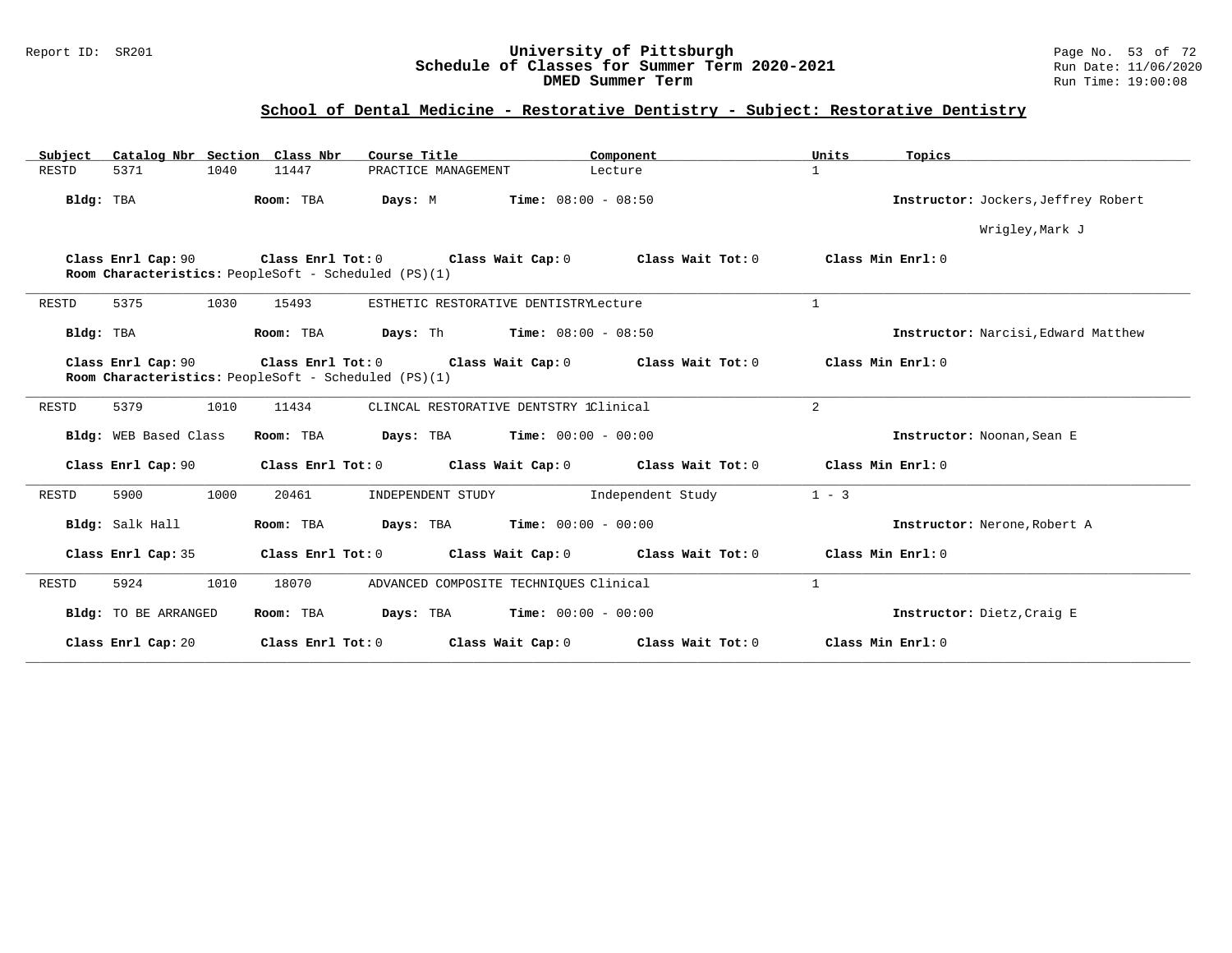## School of Dental Medicine - Restorative Dentistry - Subject: Restorative Dentistry

| Subject | Catalog Nbr | Section | Class Nbr | Course Title | Component | Units | Topics |
|---|---|---|---|---|---|---|---|
| RESTD | 5371 | 1040 | 11447 | PRACTICE MANAGEMENT | Lecture | 1 | |

**Bldg:** TBA **Room:** TBA **Days:** M **Time:** 08:00 - 08:50 **Instructor:** Jockers,Jeffrey Robert
Wrigley,Mark J

**Class Enrl Cap:** 90 **Class Enrl Tot:** 0 **Class Wait Cap:** 0 **Class Wait Tot:** 0 **Class Min Enrl:** 0
**Room Characteristics:** PeopleSoft - Scheduled (PS)(1)

---

| Subject | Catalog Nbr | Section | Class Nbr | Course Title | Component | Units | Topics |
|---|---|---|---|---|---|---|---|
| RESTD | 5375 | 1030 | 15493 | ESTHETIC RESTORATIVE DENTISTRY | Lecture | 1 | |

**Bldg:** TBA **Room:** TBA **Days:** Th **Time:** 08:00 - 08:50 **Instructor:** Narcisi,Edward Matthew

**Class Enrl Cap:** 90 **Class Enrl Tot:** 0 **Class Wait Cap:** 0 **Class Wait Tot:** 0 **Class Min Enrl:** 0
**Room Characteristics:** PeopleSoft - Scheduled (PS)(1)

---

| Subject | Catalog Nbr | Section | Class Nbr | Course Title | Component | Units | Topics |
|---|---|---|---|---|---|---|---|
| RESTD | 5379 | 1010 | 11434 | CLINCAL RESTORATIVE DENTSTRY 1 | Clinical | 2 | |

**Bldg:** WEB Based Class **Room:** TBA **Days:** TBA **Time:** 00:00 - 00:00 **Instructor:** Noonan,Sean E

**Class Enrl Cap:** 90 **Class Enrl Tot:** 0 **Class Wait Cap:** 0 **Class Wait Tot:** 0 **Class Min Enrl:** 0

---

| Subject | Catalog Nbr | Section | Class Nbr | Course Title | Component | Units | Topics |
|---|---|---|---|---|---|---|---|
| RESTD | 5900 | 1000 | 20461 | INDEPENDENT STUDY | Independent Study | 1 - 3 | |

**Bldg:** Salk Hall **Room:** TBA **Days:** TBA **Time:** 00:00 - 00:00 **Instructor:** Nerone,Robert A

**Class Enrl Cap:** 35 **Class Enrl Tot:** 0 **Class Wait Cap:** 0 **Class Wait Tot:** 0 **Class Min Enrl:** 0

---

| Subject | Catalog Nbr | Section | Class Nbr | Course Title | Component | Units | Topics |
|---|---|---|---|---|---|---|---|
| RESTD | 5924 | 1010 | 18070 | ADVANCED COMPOSITE TECHNIQUES | Clinical | 1 | |

**Bldg:** TO BE ARRANGED **Room:** TBA **Days:** TBA **Time:** 00:00 - 00:00 **Instructor:** Dietz,Craig E

**Class Enrl Cap:** 20 **Class Enrl Tot:** 0 **Class Wait Cap:** 0 **Class Wait Tot:** 0 **Class Min Enrl:** 0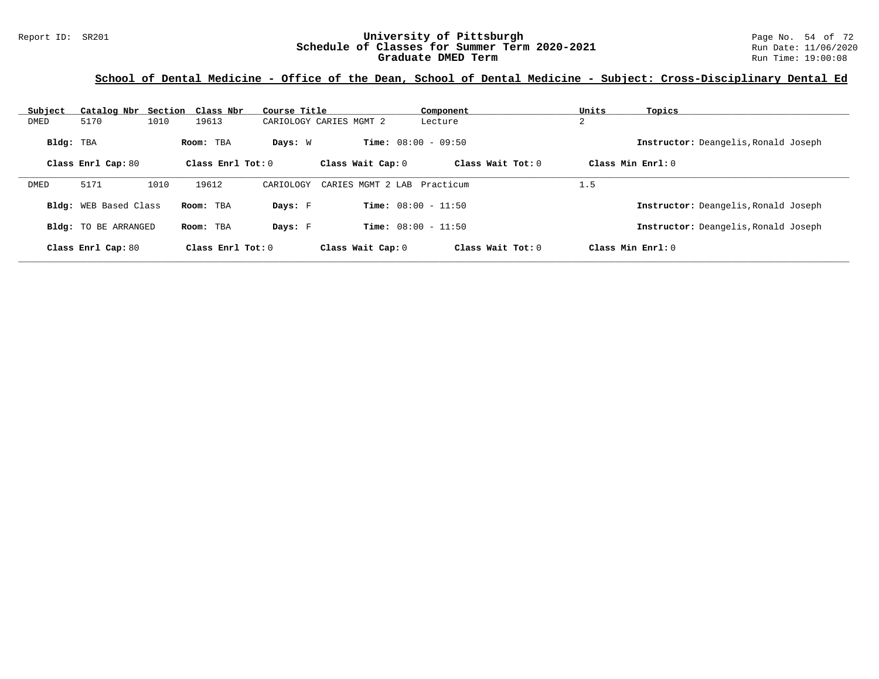Report ID: SR201

# University of Pittsburgh
## Schedule of Classes for Summer Term 2020-2021
### Graduate DMED Term

Run Date: 11/06/2020
Run Time: 19:00:08

**School of Dental Medicine - Office of the Dean, School of Dental Medicine - Subject: Cross-Disciplinary Dental Ed**

| Subject | Catalog Nbr | Section | Class Nbr | Course Title | Component | Units | Topics |
|---|---|---|---|---|---|---|---|
| DMED | 5170 | 1010 | 19613 | CARIOLOGY CARIES MGMT 2 | Lecture | 2 | |

**Bldg:** TBA **Room:** TBA **Days:** W **Time:** 08:00 - 09:50 **Instructor:** Deangelis,Ronald Joseph

**Class Enrl Cap:** 80 **Class Enrl Tot:** 0 **Class Wait Cap:** 0 **Class Wait Tot:** 0 **Class Min Enrl:** 0

---

| Subject | Catalog Nbr | Section | Class Nbr | Course Title | Component | Units | Topics |
|---|---|---|---|---|---|---|---|
| DMED | 5171 | 1010 | 19612 | CARIOLOGY CARIES MGMT 2 LAB | Practicum | 1.5 | |

**Bldg:** WEB Based Class **Room:** TBA **Days:** F **Time:** 08:00 - 11:50 **Instructor:** Deangelis,Ronald Joseph

**Bldg:** TO BE ARRANGED **Room:** TBA **Days:** F **Time:** 08:00 - 11:50 **Instructor:** Deangelis,Ronald Joseph

**Class Enrl Cap:** 80 **Class Enrl Tot:** 0 **Class Wait Cap:** 0 **Class Wait Tot:** 0 **Class Min Enrl:** 0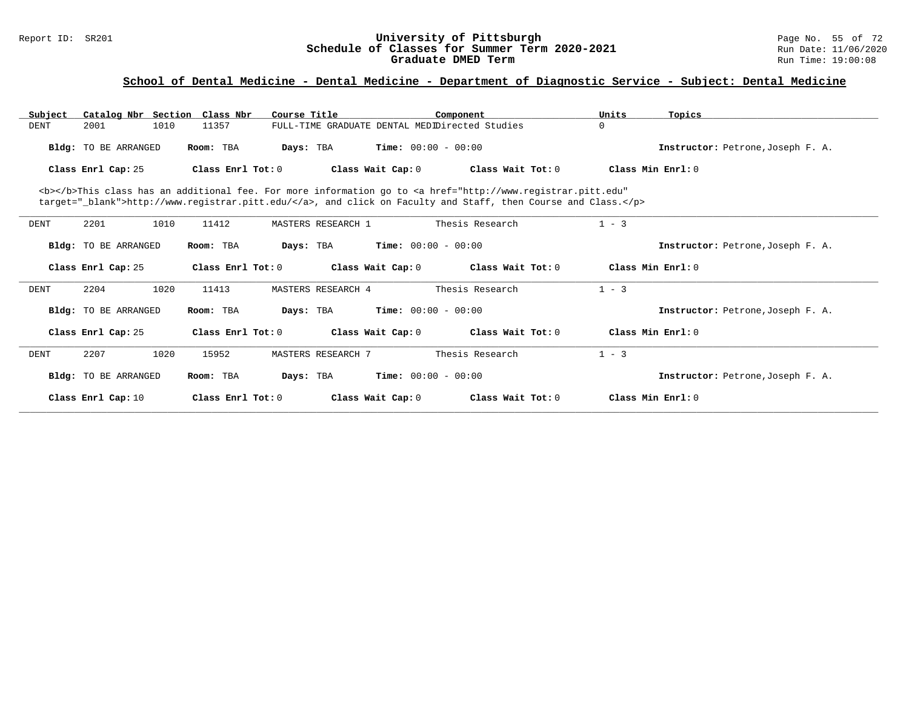## School of Dental Medicine - Dental Medicine - Department of Diagnostic Service - Subject: Dental Medicine

| Subject | Catalog Nbr | Section | Class Nbr | Course Title | Component | Units | Topics |
|---|---|---|---|---|---|---|---|
| DENT | 2001 | 1010 | 11357 | FULL-TIME GRADUATE DENTAL MEDI | Directed Studies | 0 | |

**Bldg:** TO BE ARRANGED **Room:** TBA **Days:** TBA **Time:** 00:00 - 00:00 **Instructor:** Petrone,Joseph F. A.

**Class Enrl Cap:** 25 **Class Enrl Tot:** 0 **Class Wait Cap:** 0 **Class Wait Tot:** 0 **Class Min Enrl:** 0

<b></b>This class has an additional fee. For more information go to <a href="http://www.registrar.pitt.edu" target="_blank">http://www.registrar.pitt.edu/</a>, and click on Faculty and Staff, then Course and Class.</p>

---

| Subject | Catalog Nbr | Section | Class Nbr | Course Title | Component | Units | Topics |
|---|---|---|---|---|---|---|---|
| DENT | 2201 | 1010 | 11412 | MASTERS RESEARCH 1 | Thesis Research | 1 - 3 | |

**Bldg:** TO BE ARRANGED **Room:** TBA **Days:** TBA **Time:** 00:00 - 00:00 **Instructor:** Petrone,Joseph F. A.

**Class Enrl Cap:** 25 **Class Enrl Tot:** 0 **Class Wait Cap:** 0 **Class Wait Tot:** 0 **Class Min Enrl:** 0

---

| Subject | Catalog Nbr | Section | Class Nbr | Course Title | Component | Units | Topics |
|---|---|---|---|---|---|---|---|
| DENT | 2204 | 1020 | 11413 | MASTERS RESEARCH 4 | Thesis Research | 1 - 3 | |

**Bldg:** TO BE ARRANGED **Room:** TBA **Days:** TBA **Time:** 00:00 - 00:00 **Instructor:** Petrone,Joseph F. A.

**Class Enrl Cap:** 25 **Class Enrl Tot:** 0 **Class Wait Cap:** 0 **Class Wait Tot:** 0 **Class Min Enrl:** 0

---

| Subject | Catalog Nbr | Section | Class Nbr | Course Title | Component | Units | Topics |
|---|---|---|---|---|---|---|---|
| DENT | 2207 | 1020 | 15952 | MASTERS RESEARCH 7 | Thesis Research | 1 - 3 | |

**Bldg:** TO BE ARRANGED **Room:** TBA **Days:** TBA **Time:** 00:00 - 00:00 **Instructor:** Petrone,Joseph F. A.

**Class Enrl Cap:** 10 **Class Enrl Tot:** 0 **Class Wait Cap:** 0 **Class Wait Tot:** 0 **Class Min Enrl:** 0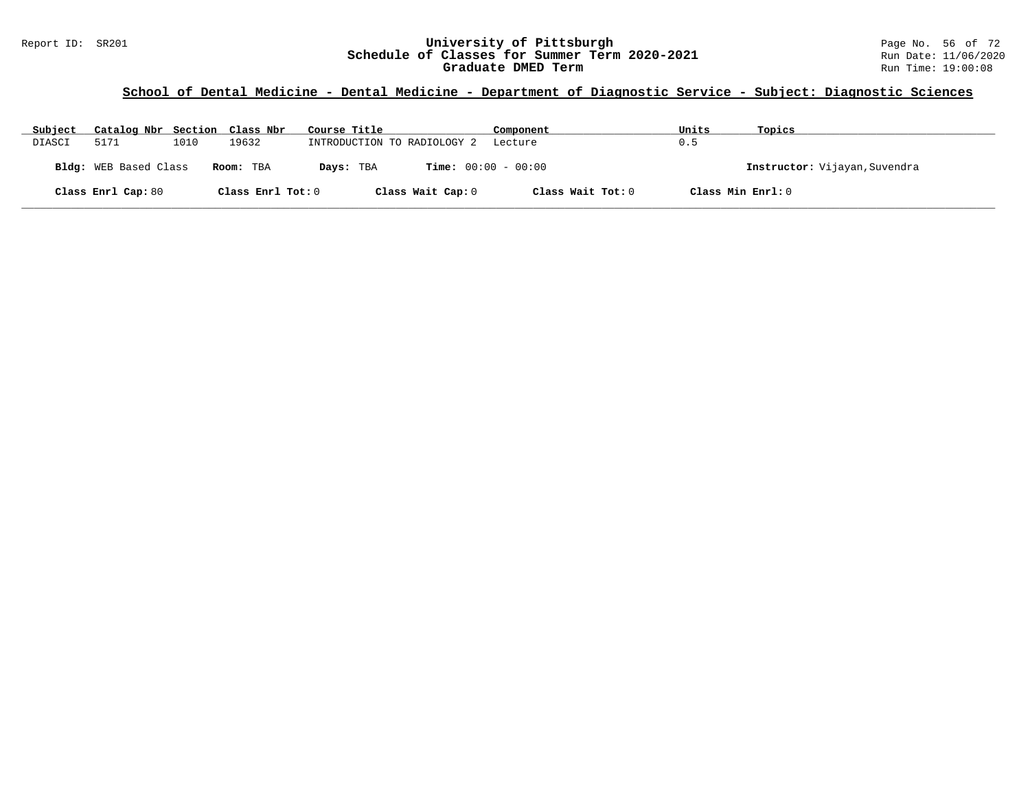# University of Pittsburgh
## Schedule of Classes for Summer Term 2020-2021
## Graduate DMED Term

Report ID: SR201

Run Date: 11/06/2020
Run Time: 19:00:08

### School of Dental Medicine - Dental Medicine - Department of Diagnostic Service - Subject: Diagnostic Sciences

| Subject | Catalog Nbr | Section | Class Nbr | Course Title | Component | Units | Topics |
| --- | --- | --- | --- | --- | --- | --- | --- |
| DIASCI | 5171 | 1010 | 19632 | INTRODUCTION TO RADIOLOGY 2 | Lecture | 0.5 | |

**Bldg:** WEB Based Class **Room:** TBA **Days:** TBA **Time:** 00:00 - 00:00 **Instructor:** Vijayan,Suvendra

**Class Enrl Cap:** 80 **Class Enrl Tot:** 0 **Class Wait Cap:** 0 **Class Wait Tot:** 0 **Class Min Enrl:** 0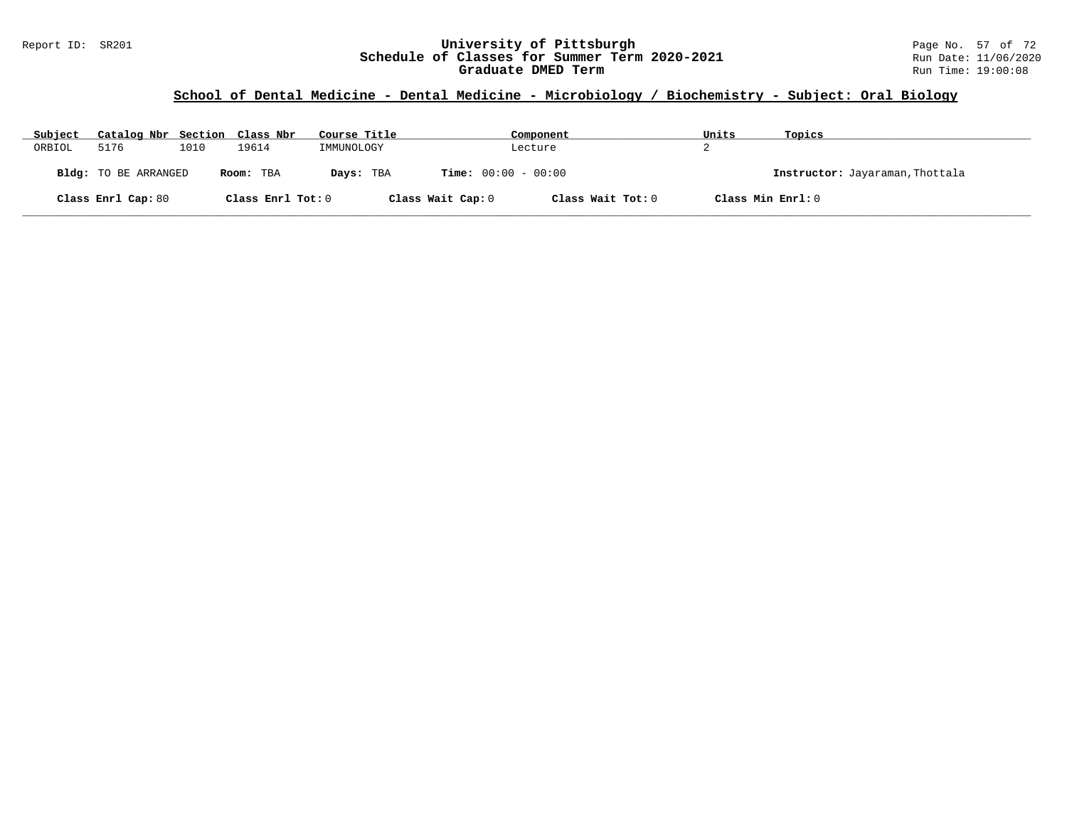## School of Dental Medicine - Dental Medicine - Microbiology / Biochemistry - Subject: Oral Biology

| Subject | Catalog Nbr | Section | Class Nbr | Course Title | Component | Units | Topics |
|---|---|---|---|---|---|---|---|
| ORBIOL | 5176 | 1010 | 19614 | IMMUNOLOGY | Lecture | 2 | |

**Bldg:** TO BE ARRANGED **Room:** TBA **Days:** TBA **Time:** 00:00 - 00:00 **Instructor:** Jayaraman,Thottala

**Class Enrl Cap:** 80 **Class Enrl Tot:** 0 **Class Wait Cap:** 0 **Class Wait Tot:** 0 **Class Min Enrl:** 0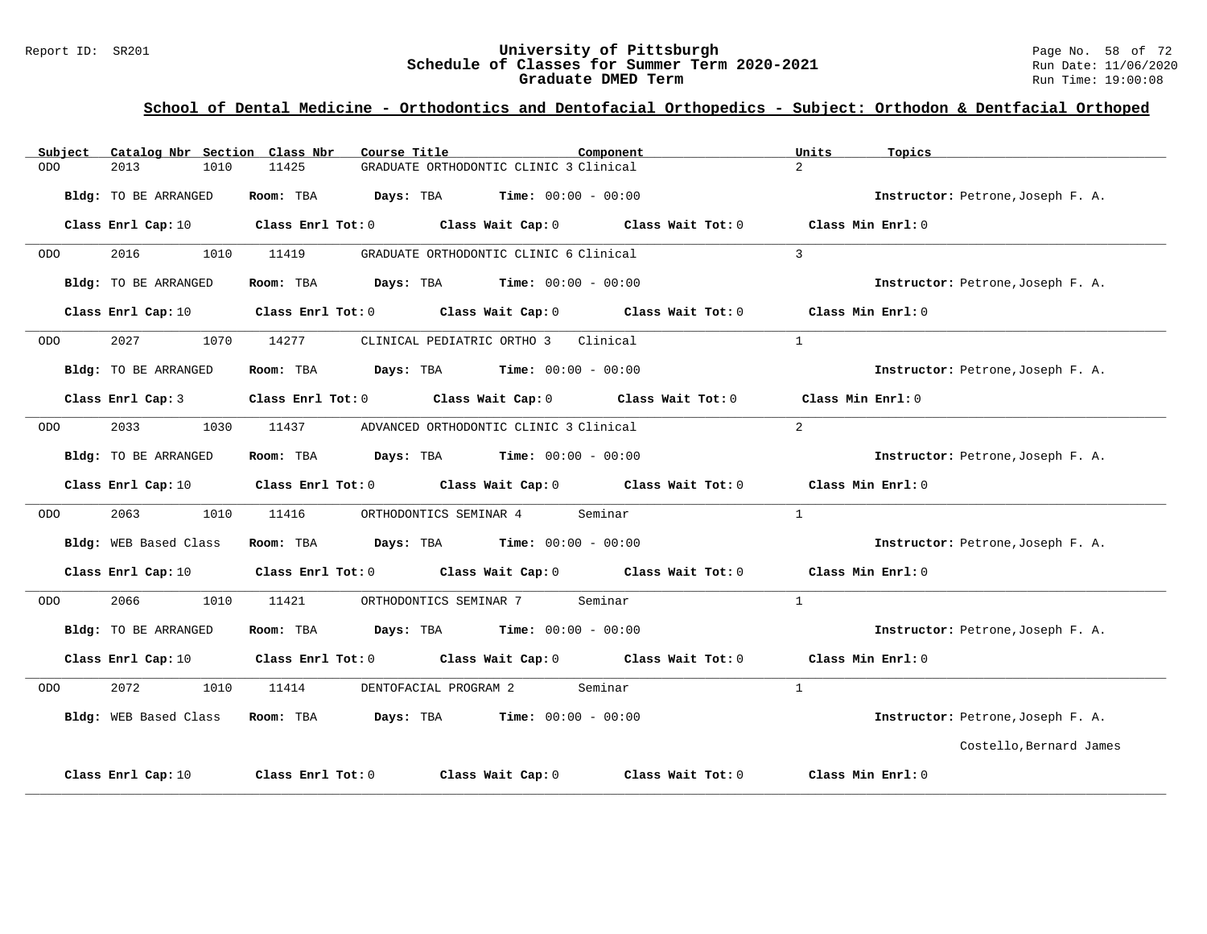# University of Pittsburgh
## Schedule of Classes for Summer Term 2020-2021
## Graduate DMED Term

Report ID: SR201

Run Date: 11/06/2020
Run Time: 19:00:08

### School of Dental Medicine - Orthodontics and Dentofacial Orthopedics - Subject: Orthodon & Dentfacial Orthoped

| Subject | Catalog Nbr | Section | Class Nbr | Course Title | Component | Units | Topics |
|---|---|---|---|---|---|---|---|
| ODO | 2013 | 1010 | 11425 | GRADUATE ORTHODONTIC CLINIC 3 | Clinical | 2 | |

**Bldg:** TO BE ARRANGED **Room:** TBA **Days:** TBA **Time:** 00:00 - 00:00 **Instructor:** Petrone,Joseph F. A.

**Class Enrl Cap:** 10 **Class Enrl Tot:** 0 **Class Wait Cap:** 0 **Class Wait Tot:** 0 **Class Min Enrl:** 0

---

| Subject | Catalog Nbr | Section | Class Nbr | Course Title | Component | Units | Topics |
|---|---|---|---|---|---|---|---|
| ODO | 2016 | 1010 | 11419 | GRADUATE ORTHODONTIC CLINIC 6 | Clinical | 3 | |

**Bldg:** TO BE ARRANGED **Room:** TBA **Days:** TBA **Time:** 00:00 - 00:00 **Instructor:** Petrone,Joseph F. A.

**Class Enrl Cap:** 10 **Class Enrl Tot:** 0 **Class Wait Cap:** 0 **Class Wait Tot:** 0 **Class Min Enrl:** 0

---

| Subject | Catalog Nbr | Section | Class Nbr | Course Title | Component | Units | Topics |
|---|---|---|---|---|---|---|---|
| ODO | 2027 | 1070 | 14277 | CLINICAL PEDIATRIC ORTHO 3 | Clinical | 1 | |

**Bldg:** TO BE ARRANGED **Room:** TBA **Days:** TBA **Time:** 00:00 - 00:00 **Instructor:** Petrone,Joseph F. A.

**Class Enrl Cap:** 3 **Class Enrl Tot:** 0 **Class Wait Cap:** 0 **Class Wait Tot:** 0 **Class Min Enrl:** 0

---

| Subject | Catalog Nbr | Section | Class Nbr | Course Title | Component | Units | Topics |
|---|---|---|---|---|---|---|---|
| ODO | 2033 | 1030 | 11437 | ADVANCED ORTHODONTIC CLINIC 3 | Clinical | 2 | |

**Bldg:** TO BE ARRANGED **Room:** TBA **Days:** TBA **Time:** 00:00 - 00:00 **Instructor:** Petrone,Joseph F. A.

**Class Enrl Cap:** 10 **Class Enrl Tot:** 0 **Class Wait Cap:** 0 **Class Wait Tot:** 0 **Class Min Enrl:** 0

---

| Subject | Catalog Nbr | Section | Class Nbr | Course Title | Component | Units | Topics |
|---|---|---|---|---|---|---|---|
| ODO | 2063 | 1010 | 11416 | ORTHODONTICS SEMINAR 4 | Seminar | 1 | |

**Bldg:** WEB Based Class **Room:** TBA **Days:** TBA **Time:** 00:00 - 00:00 **Instructor:** Petrone,Joseph F. A.

**Class Enrl Cap:** 10 **Class Enrl Tot:** 0 **Class Wait Cap:** 0 **Class Wait Tot:** 0 **Class Min Enrl:** 0

---

| Subject | Catalog Nbr | Section | Class Nbr | Course Title | Component | Units | Topics |
|---|---|---|---|---|---|---|---|
| ODO | 2066 | 1010 | 11421 | ORTHODONTICS SEMINAR 7 | Seminar | 1 | |

**Bldg:** TO BE ARRANGED **Room:** TBA **Days:** TBA **Time:** 00:00 - 00:00 **Instructor:** Petrone,Joseph F. A.

**Class Enrl Cap:** 10 **Class Enrl Tot:** 0 **Class Wait Cap:** 0 **Class Wait Tot:** 0 **Class Min Enrl:** 0

---

| Subject | Catalog Nbr | Section | Class Nbr | Course Title | Component | Units | Topics |
|---|---|---|---|---|---|---|---|
| ODO | 2072 | 1010 | 11414 | DENTOFACIAL PROGRAM 2 | Seminar | 1 | |

**Bldg:** WEB Based Class **Room:** TBA **Days:** TBA **Time:** 00:00 - 00:00 **Instructor:** Petrone,Joseph F. A.; Costello,Bernard James

**Class Enrl Cap:** 10 **Class Enrl Tot:** 0 **Class Wait Cap:** 0 **Class Wait Tot:** 0 **Class Min Enrl:** 0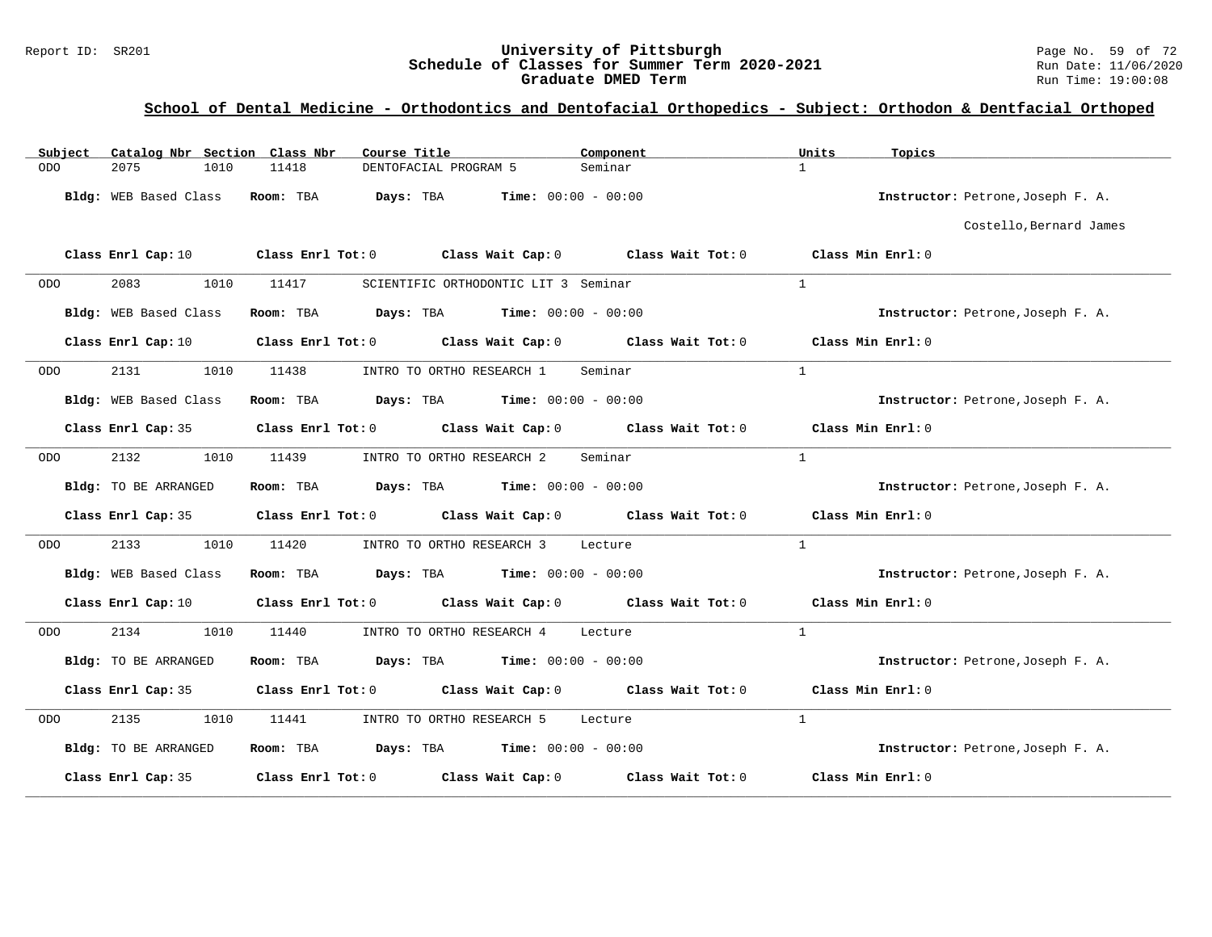## School of Dental Medicine - Orthodontics and Dentofacial Orthopedics - Subject: Orthodon & Dentfacial Orthoped

| Subject | Catalog Nbr | Section | Class Nbr | Course Title | Component | Units | Topics |
|---|---|---|---|---|---|---|---|
| ODO | 2075 | 1010 | 11418 | DENTOFACIAL PROGRAM 5 | Seminar | 1 | |

**Bldg:** WEB Based Class **Room:** TBA **Days:** TBA **Time:** 00:00 - 00:00 **Instructor:** Petrone,Joseph F. A.

Costello,Bernard James

**Class Enrl Cap:** 10 **Class Enrl Tot:** 0 **Class Wait Cap:** 0 **Class Wait Tot:** 0 **Class Min Enrl:** 0

| Subject | Catalog Nbr | Section | Class Nbr | Course Title | Component | Units | Topics |
|---|---|---|---|---|---|---|---|
| ODO | 2083 | 1010 | 11417 | SCIENTIFIC ORTHODONTIC LIT 3 | Seminar | 1 | |

**Bldg:** WEB Based Class **Room:** TBA **Days:** TBA **Time:** 00:00 - 00:00 **Instructor:** Petrone,Joseph F. A.

**Class Enrl Cap:** 10 **Class Enrl Tot:** 0 **Class Wait Cap:** 0 **Class Wait Tot:** 0 **Class Min Enrl:** 0

| Subject | Catalog Nbr | Section | Class Nbr | Course Title | Component | Units | Topics |
|---|---|---|---|---|---|---|---|
| ODO | 2131 | 1010 | 11438 | INTRO TO ORTHO RESEARCH 1 | Seminar | 1 | |

**Bldg:** WEB Based Class **Room:** TBA **Days:** TBA **Time:** 00:00 - 00:00 **Instructor:** Petrone,Joseph F. A.

**Class Enrl Cap:** 35 **Class Enrl Tot:** 0 **Class Wait Cap:** 0 **Class Wait Tot:** 0 **Class Min Enrl:** 0

| Subject | Catalog Nbr | Section | Class Nbr | Course Title | Component | Units | Topics |
|---|---|---|---|---|---|---|---|
| ODO | 2132 | 1010 | 11439 | INTRO TO ORTHO RESEARCH 2 | Seminar | 1 | |

**Bldg:** TO BE ARRANGED **Room:** TBA **Days:** TBA **Time:** 00:00 - 00:00 **Instructor:** Petrone,Joseph F. A.

**Class Enrl Cap:** 35 **Class Enrl Tot:** 0 **Class Wait Cap:** 0 **Class Wait Tot:** 0 **Class Min Enrl:** 0

| Subject | Catalog Nbr | Section | Class Nbr | Course Title | Component | Units | Topics |
|---|---|---|---|---|---|---|---|
| ODO | 2133 | 1010 | 11420 | INTRO TO ORTHO RESEARCH 3 | Lecture | 1 | |

**Bldg:** WEB Based Class **Room:** TBA **Days:** TBA **Time:** 00:00 - 00:00 **Instructor:** Petrone,Joseph F. A.

**Class Enrl Cap:** 10 **Class Enrl Tot:** 0 **Class Wait Cap:** 0 **Class Wait Tot:** 0 **Class Min Enrl:** 0

| Subject | Catalog Nbr | Section | Class Nbr | Course Title | Component | Units | Topics |
|---|---|---|---|---|---|---|---|
| ODO | 2134 | 1010 | 11440 | INTRO TO ORTHO RESEARCH 4 | Lecture | 1 | |

**Bldg:** TO BE ARRANGED **Room:** TBA **Days:** TBA **Time:** 00:00 - 00:00 **Instructor:** Petrone,Joseph F. A.

**Class Enrl Cap:** 35 **Class Enrl Tot:** 0 **Class Wait Cap:** 0 **Class Wait Tot:** 0 **Class Min Enrl:** 0

| Subject | Catalog Nbr | Section | Class Nbr | Course Title | Component | Units | Topics |
|---|---|---|---|---|---|---|---|
| ODO | 2135 | 1010 | 11441 | INTRO TO ORTHO RESEARCH 5 | Lecture | 1 | |

**Bldg:** TO BE ARRANGED **Room:** TBA **Days:** TBA **Time:** 00:00 - 00:00 **Instructor:** Petrone,Joseph F. A.

**Class Enrl Cap:** 35 **Class Enrl Tot:** 0 **Class Wait Cap:** 0 **Class Wait Tot:** 0 **Class Min Enrl:** 0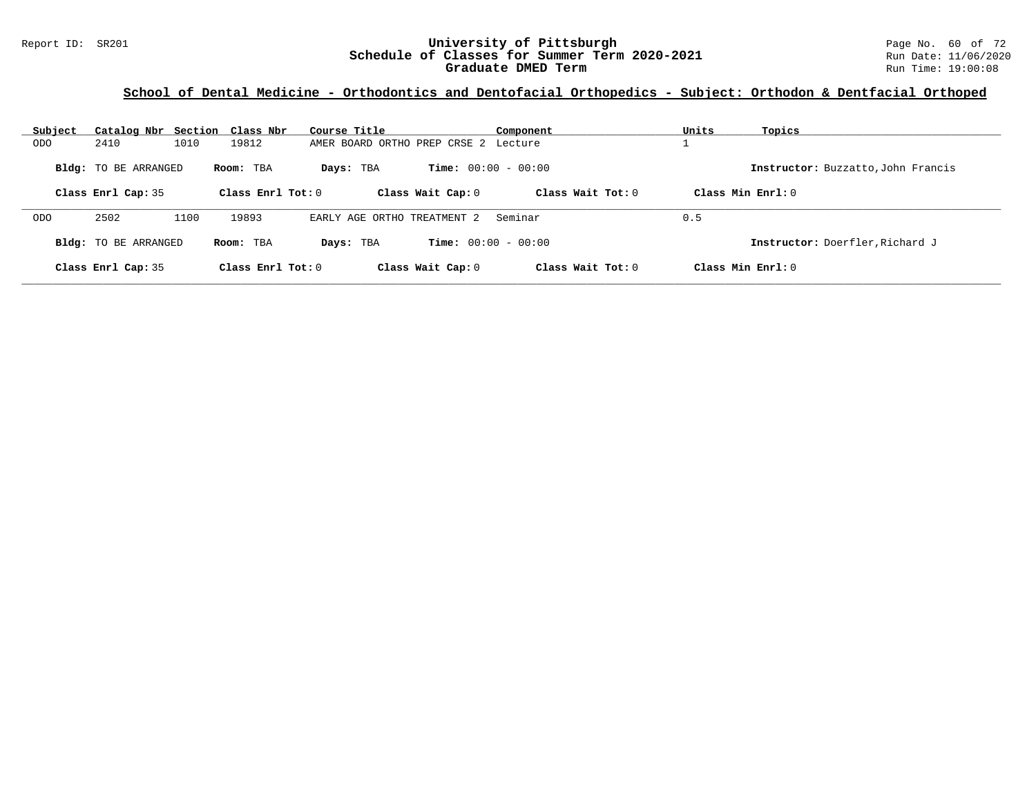Report ID: SR201

# University of Pittsburgh
## Schedule of Classes for Summer Term 2020-2021
## Graduate DMED Term

Run Date: 11/06/2020
Run Time: 19:00:08

### School of Dental Medicine - Orthodontics and Dentofacial Orthopedics - Subject: Orthodon & Dentfacial Orthoped

| Subject | Catalog Nbr | Section | Class Nbr | Course Title | Component | Units | Topics |
|---|---|---|---|---|---|---|---|
| ODO | 2410 | 1010 | 19812 | AMER BOARD ORTHO PREP CRSE 2 | Lecture | 1 | |

**Bldg:** TO BE ARRANGED **Room:** TBA **Days:** TBA **Time:** 00:00 - 00:00 **Instructor:** Buzzatto,John Francis

**Class Enrl Cap:** 35 **Class Enrl Tot:** 0 **Class Wait Cap:** 0 **Class Wait Tot:** 0 **Class Min Enrl:** 0

| Subject | Catalog Nbr | Section | Class Nbr | Course Title | Component | Units | Topics |
|---|---|---|---|---|---|---|---|
| ODO | 2502 | 1100 | 19893 | EARLY AGE ORTHO TREATMENT 2 | Seminar | 0.5 | |

**Bldg:** TO BE ARRANGED **Room:** TBA **Days:** TBA **Time:** 00:00 - 00:00 **Instructor:** Doerfler,Richard J

**Class Enrl Cap:** 35 **Class Enrl Tot:** 0 **Class Wait Cap:** 0 **Class Wait Tot:** 0 **Class Min Enrl:** 0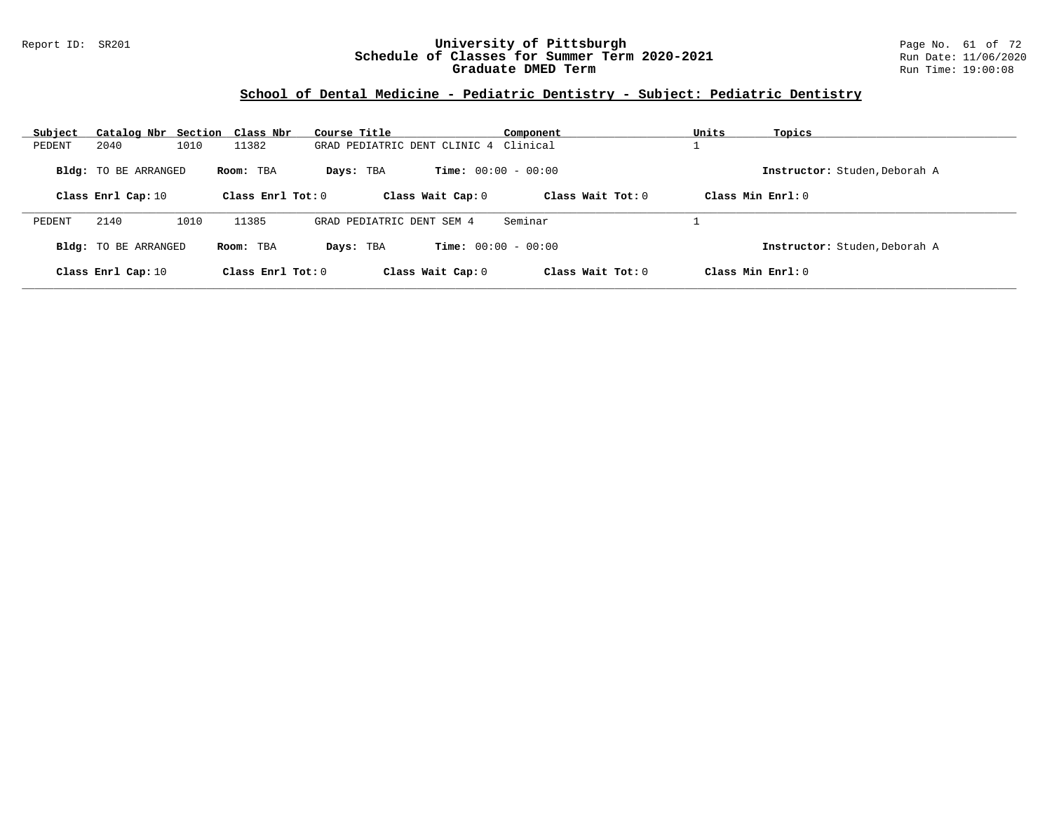## School of Dental Medicine - Pediatric Dentistry - Subject: Pediatric Dentistry

| Subject | Catalog Nbr | Section | Class Nbr | Course Title | Component | Units | Topics |
|---|---|---|---|---|---|---|---|
| PEDENT | 2040 | 1010 | 11382 | GRAD PEDIATRIC DENT CLINIC 4 | Clinical | 1 | |

**Bldg:** TO BE ARRANGED **Room:** TBA **Days:** TBA **Time:** 00:00 - 00:00 **Instructor:** Studen,Deborah A

**Class Enrl Cap:** 10 **Class Enrl Tot:** 0 **Class Wait Cap:** 0 **Class Wait Tot:** 0 **Class Min Enrl:** 0

| Subject | Catalog Nbr | Section | Class Nbr | Course Title | Component | Units | Topics |
|---|---|---|---|---|---|---|---|
| PEDENT | 2140 | 1010 | 11385 | GRAD PEDIATRIC DENT SEM 4 | Seminar | 1 | |

**Bldg:** TO BE ARRANGED **Room:** TBA **Days:** TBA **Time:** 00:00 - 00:00 **Instructor:** Studen,Deborah A

**Class Enrl Cap:** 10 **Class Enrl Tot:** 0 **Class Wait Cap:** 0 **Class Wait Tot:** 0 **Class Min Enrl:** 0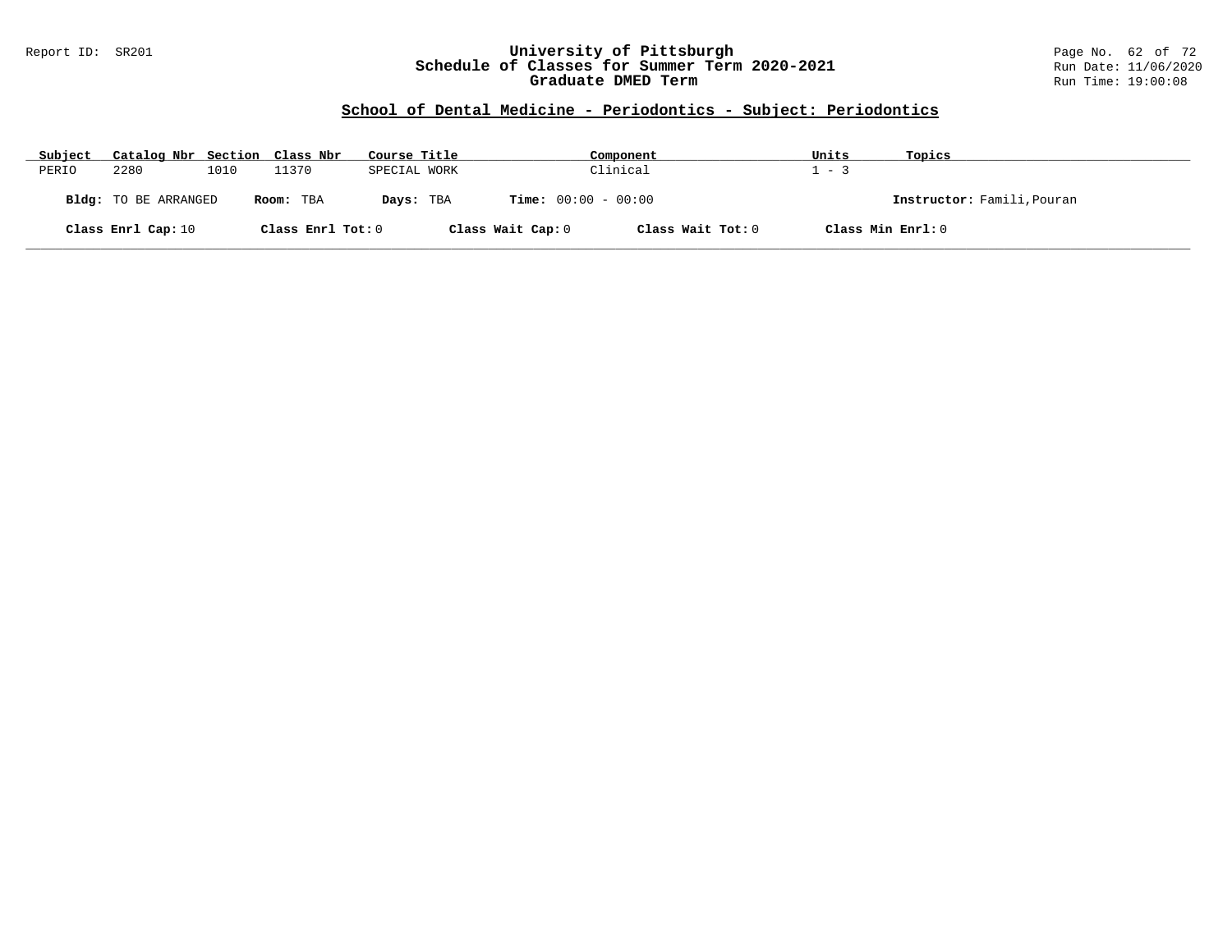University of Pittsburgh
Schedule of Classes for Summer Term 2020-2021
Graduate DMED Term

Report ID: SR201

Run Date: 11/06/2020
Run Time: 19:00:08

## School of Dental Medicine - Periodontics - Subject: Periodontics

| Subject | Catalog Nbr | Section | Class Nbr | Course Title | Component | Units | Topics |
|---|---|---|---|---|---|---|---|
| PERIO | 2280 | 1010 | 11370 | SPECIAL WORK | Clinical | 1 - 3 | |

**Bldg:** TO BE ARRANGED **Room:** TBA **Days:** TBA **Time:** 00:00 - 00:00 **Instructor:** Famili,Pouran

**Class Enrl Cap:** 10 **Class Enrl Tot:** 0 **Class Wait Cap:** 0 **Class Wait Tot:** 0 **Class Min Enrl:** 0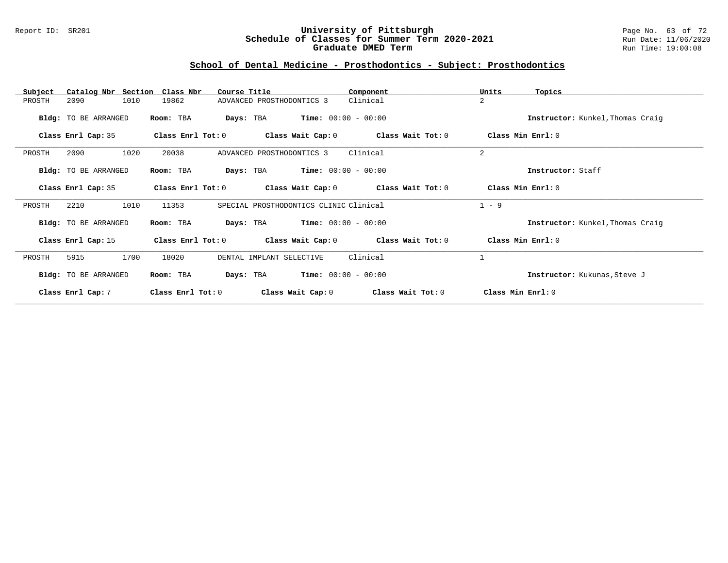## School of Dental Medicine - Prosthodontics - Subject: Prosthodontics

| Subject | Catalog Nbr | Section | Class Nbr | Course Title | Component | Units | Topics |
|---|---|---|---|---|---|---|---|
| PROSTH | 2090 | 1010 | 19862 | ADVANCED PROSTHODONTICS 3 | Clinical | 2 | |

**Bldg:** TO BE ARRANGED **Room:** TBA **Days:** TBA **Time:** 00:00 - 00:00 **Instructor:** Kunkel,Thomas Craig

**Class Enrl Cap:** 35 **Class Enrl Tot:** 0 **Class Wait Cap:** 0 **Class Wait Tot:** 0 **Class Min Enrl:** 0

| Subject | Catalog Nbr | Section | Class Nbr | Course Title | Component | Units | Topics |
|---|---|---|---|---|---|---|---|
| PROSTH | 2090 | 1020 | 20038 | ADVANCED PROSTHODONTICS 3 | Clinical | 2 | |

**Bldg:** TO BE ARRANGED **Room:** TBA **Days:** TBA **Time:** 00:00 - 00:00 **Instructor:** Staff

**Class Enrl Cap:** 35 **Class Enrl Tot:** 0 **Class Wait Cap:** 0 **Class Wait Tot:** 0 **Class Min Enrl:** 0

| Subject | Catalog Nbr | Section | Class Nbr | Course Title | Component | Units | Topics |
|---|---|---|---|---|---|---|---|
| PROSTH | 2210 | 1010 | 11353 | SPECIAL PROSTHODONTICS CLINIC | Clinical | 1 - 9 | |

**Bldg:** TO BE ARRANGED **Room:** TBA **Days:** TBA **Time:** 00:00 - 00:00 **Instructor:** Kunkel,Thomas Craig

**Class Enrl Cap:** 15 **Class Enrl Tot:** 0 **Class Wait Cap:** 0 **Class Wait Tot:** 0 **Class Min Enrl:** 0

| Subject | Catalog Nbr | Section | Class Nbr | Course Title | Component | Units | Topics |
|---|---|---|---|---|---|---|---|
| PROSTH | 5915 | 1700 | 18020 | DENTAL IMPLANT SELECTIVE | Clinical | 1 | |

**Bldg:** TO BE ARRANGED **Room:** TBA **Days:** TBA **Time:** 00:00 - 00:00 **Instructor:** Kukunas,Steve J

**Class Enrl Cap:** 7 **Class Enrl Tot:** 0 **Class Wait Cap:** 0 **Class Wait Tot:** 0 **Class Min Enrl:** 0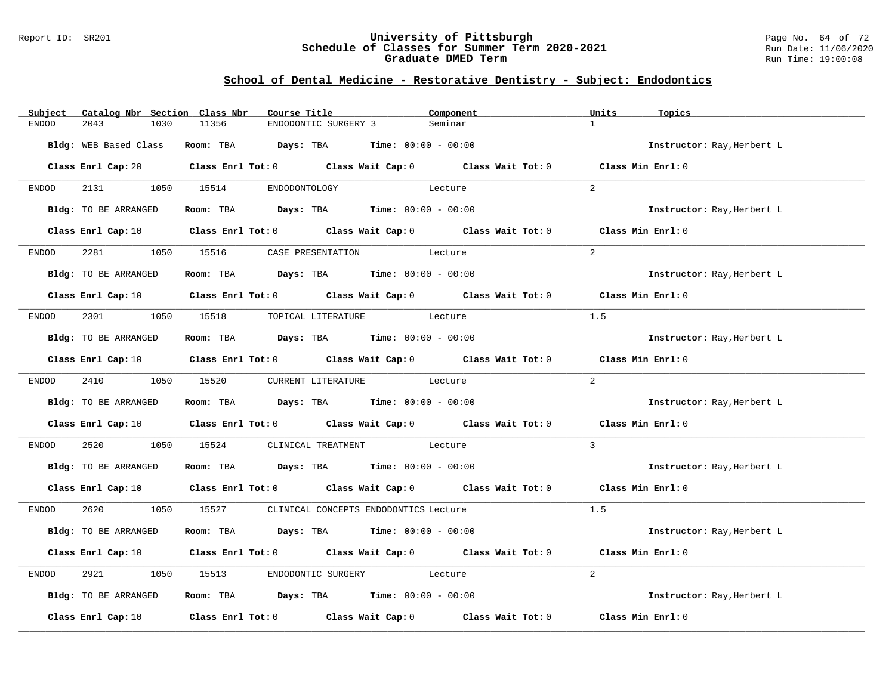## School of Dental Medicine - Restorative Dentistry - Subject: Endodontics

University of Pittsburgh
Schedule of Classes for Summer Term 2020-2021
Graduate DMED Term

| Subject | Catalog Nbr | Section | Class Nbr | Course Title | Component | Units | Topics |
|---|---|---|---|---|---|---|---|
| ENDOD | 2043 | 1030 | 11356 | ENDODONTIC SURGERY 3 | Seminar | 1 | |

**Bldg:** WEB Based Class **Room:** TBA **Days:** TBA **Time:** 00:00 - 00:00 **Instructor:** Ray,Herbert L

**Class Enrl Cap:** 20 **Class Enrl Tot:** 0 **Class Wait Cap:** 0 **Class Wait Tot:** 0 **Class Min Enrl:** 0

| Subject | Catalog Nbr | Section | Class Nbr | Course Title | Component | Units | Topics |
|---|---|---|---|---|---|---|---|
| ENDOD | 2131 | 1050 | 15514 | ENDODONTOLOGY | Lecture | 2 | |

**Bldg:** TO BE ARRANGED **Room:** TBA **Days:** TBA **Time:** 00:00 - 00:00 **Instructor:** Ray,Herbert L

**Class Enrl Cap:** 10 **Class Enrl Tot:** 0 **Class Wait Cap:** 0 **Class Wait Tot:** 0 **Class Min Enrl:** 0

| Subject | Catalog Nbr | Section | Class Nbr | Course Title | Component | Units | Topics |
|---|---|---|---|---|---|---|---|
| ENDOD | 2281 | 1050 | 15516 | CASE PRESENTATION | Lecture | 2 | |

**Bldg:** TO BE ARRANGED **Room:** TBA **Days:** TBA **Time:** 00:00 - 00:00 **Instructor:** Ray,Herbert L

**Class Enrl Cap:** 10 **Class Enrl Tot:** 0 **Class Wait Cap:** 0 **Class Wait Tot:** 0 **Class Min Enrl:** 0

| Subject | Catalog Nbr | Section | Class Nbr | Course Title | Component | Units | Topics |
|---|---|---|---|---|---|---|---|
| ENDOD | 2301 | 1050 | 15518 | TOPICAL LITERATURE | Lecture | 1.5 | |

**Bldg:** TO BE ARRANGED **Room:** TBA **Days:** TBA **Time:** 00:00 - 00:00 **Instructor:** Ray,Herbert L

**Class Enrl Cap:** 10 **Class Enrl Tot:** 0 **Class Wait Cap:** 0 **Class Wait Tot:** 0 **Class Min Enrl:** 0

| Subject | Catalog Nbr | Section | Class Nbr | Course Title | Component | Units | Topics |
|---|---|---|---|---|---|---|---|
| ENDOD | 2410 | 1050 | 15520 | CURRENT LITERATURE | Lecture | 2 | |

**Bldg:** TO BE ARRANGED **Room:** TBA **Days:** TBA **Time:** 00:00 - 00:00 **Instructor:** Ray,Herbert L

**Class Enrl Cap:** 10 **Class Enrl Tot:** 0 **Class Wait Cap:** 0 **Class Wait Tot:** 0 **Class Min Enrl:** 0

| Subject | Catalog Nbr | Section | Class Nbr | Course Title | Component | Units | Topics |
|---|---|---|---|---|---|---|---|
| ENDOD | 2520 | 1050 | 15524 | CLINICAL TREATMENT | Lecture | 3 | |

**Bldg:** TO BE ARRANGED **Room:** TBA **Days:** TBA **Time:** 00:00 - 00:00 **Instructor:** Ray,Herbert L

**Class Enrl Cap:** 10 **Class Enrl Tot:** 0 **Class Wait Cap:** 0 **Class Wait Tot:** 0 **Class Min Enrl:** 0

| Subject | Catalog Nbr | Section | Class Nbr | Course Title | Component | Units | Topics |
|---|---|---|---|---|---|---|---|
| ENDOD | 2620 | 1050 | 15527 | CLINICAL CONCEPTS ENDODONTICS | Lecture | 1.5 | |

**Bldg:** TO BE ARRANGED **Room:** TBA **Days:** TBA **Time:** 00:00 - 00:00 **Instructor:** Ray,Herbert L

**Class Enrl Cap:** 10 **Class Enrl Tot:** 0 **Class Wait Cap:** 0 **Class Wait Tot:** 0 **Class Min Enrl:** 0

| Subject | Catalog Nbr | Section | Class Nbr | Course Title | Component | Units | Topics |
|---|---|---|---|---|---|---|---|
| ENDOD | 2921 | 1050 | 15513 | ENDODONTIC SURGERY | Lecture | 2 | |

**Bldg:** TO BE ARRANGED **Room:** TBA **Days:** TBA **Time:** 00:00 - 00:00 **Instructor:** Ray,Herbert L

**Class Enrl Cap:** 10 **Class Enrl Tot:** 0 **Class Wait Cap:** 0 **Class Wait Tot:** 0 **Class Min Enrl:** 0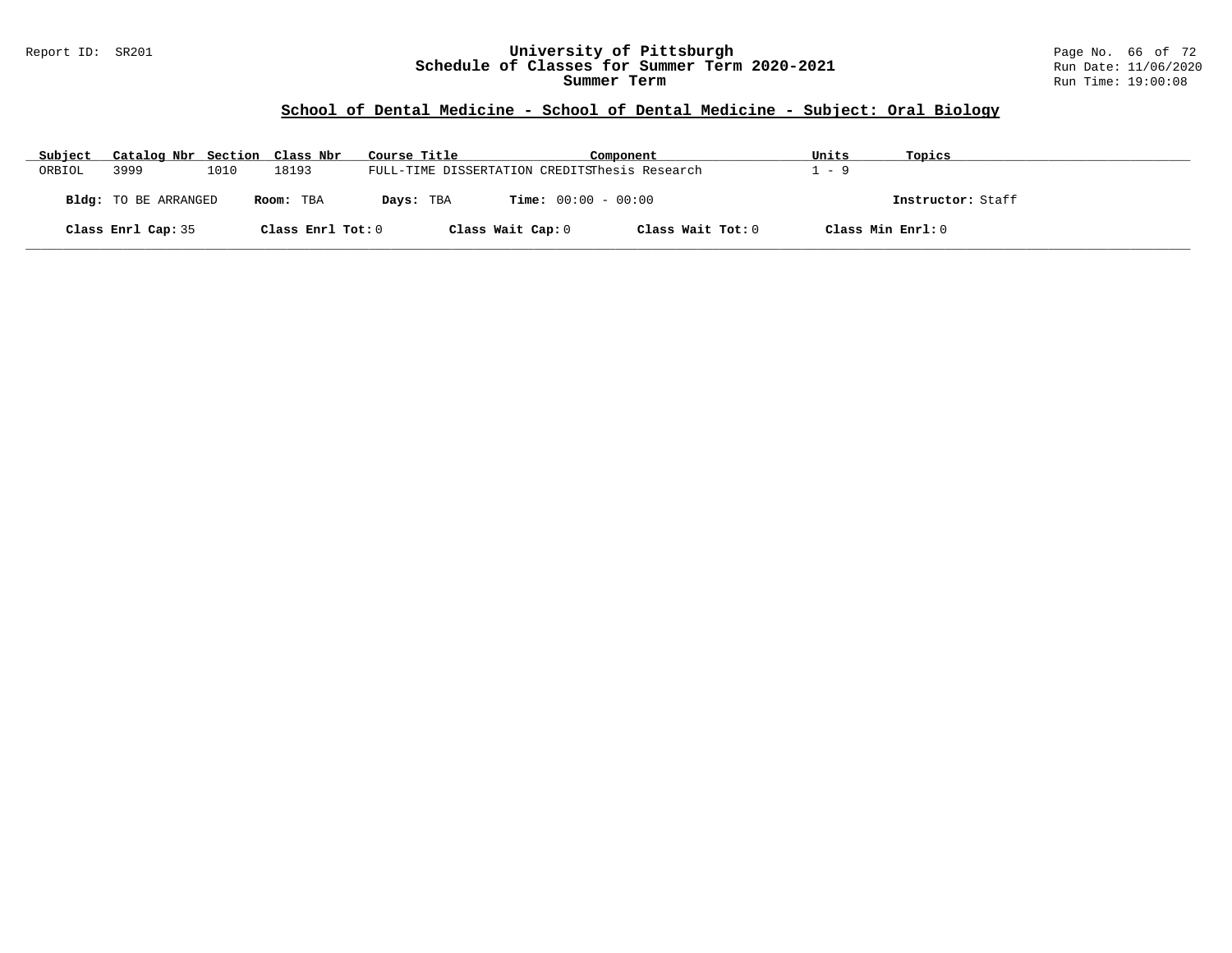## School of Dental Medicine - School of Dental Medicine - Subject: Oral Biology

| Subject | Catalog Nbr | Section | Class Nbr | Course Title | Component | Units | Topics |
|---|---|---|---|---|---|---|---|
| ORBIOL | 3999 | 1010 | 18193 | FULL-TIME DISSERTATION CREDITS | Thesis Research | 1 - 9 | |

**Bldg:** TO BE ARRANGED **Room:** TBA **Days:** TBA **Time:** 00:00 - 00:00 **Instructor:** Staff

**Class Enrl Cap:** 35 **Class Enrl Tot:** 0 **Class Wait Cap:** 0 **Class Wait Tot:** 0 **Class Min Enrl:** 0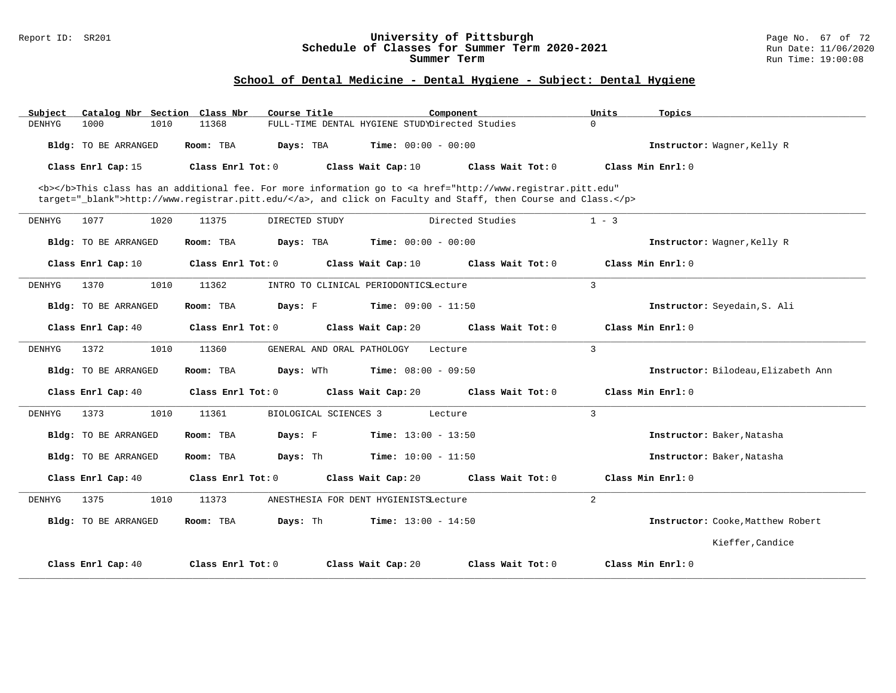# University of Pittsburgh
## Schedule of Classes for Summer Term 2020-2021
### Summer Term

Report ID: SR201
Run Date: 11/06/2020
Run Time: 19:00:08

## School of Dental Medicine - Dental Hygiene - Subject: Dental Hygiene

| Subject | Catalog Nbr | Section | Class Nbr | Course Title | Component | Units | Topics |
|---|---|---|---|---|---|---|---|
| DENHYG | 1000 | 1010 | 11368 | FULL-TIME DENTAL HYGIENE STUDY | Directed Studies | 0 | |

**Bldg:** TO BE ARRANGED **Room:** TBA **Days:** TBA **Time:** 00:00 - 00:00 **Instructor:** Wagner,Kelly R

**Class Enrl Cap:** 15 **Class Enrl Tot:** 0 **Class Wait Cap:** 10 **Class Wait Tot:** 0 **Class Min Enrl:** 0

<b></b>This class has an additional fee. For more information go to <a href="http://www.registrar.pitt.edu" target="_blank">http://www.registrar.pitt.edu/</a>, and click on Faculty and Staff, then Course and Class.</p>

---

| Subject | Catalog Nbr | Section | Class Nbr | Course Title | Component | Units | Topics |
|---|---|---|---|---|---|---|---|
| DENHYG | 1077 | 1020 | 11375 | DIRECTED STUDY | Directed Studies | 1 - 3 | |

**Bldg:** TO BE ARRANGED **Room:** TBA **Days:** TBA **Time:** 00:00 - 00:00 **Instructor:** Wagner,Kelly R

**Class Enrl Cap:** 10 **Class Enrl Tot:** 0 **Class Wait Cap:** 10 **Class Wait Tot:** 0 **Class Min Enrl:** 0

---

| Subject | Catalog Nbr | Section | Class Nbr | Course Title | Component | Units | Topics |
|---|---|---|---|---|---|---|---|
| DENHYG | 1370 | 1010 | 11362 | INTRO TO CLINICAL PERIODONTICS | Lecture | 3 | |

**Bldg:** TO BE ARRANGED **Room:** TBA **Days:** F **Time:** 09:00 - 11:50 **Instructor:** Seyedain,S. Ali

**Class Enrl Cap:** 40 **Class Enrl Tot:** 0 **Class Wait Cap:** 20 **Class Wait Tot:** 0 **Class Min Enrl:** 0

---

| Subject | Catalog Nbr | Section | Class Nbr | Course Title | Component | Units | Topics |
|---|---|---|---|---|---|---|---|
| DENHYG | 1372 | 1010 | 11360 | GENERAL AND ORAL PATHOLOGY | Lecture | 3 | |

**Bldg:** TO BE ARRANGED **Room:** TBA **Days:** WTh **Time:** 08:00 - 09:50 **Instructor:** Bilodeau,Elizabeth Ann

**Class Enrl Cap:** 40 **Class Enrl Tot:** 0 **Class Wait Cap:** 20 **Class Wait Tot:** 0 **Class Min Enrl:** 0

---

| Subject | Catalog Nbr | Section | Class Nbr | Course Title | Component | Units | Topics |
|---|---|---|---|---|---|---|---|
| DENHYG | 1373 | 1010 | 11361 | BIOLOGICAL SCIENCES 3 | Lecture | 3 | |

**Bldg:** TO BE ARRANGED **Room:** TBA **Days:** F **Time:** 13:00 - 13:50 **Instructor:** Baker,Natasha

**Bldg:** TO BE ARRANGED **Room:** TBA **Days:** Th **Time:** 10:00 - 11:50 **Instructor:** Baker,Natasha

**Class Enrl Cap:** 40 **Class Enrl Tot:** 0 **Class Wait Cap:** 20 **Class Wait Tot:** 0 **Class Min Enrl:** 0

---

| Subject | Catalog Nbr | Section | Class Nbr | Course Title | Component | Units | Topics |
|---|---|---|---|---|---|---|---|
| DENHYG | 1375 | 1010 | 11373 | ANESTHESIA FOR DENT HYGIENISTS | Lecture | 2 | |

**Bldg:** TO BE ARRANGED **Room:** TBA **Days:** Th **Time:** 13:00 - 14:50 **Instructor:** Cooke,Matthew Robert
Kieffer,Candice

**Class Enrl Cap:** 40 **Class Enrl Tot:** 0 **Class Wait Cap:** 20 **Class Wait Tot:** 0 **Class Min Enrl:** 0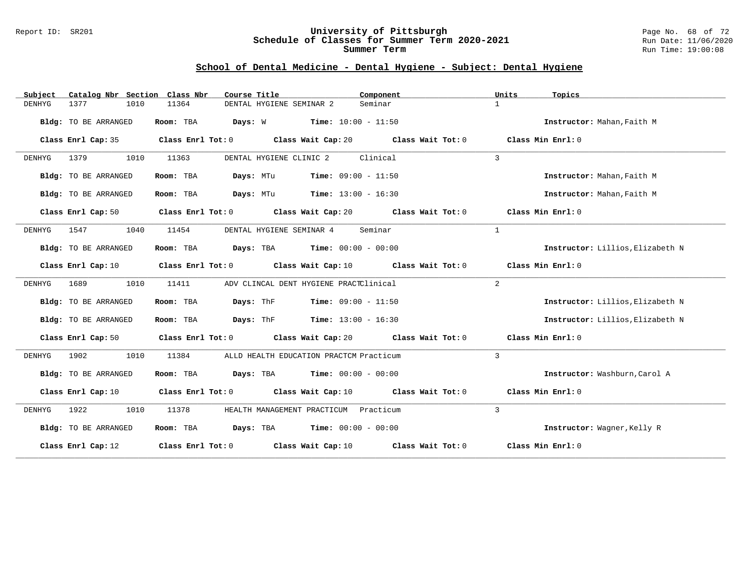## School of Dental Medicine - Dental Hygiene - Subject: Dental Hygiene

| Subject | Catalog Nbr | Section | Class Nbr | Course Title | Component | Units | Topics |
|---|---|---|---|---|---|---|---|
| DENHYG | 1377 | 1010 | 11364 | DENTAL HYGIENE SEMINAR 2 | Seminar | 1 | |

**Bldg:** TO BE ARRANGED **Room:** TBA **Days:** W **Time:** 10:00 - 11:50 **Instructor:** Mahan,Faith M

**Class Enrl Cap:** 35 **Class Enrl Tot:** 0 **Class Wait Cap:** 20 **Class Wait Tot:** 0 **Class Min Enrl:** 0

---

| Subject | Catalog Nbr | Section | Class Nbr | Course Title | Component | Units | Topics |
|---|---|---|---|---|---|---|---|
| DENHYG | 1379 | 1010 | 11363 | DENTAL HYGIENE CLINIC 2 | Clinical | 3 | |

**Bldg:** TO BE ARRANGED **Room:** TBA **Days:** MTu **Time:** 09:00 - 11:50 **Instructor:** Mahan,Faith M

**Bldg:** TO BE ARRANGED **Room:** TBA **Days:** MTu **Time:** 13:00 - 16:30 **Instructor:** Mahan,Faith M

**Class Enrl Cap:** 50 **Class Enrl Tot:** 0 **Class Wait Cap:** 20 **Class Wait Tot:** 0 **Class Min Enrl:** 0

---

| Subject | Catalog Nbr | Section | Class Nbr | Course Title | Component | Units | Topics |
|---|---|---|---|---|---|---|---|
| DENHYG | 1547 | 1040 | 11454 | DENTAL HYGIENE SEMINAR 4 | Seminar | 1 | |

**Bldg:** TO BE ARRANGED **Room:** TBA **Days:** TBA **Time:** 00:00 - 00:00 **Instructor:** Lillios,Elizabeth N

**Class Enrl Cap:** 10 **Class Enrl Tot:** 0 **Class Wait Cap:** 10 **Class Wait Tot:** 0 **Class Min Enrl:** 0

---

| Subject | Catalog Nbr | Section | Class Nbr | Course Title | Component | Units | Topics |
|---|---|---|---|---|---|---|---|
| DENHYG | 1689 | 1010 | 11411 | ADV CLINCAL DENT HYGIENE PRACT | Clinical | 2 | |

**Bldg:** TO BE ARRANGED **Room:** TBA **Days:** ThF **Time:** 09:00 - 11:50 **Instructor:** Lillios,Elizabeth N

**Bldg:** TO BE ARRANGED **Room:** TBA **Days:** ThF **Time:** 13:00 - 16:30 **Instructor:** Lillios,Elizabeth N

**Class Enrl Cap:** 50 **Class Enrl Tot:** 0 **Class Wait Cap:** 20 **Class Wait Tot:** 0 **Class Min Enrl:** 0

---

| Subject | Catalog Nbr | Section | Class Nbr | Course Title | Component | Units | Topics |
|---|---|---|---|---|---|---|---|
| DENHYG | 1902 | 1010 | 11384 | ALLD HEALTH EDUCATION PRACTCM | Practicum | 3 | |

**Bldg:** TO BE ARRANGED **Room:** TBA **Days:** TBA **Time:** 00:00 - 00:00 **Instructor:** Washburn,Carol A

**Class Enrl Cap:** 10 **Class Enrl Tot:** 0 **Class Wait Cap:** 10 **Class Wait Tot:** 0 **Class Min Enrl:** 0

---

| Subject | Catalog Nbr | Section | Class Nbr | Course Title | Component | Units | Topics |
|---|---|---|---|---|---|---|---|
| DENHYG | 1922 | 1010 | 11378 | HEALTH MANAGEMENT PRACTICUM | Practicum | 3 | |

**Bldg:** TO BE ARRANGED **Room:** TBA **Days:** TBA **Time:** 00:00 - 00:00 **Instructor:** Wagner,Kelly R

**Class Enrl Cap:** 12 **Class Enrl Tot:** 0 **Class Wait Cap:** 10 **Class Wait Tot:** 0 **Class Min Enrl:** 0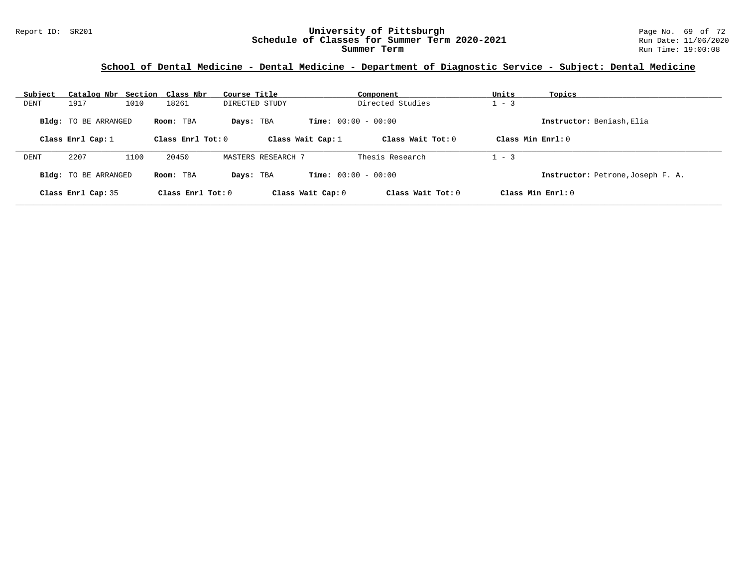**School of Dental Medicine - Dental Medicine - Department of Diagnostic Service - Subject: Dental Medicine**

| Subject | Catalog Nbr | Section | Class Nbr | Course Title | Component | Units | Topics |
|---|---|---|---|---|---|---|---|
| DENT | 1917 | 1010 | 18261 | DIRECTED STUDY | Directed Studies | 1 - 3 | |

**Bldg:** TO BE ARRANGED **Room:** TBA **Days:** TBA **Time:** 00:00 - 00:00 **Instructor:** Beniash,Elia

**Class Enrl Cap:** 1 **Class Enrl Tot:** 0 **Class Wait Cap:** 1 **Class Wait Tot:** 0 **Class Min Enrl:** 0

| Subject | Catalog Nbr | Section | Class Nbr | Course Title | Component | Units | Topics |
|---|---|---|---|---|---|---|---|
| DENT | 2207 | 1100 | 20450 | MASTERS RESEARCH 7 | Thesis Research | 1 - 3 | |

**Bldg:** TO BE ARRANGED **Room:** TBA **Days:** TBA **Time:** 00:00 - 00:00 **Instructor:** Petrone,Joseph F. A.

**Class Enrl Cap:** 35 **Class Enrl Tot:** 0 **Class Wait Cap:** 0 **Class Wait Tot:** 0 **Class Min Enrl:** 0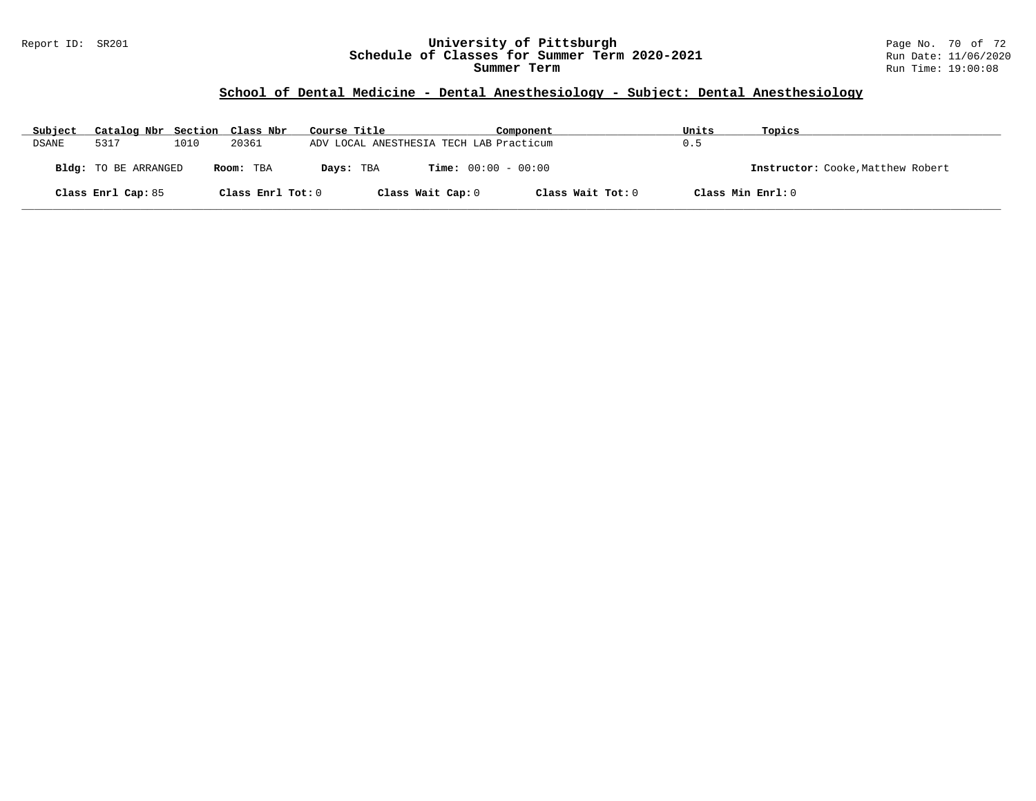## School of Dental Medicine - Dental Anesthesiology - Subject: Dental Anesthesiology

| Subject | Catalog Nbr | Section | Class Nbr | Course Title | Component | Units | Topics |
|---|---|---|---|---|---|---|---|
| DSANE | 5317 | 1010 | 20361 | ADV LOCAL ANESTHESIA TECH LAB | Practicum | 0.5 | |

**Bldg:** TO BE ARRANGED **Room:** TBA **Days:** TBA **Time:** 00:00 - 00:00 **Instructor:** Cooke,Matthew Robert

**Class Enrl Cap:** 85 **Class Enrl Tot:** 0 **Class Wait Cap:** 0 **Class Wait Tot:** 0 **Class Min Enrl:** 0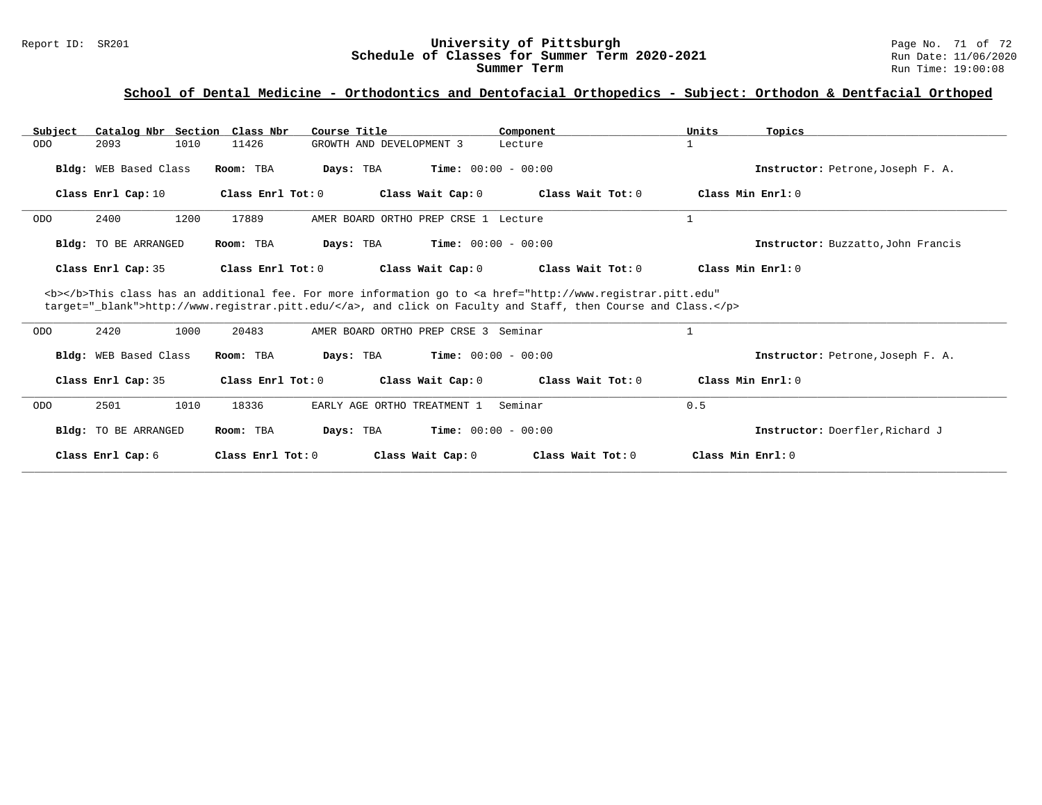## School of Dental Medicine - Orthodontics and Dentofacial Orthopedics - Subject: Orthodon & Dentfacial Orthoped

| Subject | Catalog Nbr | Section | Class Nbr | Course Title | Component | Units | Topics |
|---|---|---|---|---|---|---|---|
| ODO | 2093 | 1010 | 11426 | GROWTH AND DEVELOPMENT 3 | Lecture | 1 | |

**Bldg:** WEB Based Class **Room:** TBA **Days:** TBA **Time:** 00:00 - 00:00 **Instructor:** Petrone,Joseph F. A.

**Class Enrl Cap:** 10 **Class Enrl Tot:** 0 **Class Wait Cap:** 0 **Class Wait Tot:** 0 **Class Min Enrl:** 0

---

| Subject | Catalog Nbr | Section | Class Nbr | Course Title | Component | Units | Topics |
|---|---|---|---|---|---|---|---|
| ODO | 2400 | 1200 | 17889 | AMER BOARD ORTHO PREP CRSE 1 | Lecture | 1 | |

**Bldg:** TO BE ARRANGED **Room:** TBA **Days:** TBA **Time:** 00:00 - 00:00 **Instructor:** Buzzatto,John Francis

**Class Enrl Cap:** 35 **Class Enrl Tot:** 0 **Class Wait Cap:** 0 **Class Wait Tot:** 0 **Class Min Enrl:** 0

<b></b>This class has an additional fee. For more information go to <a href="http://www.registrar.pitt.edu" target="_blank">http://www.registrar.pitt.edu/</a>, and click on Faculty and Staff, then Course and Class.</p>

---

| Subject | Catalog Nbr | Section | Class Nbr | Course Title | Component | Units | Topics |
|---|---|---|---|---|---|---|---|
| ODO | 2420 | 1000 | 20483 | AMER BOARD ORTHO PREP CRSE 3 | Seminar | 1 | |

**Bldg:** WEB Based Class **Room:** TBA **Days:** TBA **Time:** 00:00 - 00:00 **Instructor:** Petrone,Joseph F. A.

**Class Enrl Cap:** 35 **Class Enrl Tot:** 0 **Class Wait Cap:** 0 **Class Wait Tot:** 0 **Class Min Enrl:** 0

---

| Subject | Catalog Nbr | Section | Class Nbr | Course Title | Component | Units | Topics |
|---|---|---|---|---|---|---|---|
| ODO | 2501 | 1010 | 18336 | EARLY AGE ORTHO TREATMENT 1 | Seminar | 0.5 | |

**Bldg:** TO BE ARRANGED **Room:** TBA **Days:** TBA **Time:** 00:00 - 00:00 **Instructor:** Doerfler,Richard J

**Class Enrl Cap:** 6 **Class Enrl Tot:** 0 **Class Wait Cap:** 0 **Class Wait Tot:** 0 **Class Min Enrl:** 0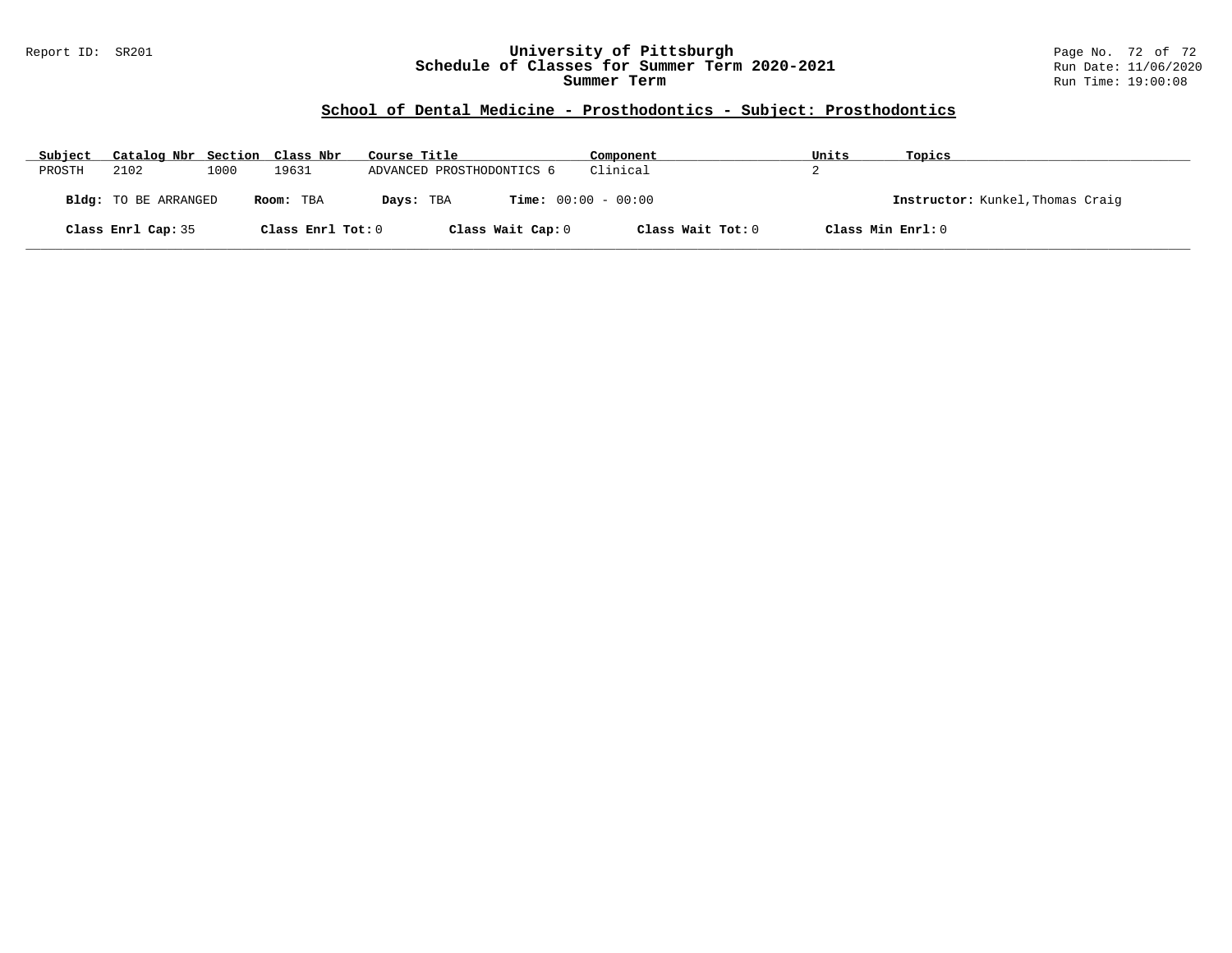Report ID: SR201

# University of Pittsburgh
## Schedule of Classes for Summer Term 2020-2021
### Summer Term

Run Date: 11/06/2020
Run Time: 19:00:08

## School of Dental Medicine - Prosthodontics - Subject: Prosthodontics

| Subject | Catalog Nbr | Section | Class Nbr | Course Title | Component | Units | Topics |
|---|---|---|---|---|---|---|---|
| PROSTH | 2102 | 1000 | 19631 | ADVANCED PROSTHODONTICS 6 | Clinical | 2 | |

**Bldg:** TO BE ARRANGED **Room:** TBA **Days:** TBA **Time:** 00:00 - 00:00 **Instructor:** Kunkel,Thomas Craig

**Class Enrl Cap:** 35 **Class Enrl Tot:** 0 **Class Wait Cap:** 0 **Class Wait Tot:** 0 **Class Min Enrl:** 0